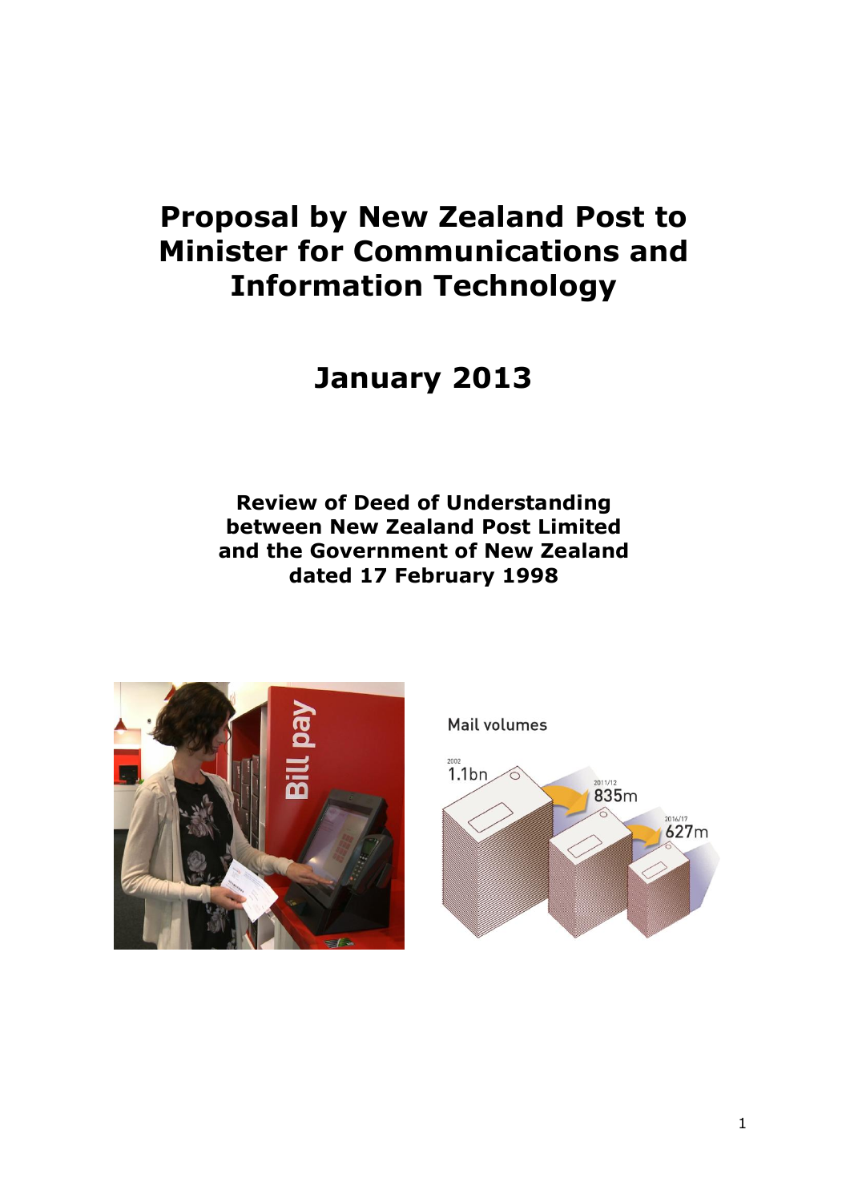# Proposal by New Zealand Post to Minister for Communications and Information Technology

## January 2013

**Review of Deed of Understanding between New Zealand Post Limited and the Government of New Zealand dated 17 February 1998**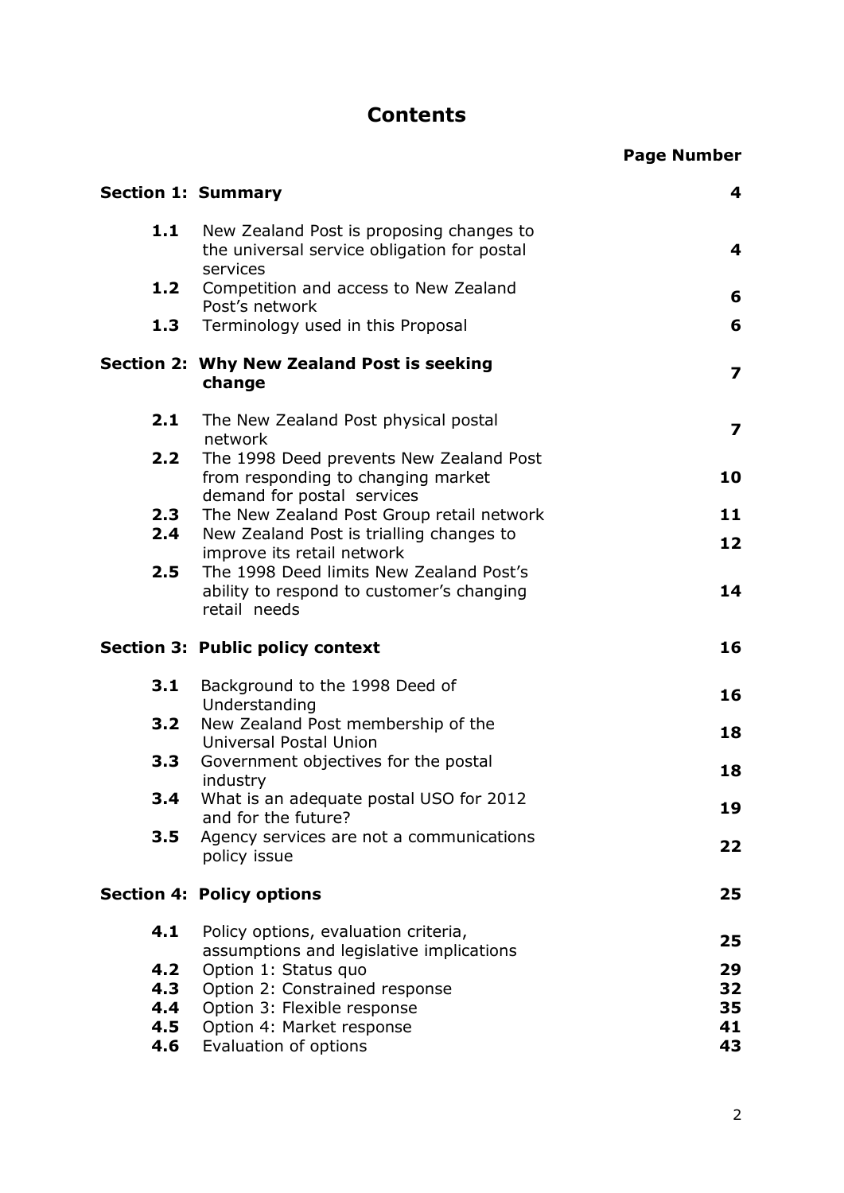# Contents

| | | Page Number |
|---|---|---|
| **Section 1:** | **Summary** | **4** |
| **1.1** | New Zealand Post is proposing changes to the universal service obligation for postal services | **4** |
| **1.2** | Competition and access to New Zealand Post's network | **6** |
| **1.3** | Terminology used in this Proposal | **6** |
| **Section 2:** | **Why New Zealand Post is seeking change** | **7** |
| **2.1** | The New Zealand Post physical postal network | **7** |
| **2.2** | The 1998 Deed prevents New Zealand Post from responding to changing market demand for postal services | **10** |
| **2.3** | The New Zealand Post Group retail network | **11** |
| **2.4** | New Zealand Post is trialling changes to improve its retail network | **12** |
| **2.5** | The 1998 Deed limits New Zealand Post's ability to respond to customer's changing retail needs | **14** |
| **Section 3:** | **Public policy context** | **16** |
| **3.1** | Background to the 1998 Deed of Understanding | **16** |
| **3.2** | New Zealand Post membership of the Universal Postal Union | **18** |
| **3.3** | Government objectives for the postal industry | **18** |
| **3.4** | What is an adequate postal USO for 2012 and for the future? | **19** |
| **3.5** | Agency services are not a communications policy issue | **22** |
| **Section 4:** | **Policy options** | **25** |
| **4.1** | Policy options, evaluation criteria, assumptions and legislative implications | **25** |
| **4.2** | Option 1: Status quo | **29** |
| **4.3** | Option 2: Constrained response | **32** |
| **4.4** | Option 3: Flexible response | **35** |
| **4.5** | Option 4: Market response | **41** |
| **4.6** | Evaluation of options | **43** |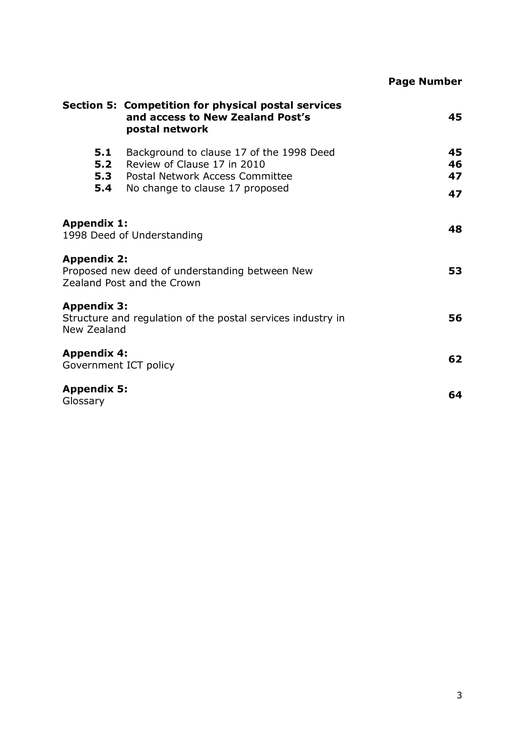| | Page Number |
|---|---|
| **Section 5: Competition for physical postal services and access to New Zealand Post's postal network** | **45** |
| **5.1** Background to clause 17 of the 1998 Deed | **45** |
| **5.2** Review of Clause 17 in 2010 | **46** |
| **5.3** Postal Network Access Committee | **47** |
| **5.4** No change to clause 17 proposed | **47** |
| **Appendix 1:** 1998 Deed of Understanding | **48** |
| **Appendix 2:** Proposed new deed of understanding between New Zealand Post and the Crown | **53** |
| **Appendix 3:** Structure and regulation of the postal services industry in New Zealand | **56** |
| **Appendix 4:** Government ICT policy | **62** |
| **Appendix 5:** Glossary | **64** |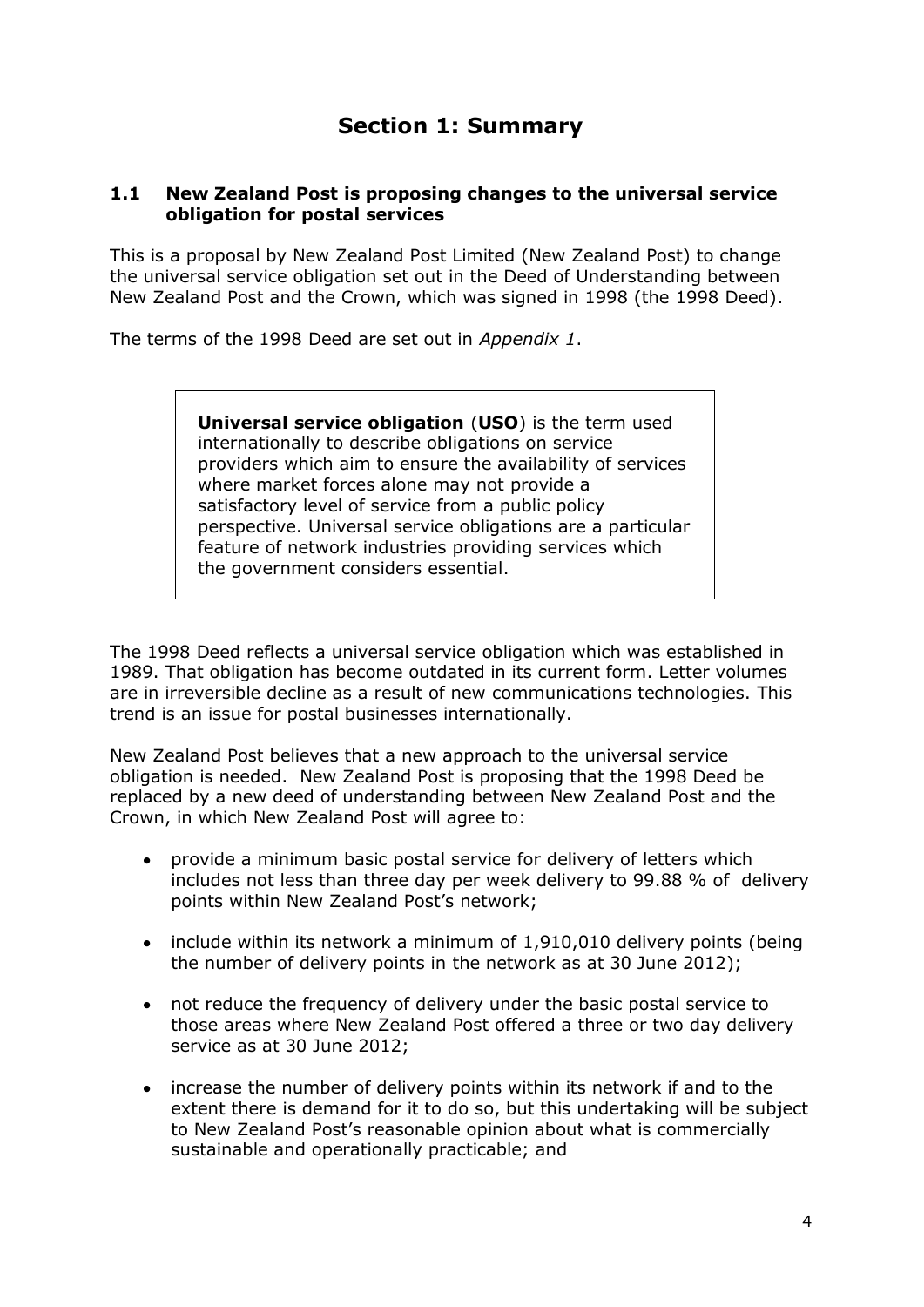# Section 1: Summary

### 1.1 New Zealand Post is proposing changes to the universal service obligation for postal services

This is a proposal by New Zealand Post Limited (New Zealand Post) to change the universal service obligation set out in the Deed of Understanding between New Zealand Post and the Crown, which was signed in 1998 (the 1998 Deed).

The terms of the 1998 Deed are set out in *Appendix 1*.

> **Universal service obligation** (**USO**) is the term used internationally to describe obligations on service providers which aim to ensure the availability of services where market forces alone may not provide a satisfactory level of service from a public policy perspective. Universal service obligations are a particular feature of network industries providing services which the government considers essential.

The 1998 Deed reflects a universal service obligation which was established in 1989. That obligation has become outdated in its current form. Letter volumes are in irreversible decline as a result of new communications technologies. This trend is an issue for postal businesses internationally.

New Zealand Post believes that a new approach to the universal service obligation is needed. New Zealand Post is proposing that the 1998 Deed be replaced by a new deed of understanding between New Zealand Post and the Crown, in which New Zealand Post will agree to:

- provide a minimum basic postal service for delivery of letters which includes not less than three day per week delivery to 99.88 % of delivery points within New Zealand Post's network;
- include within its network a minimum of 1,910,010 delivery points (being the number of delivery points in the network as at 30 June 2012);
- not reduce the frequency of delivery under the basic postal service to those areas where New Zealand Post offered a three or two day delivery service as at 30 June 2012;
- increase the number of delivery points within its network if and to the extent there is demand for it to do so, but this undertaking will be subject to New Zealand Post's reasonable opinion about what is commercially sustainable and operationally practicable; and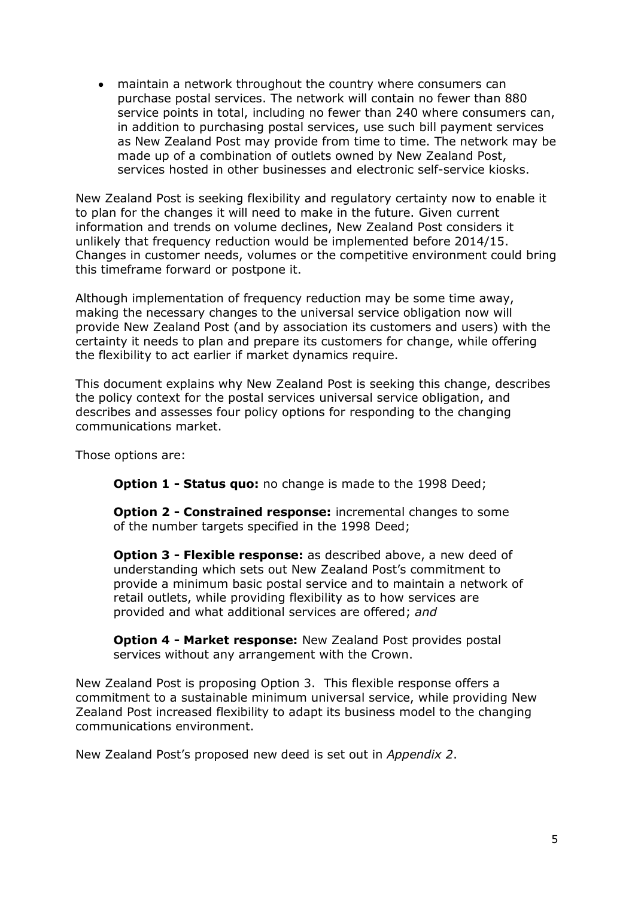- maintain a network throughout the country where consumers can purchase postal services. The network will contain no fewer than 880 service points in total, including no fewer than 240 where consumers can, in addition to purchasing postal services, use such bill payment services as New Zealand Post may provide from time to time. The network may be made up of a combination of outlets owned by New Zealand Post, services hosted in other businesses and electronic self-service kiosks.

New Zealand Post is seeking flexibility and regulatory certainty now to enable it to plan for the changes it will need to make in the future. Given current information and trends on volume declines, New Zealand Post considers it unlikely that frequency reduction would be implemented before 2014/15. Changes in customer needs, volumes or the competitive environment could bring this timeframe forward or postpone it.

Although implementation of frequency reduction may be some time away, making the necessary changes to the universal service obligation now will provide New Zealand Post (and by association its customers and users) with the certainty it needs to plan and prepare its customers for change, while offering the flexibility to act earlier if market dynamics require.

This document explains why New Zealand Post is seeking this change, describes the policy context for the postal services universal service obligation, and describes and assesses four policy options for responding to the changing communications market.

Those options are:

> **Option 1 - Status quo:** no change is made to the 1998 Deed;
>
> **Option 2 - Constrained response:** incremental changes to some of the number targets specified in the 1998 Deed;
>
> **Option 3 - Flexible response:** as described above, a new deed of understanding which sets out New Zealand Post's commitment to provide a minimum basic postal service and to maintain a network of retail outlets, while providing flexibility as to how services are provided and what additional services are offered; *and*
>
> **Option 4 - Market response:** New Zealand Post provides postal services without any arrangement with the Crown.

New Zealand Post is proposing Option 3. This flexible response offers a commitment to a sustainable minimum universal service, while providing New Zealand Post increased flexibility to adapt its business model to the changing communications environment.

New Zealand Post's proposed new deed is set out in *Appendix 2*.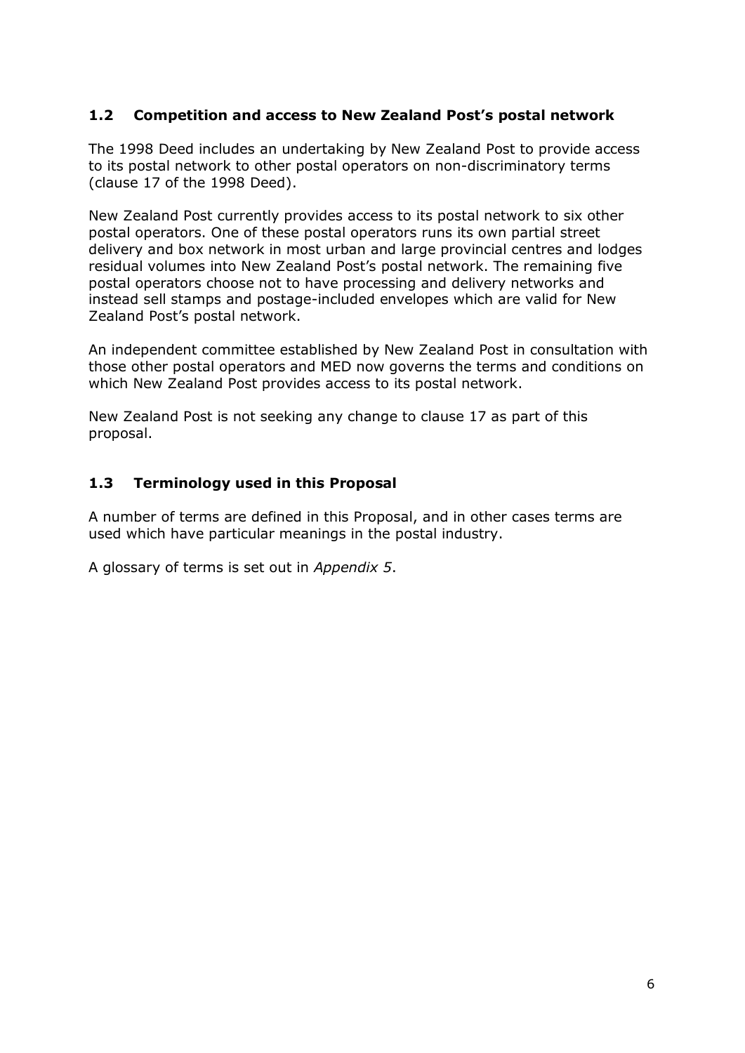## 1.2 Competition and access to New Zealand Post's postal network

The 1998 Deed includes an undertaking by New Zealand Post to provide access to its postal network to other postal operators on non-discriminatory terms (clause 17 of the 1998 Deed).

New Zealand Post currently provides access to its postal network to six other postal operators. One of these postal operators runs its own partial street delivery and box network in most urban and large provincial centres and lodges residual volumes into New Zealand Post's postal network. The remaining five postal operators choose not to have processing and delivery networks and instead sell stamps and postage-included envelopes which are valid for New Zealand Post's postal network.

An independent committee established by New Zealand Post in consultation with those other postal operators and MED now governs the terms and conditions on which New Zealand Post provides access to its postal network.

New Zealand Post is not seeking any change to clause 17 as part of this proposal.

## 1.3 Terminology used in this Proposal

A number of terms are defined in this Proposal, and in other cases terms are used which have particular meanings in the postal industry.

A glossary of terms is set out in *Appendix 5*.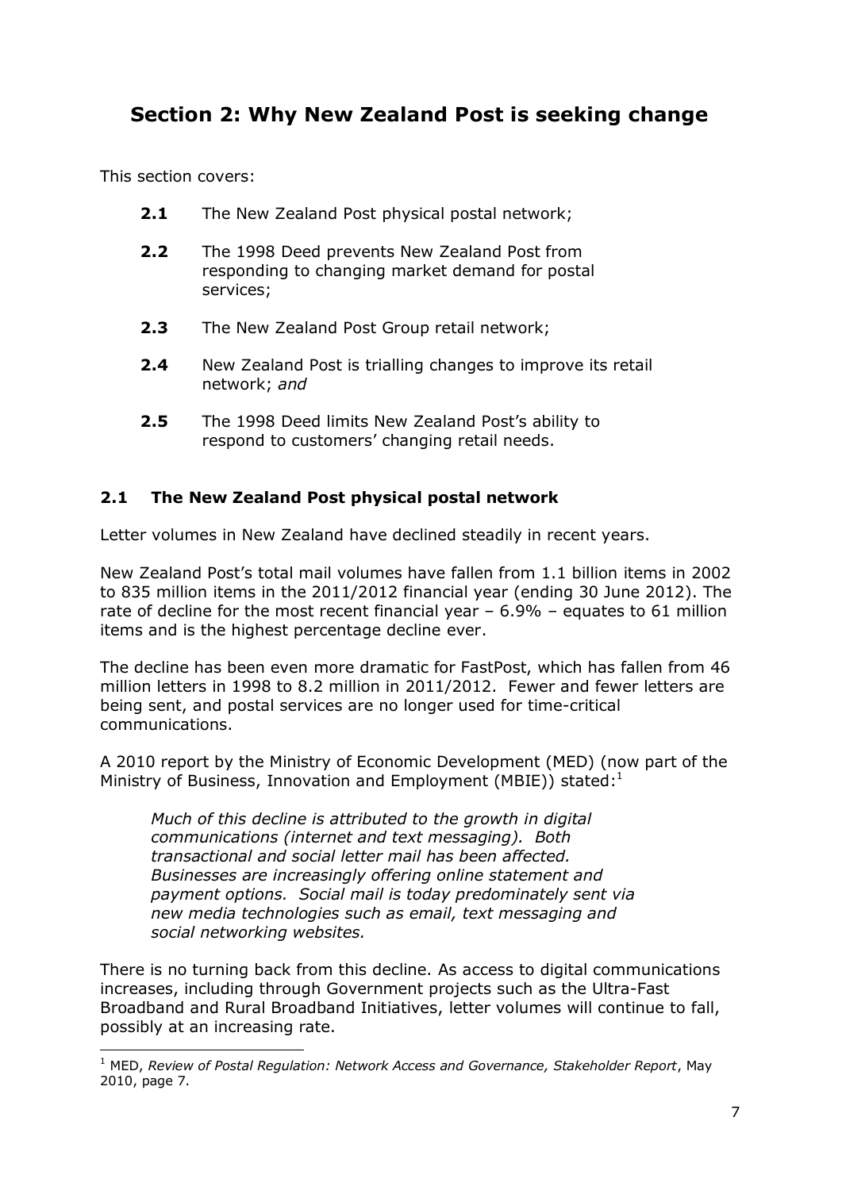## Section 2: Why New Zealand Post is seeking change

This section covers:

- **2.1** The New Zealand Post physical postal network;
- **2.2** The 1998 Deed prevents New Zealand Post from responding to changing market demand for postal services;
- **2.3** The New Zealand Post Group retail network;
- **2.4** New Zealand Post is trialling changes to improve its retail network; *and*
- **2.5** The 1998 Deed limits New Zealand Post's ability to respond to customers' changing retail needs.

### 2.1 The New Zealand Post physical postal network

Letter volumes in New Zealand have declined steadily in recent years.

New Zealand Post's total mail volumes have fallen from 1.1 billion items in 2002 to 835 million items in the 2011/2012 financial year (ending 30 June 2012). The rate of decline for the most recent financial year – 6.9% – equates to 61 million items and is the highest percentage decline ever.

The decline has been even more dramatic for FastPost, which has fallen from 46 million letters in 1998 to 8.2 million in 2011/2012. Fewer and fewer letters are being sent, and postal services are no longer used for time-critical communications.

A 2010 report by the Ministry of Economic Development (MED) (now part of the Ministry of Business, Innovation and Employment (MBIE)) stated:[1]

> *Much of this decline is attributed to the growth in digital communications (internet and text messaging). Both transactional and social letter mail has been affected. Businesses are increasingly offering online statement and payment options. Social mail is today predominately sent via new media technologies such as email, text messaging and social networking websites.*

There is no turning back from this decline. As access to digital communications increases, including through Government projects such as the Ultra-Fast Broadband and Rural Broadband Initiatives, letter volumes will continue to fall, possibly at an increasing rate.

---

[1] MED, *Review of Postal Regulation: Network Access and Governance, Stakeholder Report*, May 2010, page 7.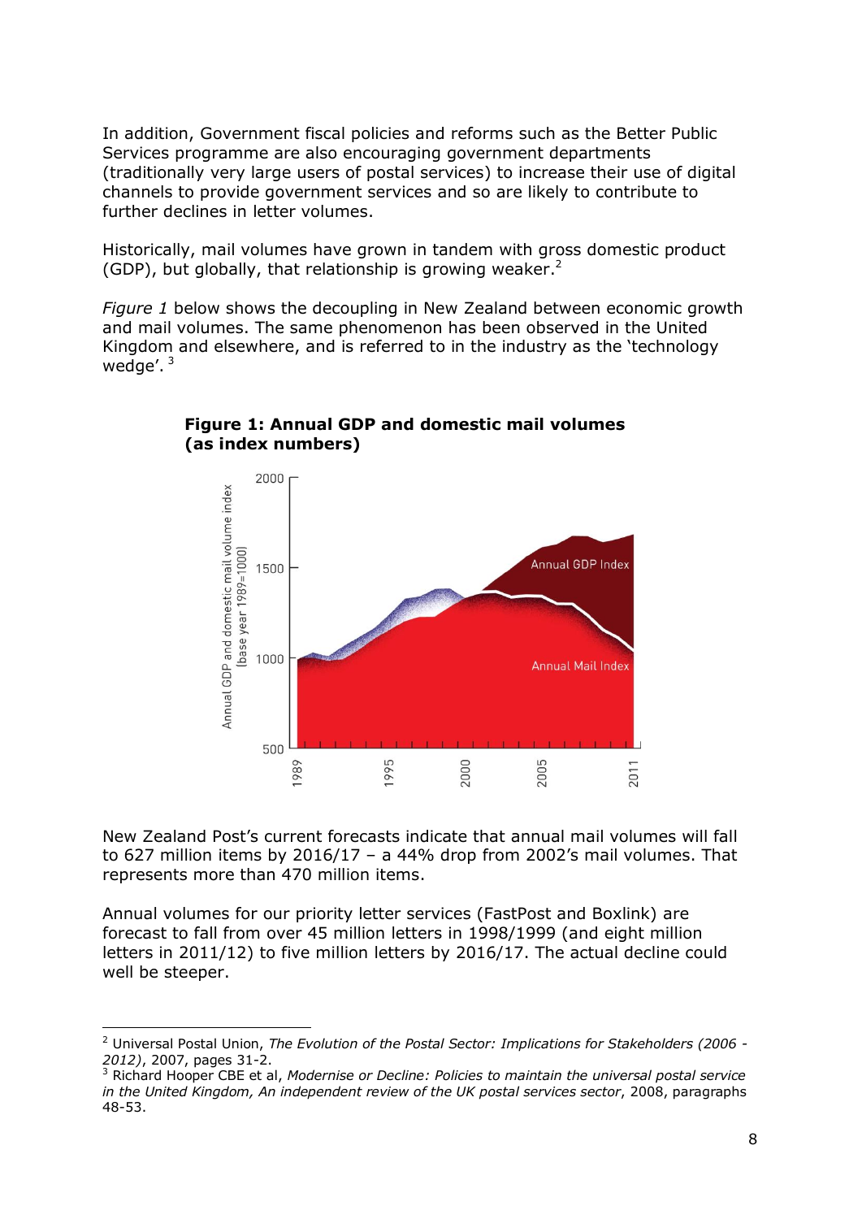In addition, Government fiscal policies and reforms such as the Better Public Services programme are also encouraging government departments (traditionally very large users of postal services) to increase their use of digital channels to provide government services and so are likely to contribute to further declines in letter volumes.

Historically, mail volumes have grown in tandem with gross domestic product (GDP), but globally, that relationship is growing weaker.[2]

*Figure 1* below shows the decoupling in New Zealand between economic growth and mail volumes. The same phenomenon has been observed in the United Kingdom and elsewhere, and is referred to in the industry as the 'technology wedge'. [3]

**Figure 1: Annual GDP and domestic mail volumes (as index numbers)**

New Zealand Post's current forecasts indicate that annual mail volumes will fall to 627 million items by 2016/17 – a 44% drop from 2002's mail volumes. That represents more than 470 million items.

Annual volumes for our priority letter services (FastPost and Boxlink) are forecast to fall from over 45 million letters in 1998/1999 (and eight million letters in 2011/12) to five million letters by 2016/17. The actual decline could well be steeper.

---

[2] Universal Postal Union, *The Evolution of the Postal Sector: Implications for Stakeholders (2006 - 2012)*, 2007, pages 31-2.

[3] Richard Hooper CBE et al, *Modernise or Decline: Policies to maintain the universal postal service in the United Kingdom, An independent review of the UK postal services sector*, 2008, paragraphs 48-53.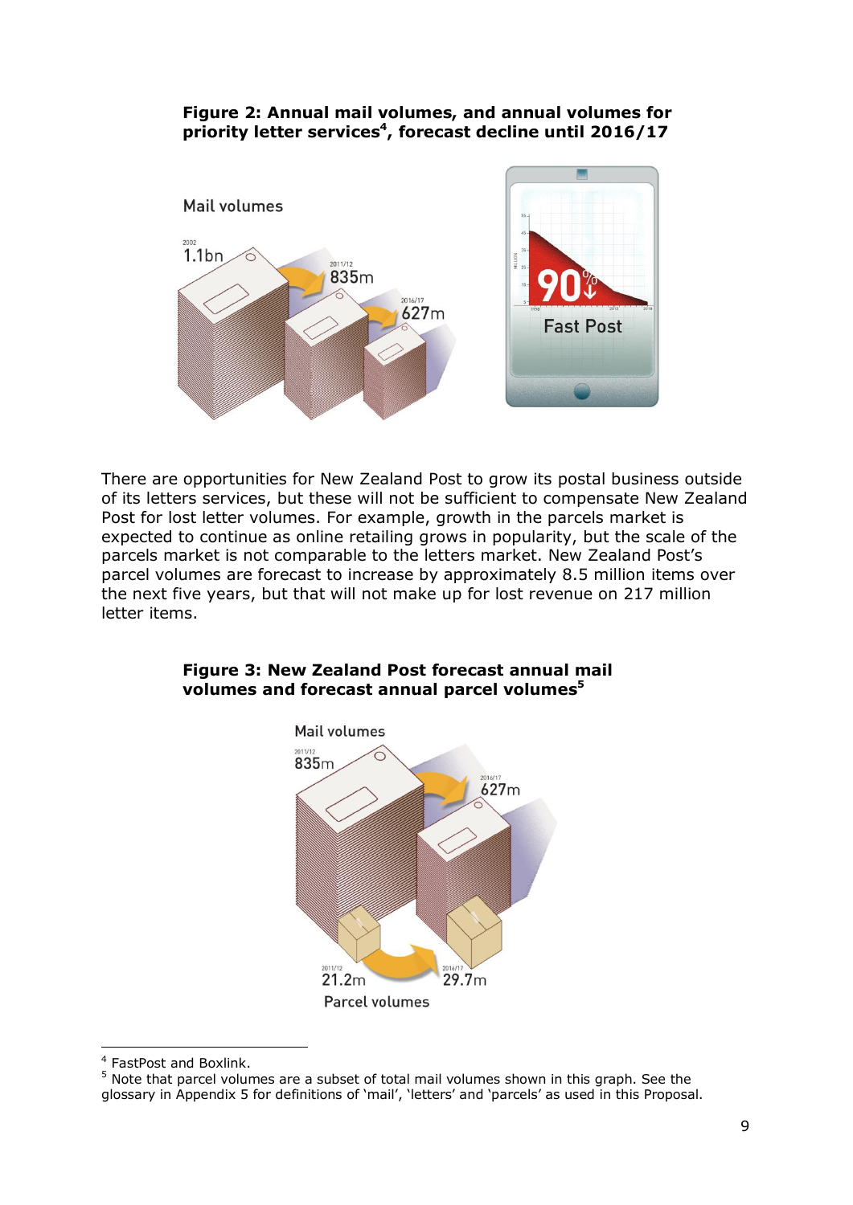**Figure 2: Annual mail volumes, and annual volumes for priority letter services[4], forecast decline until 2016/17**

There are opportunities for New Zealand Post to grow its postal business outside of its letters services, but these will not be sufficient to compensate New Zealand Post for lost letter volumes. For example, growth in the parcels market is expected to continue as online retailing grows in popularity, but the scale of the parcels market is not comparable to the letters market. New Zealand Post's parcel volumes are forecast to increase by approximately 8.5 million items over the next five years, but that will not make up for lost revenue on 217 million letter items.

**Figure 3: New Zealand Post forecast annual mail volumes and forecast annual parcel volumes[5]**

---

[4] FastPost and Boxlink.

[5] Note that parcel volumes are a subset of total mail volumes shown in this graph. See the glossary in Appendix 5 for definitions of 'mail', 'letters' and 'parcels' as used in this Proposal.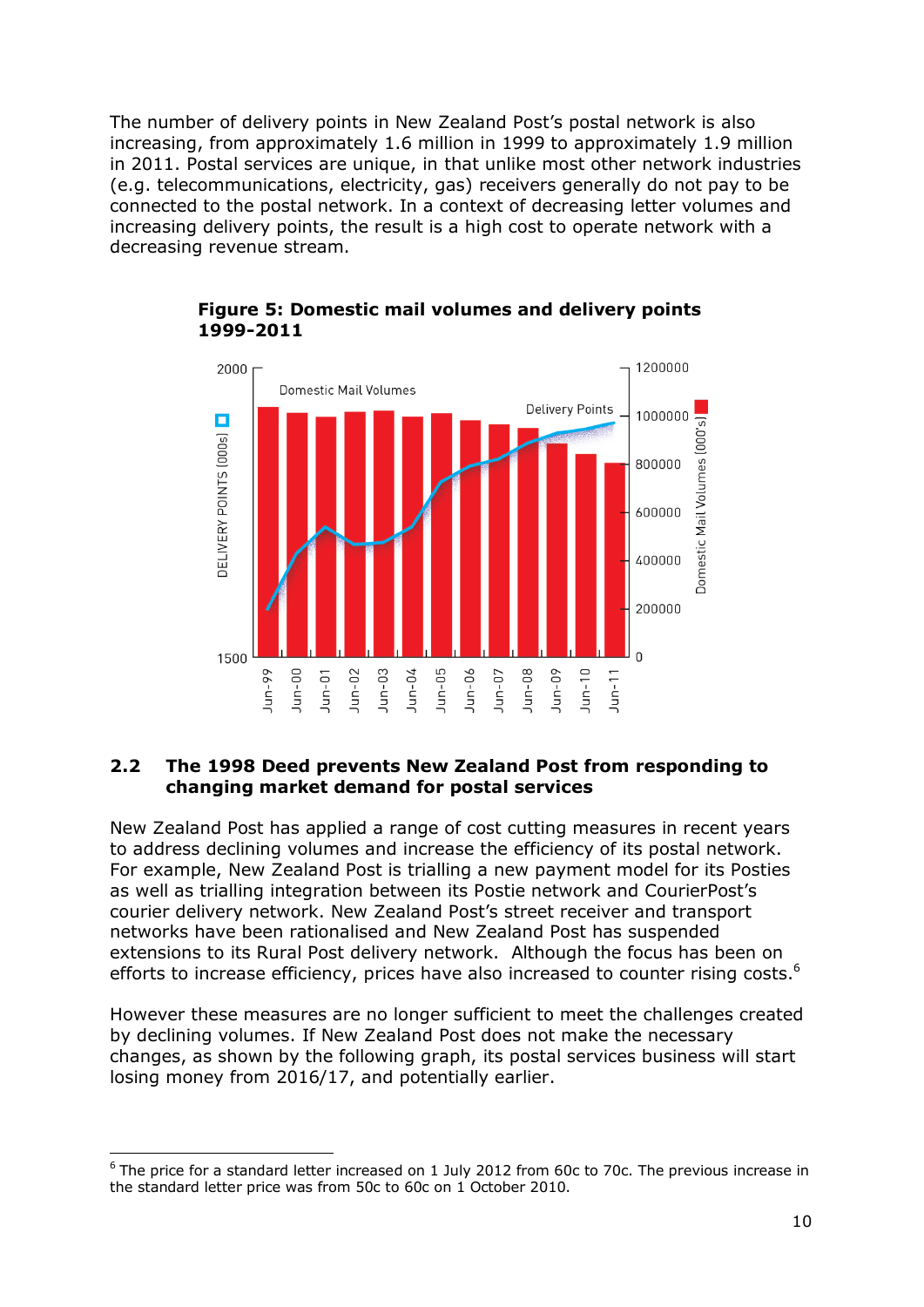The number of delivery points in New Zealand Post's postal network is also increasing, from approximately 1.6 million in 1999 to approximately 1.9 million in 2011. Postal services are unique, in that unlike most other network industries (e.g. telecommunications, electricity, gas) receivers generally do not pay to be connected to the postal network. In a context of decreasing letter volumes and increasing delivery points, the result is a high cost to operate network with a decreasing revenue stream.

**Figure 5: Domestic mail volumes and delivery points 1999-2011**

## 2.2 The 1998 Deed prevents New Zealand Post from responding to changing market demand for postal services

New Zealand Post has applied a range of cost cutting measures in recent years to address declining volumes and increase the efficiency of its postal network. For example, New Zealand Post is trialling a new payment model for its Posties as well as trialling integration between its Postie network and CourierPost's courier delivery network. New Zealand Post's street receiver and transport networks have been rationalised and New Zealand Post has suspended extensions to its Rural Post delivery network. Although the focus has been on efforts to increase efficiency, prices have also increased to counter rising costs.[6]

However these measures are no longer sufficient to meet the challenges created by declining volumes. If New Zealand Post does not make the necessary changes, as shown by the following graph, its postal services business will start losing money from 2016/17, and potentially earlier.

[6] The price for a standard letter increased on 1 July 2012 from 60c to 70c. The previous increase in the standard letter price was from 50c to 60c on 1 October 2010.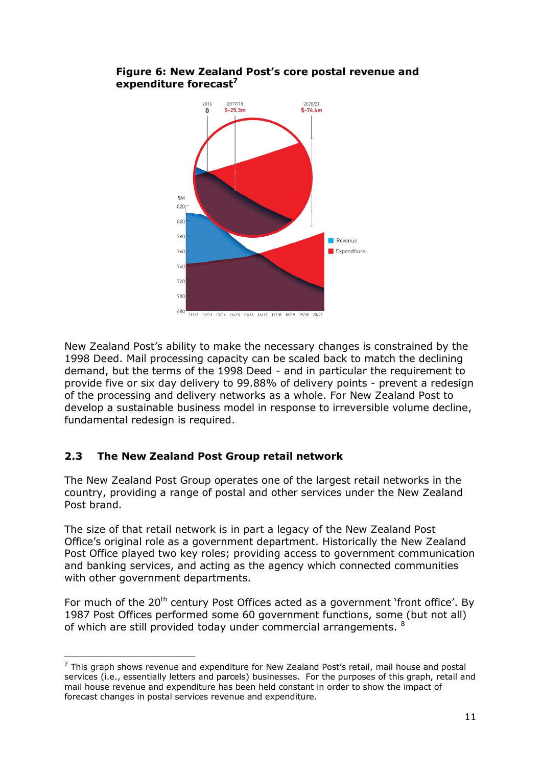**Figure 6: New Zealand Post's core postal revenue and expenditure forecast**[7]

New Zealand Post's ability to make the necessary changes is constrained by the 1998 Deed. Mail processing capacity can be scaled back to match the declining demand, but the terms of the 1998 Deed - and in particular the requirement to provide five or six day delivery to 99.88% of delivery points - prevent a redesign of the processing and delivery networks as a whole. For New Zealand Post to develop a sustainable business model in response to irreversible volume decline, fundamental redesign is required.

## 2.3 The New Zealand Post Group retail network

The New Zealand Post Group operates one of the largest retail networks in the country, providing a range of postal and other services under the New Zealand Post brand.

The size of that retail network is in part a legacy of the New Zealand Post Office's original role as a government department. Historically the New Zealand Post Office played two key roles; providing access to government communication and banking services, and acting as the agency which connected communities with other government departments.

For much of the 20th century Post Offices acted as a government 'front office'. By 1987 Post Offices performed some 60 government functions, some (but not all) of which are still provided today under commercial arrangements. [8]

---

[7] This graph shows revenue and expenditure for New Zealand Post's retail, mail house and postal services (i.e., essentially letters and parcels) businesses. For the purposes of this graph, retail and mail house revenue and expenditure has been held constant in order to show the impact of forecast changes in postal services revenue and expenditure.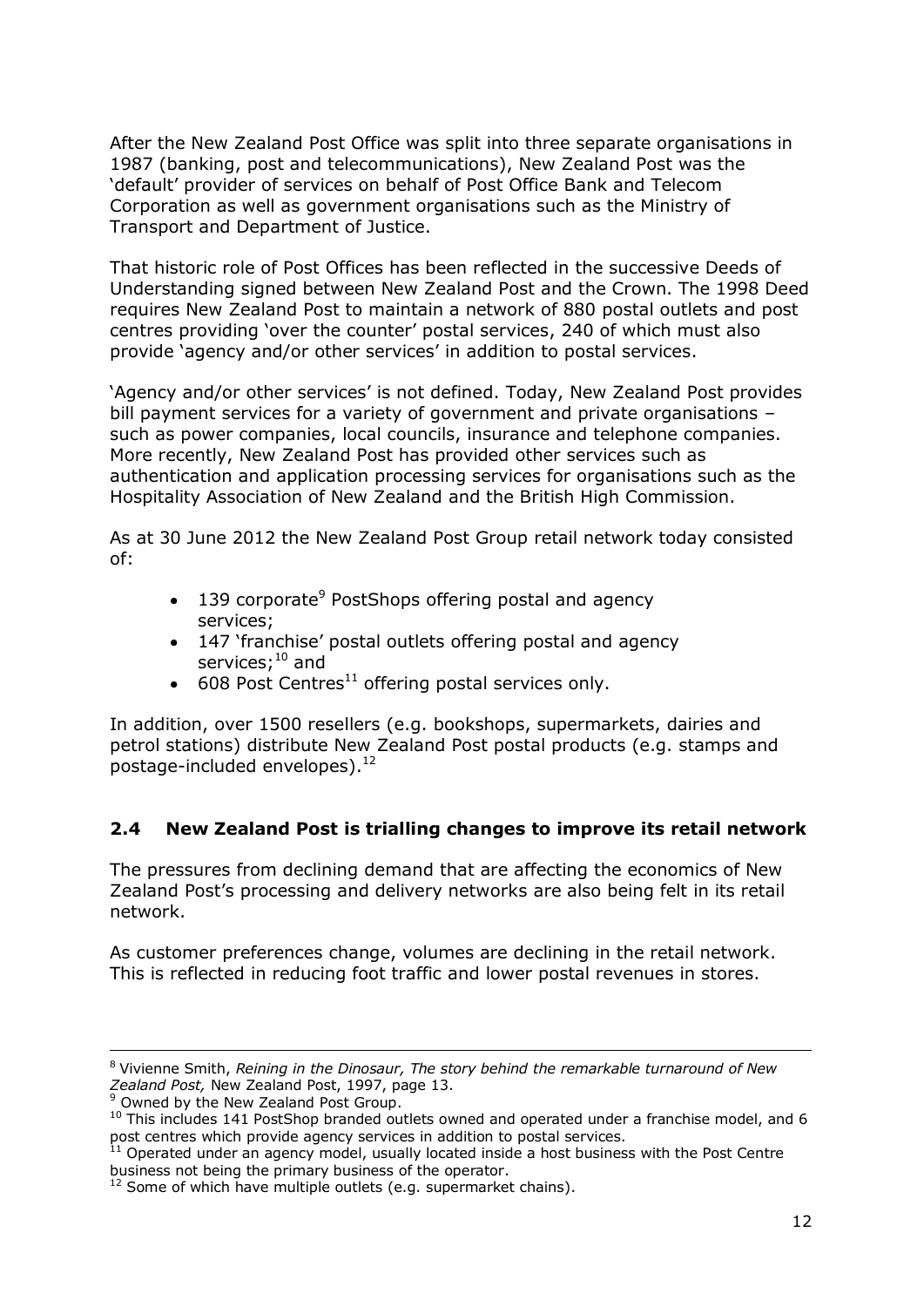After the New Zealand Post Office was split into three separate organisations in 1987 (banking, post and telecommunications), New Zealand Post was the 'default' provider of services on behalf of Post Office Bank and Telecom Corporation as well as government organisations such as the Ministry of Transport and Department of Justice.

That historic role of Post Offices has been reflected in the successive Deeds of Understanding signed between New Zealand Post and the Crown. The 1998 Deed requires New Zealand Post to maintain a network of 880 postal outlets and post centres providing 'over the counter' postal services, 240 of which must also provide 'agency and/or other services' in addition to postal services.

'Agency and/or other services' is not defined. Today, New Zealand Post provides bill payment services for a variety of government and private organisations – such as power companies, local councils, insurance and telephone companies. More recently, New Zealand Post has provided other services such as authentication and application processing services for organisations such as the Hospitality Association of New Zealand and the British High Commission.

As at 30 June 2012 the New Zealand Post Group retail network today consisted of:

- 139 corporate[9] PostShops offering postal and agency services;
- 147 'franchise' postal outlets offering postal and agency services;[10] and
- 608 Post Centres[11] offering postal services only.

In addition, over 1500 resellers (e.g. bookshops, supermarkets, dairies and petrol stations) distribute New Zealand Post postal products (e.g. stamps and postage-included envelopes).[12]

## 2.4 New Zealand Post is trialling changes to improve its retail network

The pressures from declining demand that are affecting the economics of New Zealand Post's processing and delivery networks are also being felt in its retail network.

As customer preferences change, volumes are declining in the retail network. This is reflected in reducing foot traffic and lower postal revenues in stores.

---

[8] Vivienne Smith, *Reining in the Dinosaur, The story behind the remarkable turnaround of New Zealand Post,* New Zealand Post, 1997, page 13.

[9] Owned by the New Zealand Post Group.

[10] This includes 141 PostShop branded outlets owned and operated under a franchise model, and 6 post centres which provide agency services in addition to postal services.

[11] Operated under an agency model, usually located inside a host business with the Post Centre business not being the primary business of the operator.

[12] Some of which have multiple outlets (e.g. supermarket chains).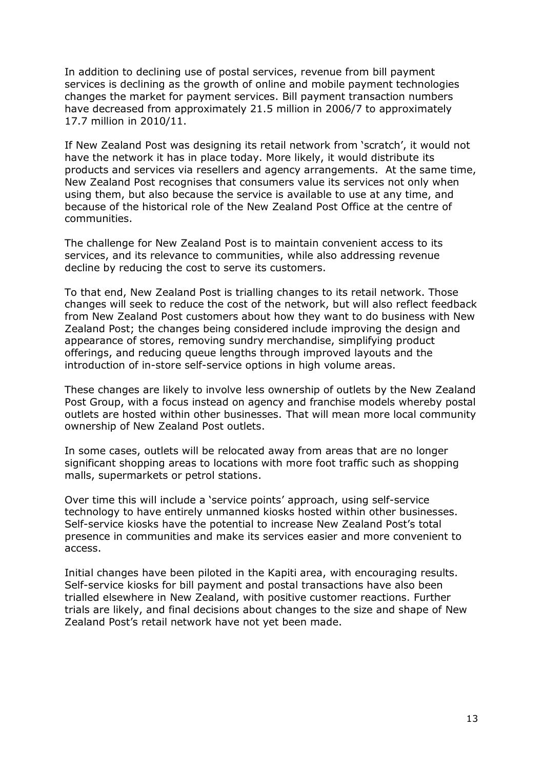In addition to declining use of postal services, revenue from bill payment services is declining as the growth of online and mobile payment technologies changes the market for payment services. Bill payment transaction numbers have decreased from approximately 21.5 million in 2006/7 to approximately 17.7 million in 2010/11.

If New Zealand Post was designing its retail network from 'scratch', it would not have the network it has in place today. More likely, it would distribute its products and services via resellers and agency arrangements. At the same time, New Zealand Post recognises that consumers value its services not only when using them, but also because the service is available to use at any time, and because of the historical role of the New Zealand Post Office at the centre of communities.

The challenge for New Zealand Post is to maintain convenient access to its services, and its relevance to communities, while also addressing revenue decline by reducing the cost to serve its customers.

To that end, New Zealand Post is trialling changes to its retail network. Those changes will seek to reduce the cost of the network, but will also reflect feedback from New Zealand Post customers about how they want to do business with New Zealand Post; the changes being considered include improving the design and appearance of stores, removing sundry merchandise, simplifying product offerings, and reducing queue lengths through improved layouts and the introduction of in-store self-service options in high volume areas.

These changes are likely to involve less ownership of outlets by the New Zealand Post Group, with a focus instead on agency and franchise models whereby postal outlets are hosted within other businesses. That will mean more local community ownership of New Zealand Post outlets.

In some cases, outlets will be relocated away from areas that are no longer significant shopping areas to locations with more foot traffic such as shopping malls, supermarkets or petrol stations.

Over time this will include a 'service points' approach, using self-service technology to have entirely unmanned kiosks hosted within other businesses. Self-service kiosks have the potential to increase New Zealand Post's total presence in communities and make its services easier and more convenient to access.

Initial changes have been piloted in the Kapiti area, with encouraging results. Self-service kiosks for bill payment and postal transactions have also been trialled elsewhere in New Zealand, with positive customer reactions. Further trials are likely, and final decisions about changes to the size and shape of New Zealand Post's retail network have not yet been made.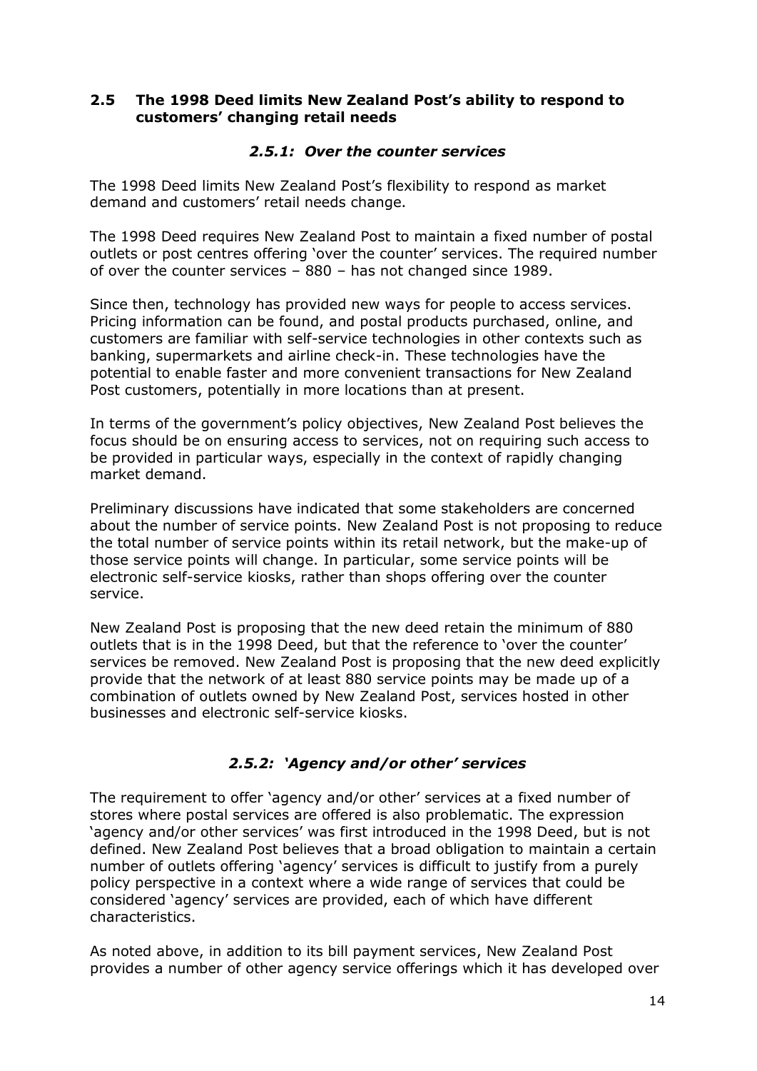## 2.5 The 1998 Deed limits New Zealand Post's ability to respond to customers' changing retail needs

### *2.5.1: Over the counter services*

The 1998 Deed limits New Zealand Post's flexibility to respond as market demand and customers' retail needs change.

The 1998 Deed requires New Zealand Post to maintain a fixed number of postal outlets or post centres offering 'over the counter' services. The required number of over the counter services – 880 – has not changed since 1989.

Since then, technology has provided new ways for people to access services. Pricing information can be found, and postal products purchased, online, and customers are familiar with self-service technologies in other contexts such as banking, supermarkets and airline check-in. These technologies have the potential to enable faster and more convenient transactions for New Zealand Post customers, potentially in more locations than at present.

In terms of the government's policy objectives, New Zealand Post believes the focus should be on ensuring access to services, not on requiring such access to be provided in particular ways, especially in the context of rapidly changing market demand.

Preliminary discussions have indicated that some stakeholders are concerned about the number of service points. New Zealand Post is not proposing to reduce the total number of service points within its retail network, but the make-up of those service points will change. In particular, some service points will be electronic self-service kiosks, rather than shops offering over the counter service.

New Zealand Post is proposing that the new deed retain the minimum of 880 outlets that is in the 1998 Deed, but that the reference to 'over the counter' services be removed. New Zealand Post is proposing that the new deed explicitly provide that the network of at least 880 service points may be made up of a combination of outlets owned by New Zealand Post, services hosted in other businesses and electronic self-service kiosks.

### *2.5.2: 'Agency and/or other' services*

The requirement to offer 'agency and/or other' services at a fixed number of stores where postal services are offered is also problematic. The expression 'agency and/or other services' was first introduced in the 1998 Deed, but is not defined. New Zealand Post believes that a broad obligation to maintain a certain number of outlets offering 'agency' services is difficult to justify from a purely policy perspective in a context where a wide range of services that could be considered 'agency' services are provided, each of which have different characteristics.

As noted above, in addition to its bill payment services, New Zealand Post provides a number of other agency service offerings which it has developed over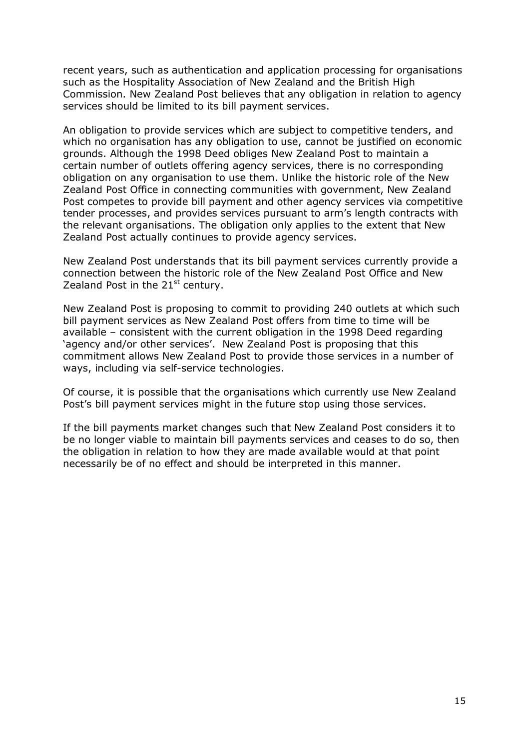recent years, such as authentication and application processing for organisations such as the Hospitality Association of New Zealand and the British High Commission. New Zealand Post believes that any obligation in relation to agency services should be limited to its bill payment services.

An obligation to provide services which are subject to competitive tenders, and which no organisation has any obligation to use, cannot be justified on economic grounds. Although the 1998 Deed obliges New Zealand Post to maintain a certain number of outlets offering agency services, there is no corresponding obligation on any organisation to use them. Unlike the historic role of the New Zealand Post Office in connecting communities with government, New Zealand Post competes to provide bill payment and other agency services via competitive tender processes, and provides services pursuant to arm's length contracts with the relevant organisations. The obligation only applies to the extent that New Zealand Post actually continues to provide agency services.

New Zealand Post understands that its bill payment services currently provide a connection between the historic role of the New Zealand Post Office and New Zealand Post in the 21st century.

New Zealand Post is proposing to commit to providing 240 outlets at which such bill payment services as New Zealand Post offers from time to time will be available – consistent with the current obligation in the 1998 Deed regarding 'agency and/or other services'. New Zealand Post is proposing that this commitment allows New Zealand Post to provide those services in a number of ways, including via self-service technologies.

Of course, it is possible that the organisations which currently use New Zealand Post's bill payment services might in the future stop using those services.

If the bill payments market changes such that New Zealand Post considers it to be no longer viable to maintain bill payments services and ceases to do so, then the obligation in relation to how they are made available would at that point necessarily be of no effect and should be interpreted in this manner.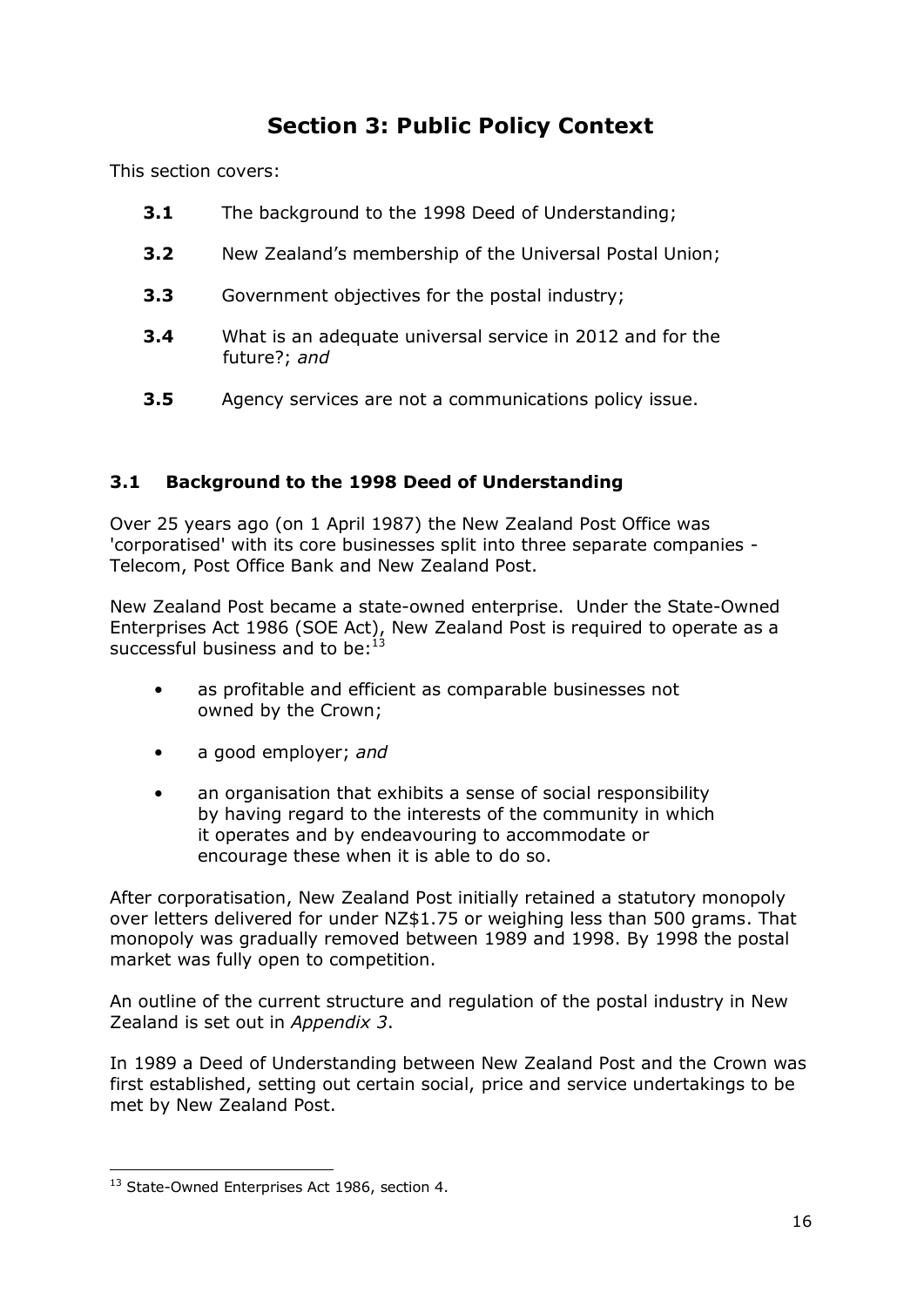# Section 3: Public Policy Context

This section covers:

- **3.1** The background to the 1998 Deed of Understanding;
- **3.2** New Zealand's membership of the Universal Postal Union;
- **3.3** Government objectives for the postal industry;
- **3.4** What is an adequate universal service in 2012 and for the future?; *and*
- **3.5** Agency services are not a communications policy issue.

## 3.1 Background to the 1998 Deed of Understanding

Over 25 years ago (on 1 April 1987) the New Zealand Post Office was 'corporatised' with its core businesses split into three separate companies - Telecom, Post Office Bank and New Zealand Post.

New Zealand Post became a state-owned enterprise. Under the State-Owned Enterprises Act 1986 (SOE Act), New Zealand Post is required to operate as a successful business and to be:[13]

- as profitable and efficient as comparable businesses not owned by the Crown;
- a good employer; *and*
- an organisation that exhibits a sense of social responsibility by having regard to the interests of the community in which it operates and by endeavouring to accommodate or encourage these when it is able to do so.

After corporatisation, New Zealand Post initially retained a statutory monopoly over letters delivered for under NZ$1.75 or weighing less than 500 grams. That monopoly was gradually removed between 1989 and 1998. By 1998 the postal market was fully open to competition.

An outline of the current structure and regulation of the postal industry in New Zealand is set out in *Appendix 3*.

In 1989 a Deed of Understanding between New Zealand Post and the Crown was first established, setting out certain social, price and service undertakings to be met by New Zealand Post.

[13] State-Owned Enterprises Act 1986, section 4.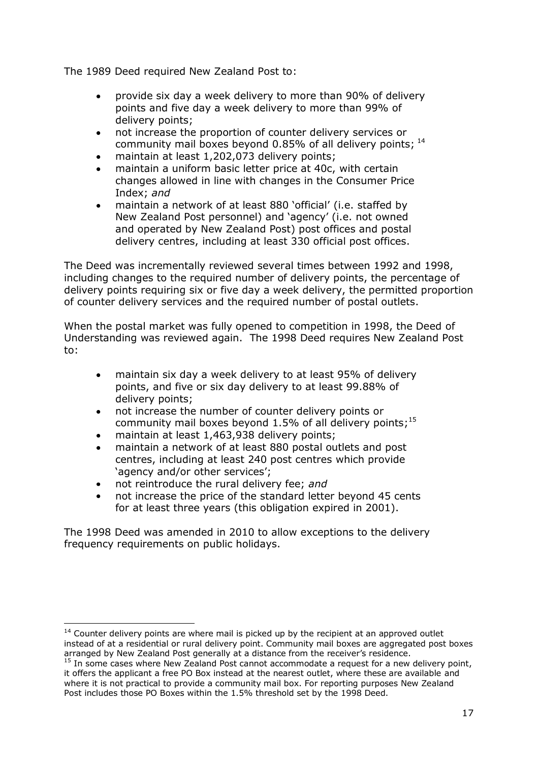The 1989 Deed required New Zealand Post to:

- provide six day a week delivery to more than 90% of delivery points and five day a week delivery to more than 99% of delivery points;
- not increase the proportion of counter delivery services or community mail boxes beyond 0.85% of all delivery points; [14]
- maintain at least 1,202,073 delivery points;
- maintain a uniform basic letter price at 40c, with certain changes allowed in line with changes in the Consumer Price Index; *and*
- maintain a network of at least 880 'official' (i.e. staffed by New Zealand Post personnel) and 'agency' (i.e. not owned and operated by New Zealand Post) post offices and postal delivery centres, including at least 330 official post offices.

The Deed was incrementally reviewed several times between 1992 and 1998, including changes to the required number of delivery points, the percentage of delivery points requiring six or five day a week delivery, the permitted proportion of counter delivery services and the required number of postal outlets.

When the postal market was fully opened to competition in 1998, the Deed of Understanding was reviewed again. The 1998 Deed requires New Zealand Post to:

- maintain six day a week delivery to at least 95% of delivery points, and five or six day delivery to at least 99.88% of delivery points;
- not increase the number of counter delivery points or community mail boxes beyond 1.5% of all delivery points;[15]
- maintain at least 1,463,938 delivery points;
- maintain a network of at least 880 postal outlets and post centres, including at least 240 post centres which provide 'agency and/or other services';
- not reintroduce the rural delivery fee; *and*
- not increase the price of the standard letter beyond 45 cents for at least three years (this obligation expired in 2001).

The 1998 Deed was amended in 2010 to allow exceptions to the delivery frequency requirements on public holidays.

---

[14] Counter delivery points are where mail is picked up by the recipient at an approved outlet instead of at a residential or rural delivery point. Community mail boxes are aggregated post boxes arranged by New Zealand Post generally at a distance from the receiver's residence.

[15] In some cases where New Zealand Post cannot accommodate a request for a new delivery point, it offers the applicant a free PO Box instead at the nearest outlet, where these are available and where it is not practical to provide a community mail box. For reporting purposes New Zealand Post includes those PO Boxes within the 1.5% threshold set by the 1998 Deed.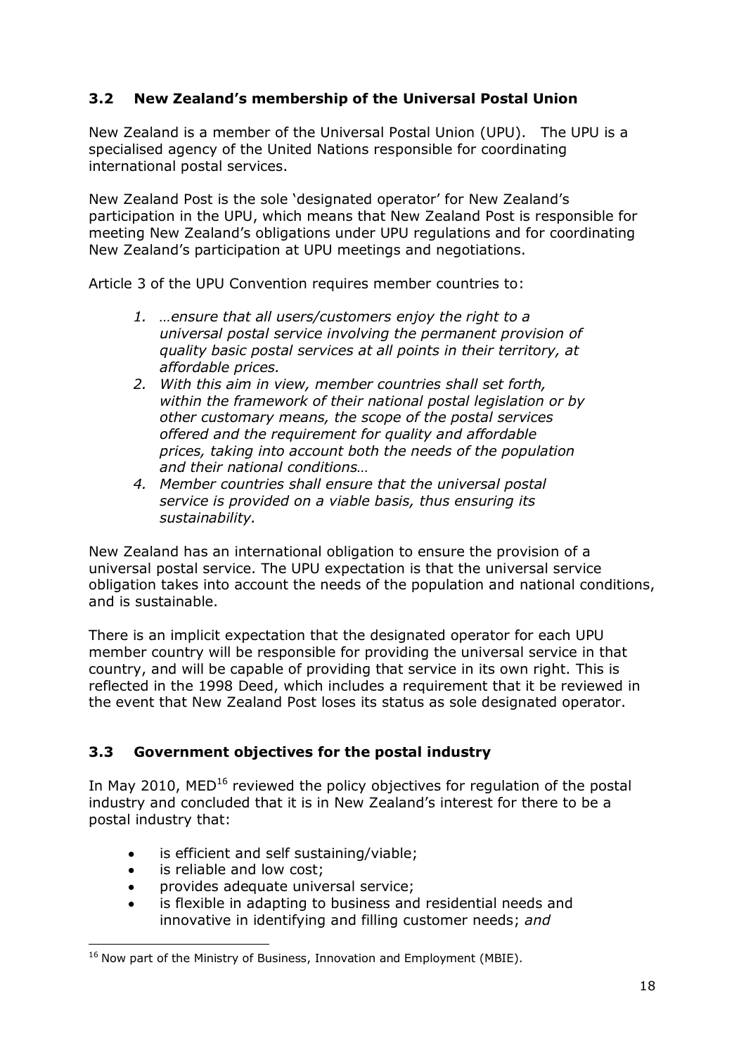### 3.2 New Zealand's membership of the Universal Postal Union

New Zealand is a member of the Universal Postal Union (UPU). The UPU is a specialised agency of the United Nations responsible for coordinating international postal services.

New Zealand Post is the sole 'designated operator' for New Zealand's participation in the UPU, which means that New Zealand Post is responsible for meeting New Zealand's obligations under UPU regulations and for coordinating New Zealand's participation at UPU meetings and negotiations.

Article 3 of the UPU Convention requires member countries to:

1. *…ensure that all users/customers enjoy the right to a universal postal service involving the permanent provision of quality basic postal services at all points in their territory, at affordable prices.*
2. *With this aim in view, member countries shall set forth, within the framework of their national postal legislation or by other customary means, the scope of the postal services offered and the requirement for quality and affordable prices, taking into account both the needs of the population and their national conditions…*
4. *Member countries shall ensure that the universal postal service is provided on a viable basis, thus ensuring its sustainability.*

New Zealand has an international obligation to ensure the provision of a universal postal service. The UPU expectation is that the universal service obligation takes into account the needs of the population and national conditions, and is sustainable.

There is an implicit expectation that the designated operator for each UPU member country will be responsible for providing the universal service in that country, and will be capable of providing that service in its own right. This is reflected in the 1998 Deed, which includes a requirement that it be reviewed in the event that New Zealand Post loses its status as sole designated operator.

### 3.3 Government objectives for the postal industry

In May 2010, MED[16] reviewed the policy objectives for regulation of the postal industry and concluded that it is in New Zealand's interest for there to be a postal industry that:

- is efficient and self sustaining/viable;
- is reliable and low cost;
- provides adequate universal service;
- is flexible in adapting to business and residential needs and innovative in identifying and filling customer needs; *and*

[16] Now part of the Ministry of Business, Innovation and Employment (MBIE).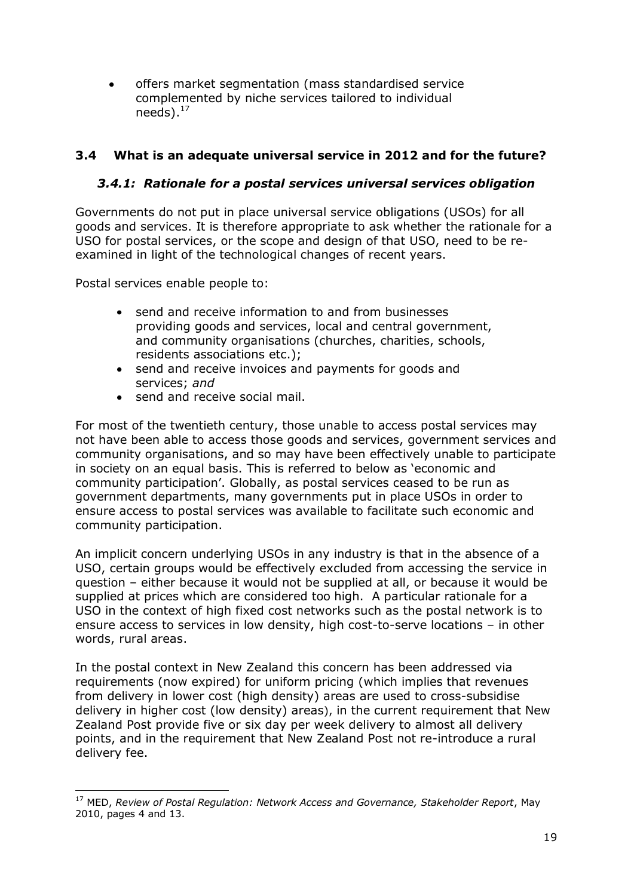- offers market segmentation (mass standardised service complemented by niche services tailored to individual needs).[17]

## 3.4 What is an adequate universal service in 2012 and for the future?

### *3.4.1: Rationale for a postal services universal services obligation*

Governments do not put in place universal service obligations (USOs) for all goods and services. It is therefore appropriate to ask whether the rationale for a USO for postal services, or the scope and design of that USO, need to be re-examined in light of the technological changes of recent years.

Postal services enable people to:

- send and receive information to and from businesses providing goods and services, local and central government, and community organisations (churches, charities, schools, residents associations etc.);
- send and receive invoices and payments for goods and services; *and*
- send and receive social mail.

For most of the twentieth century, those unable to access postal services may not have been able to access those goods and services, government services and community organisations, and so may have been effectively unable to participate in society on an equal basis. This is referred to below as 'economic and community participation'. Globally, as postal services ceased to be run as government departments, many governments put in place USOs in order to ensure access to postal services was available to facilitate such economic and community participation.

An implicit concern underlying USOs in any industry is that in the absence of a USO, certain groups would be effectively excluded from accessing the service in question – either because it would not be supplied at all, or because it would be supplied at prices which are considered too high. A particular rationale for a USO in the context of high fixed cost networks such as the postal network is to ensure access to services in low density, high cost-to-serve locations – in other words, rural areas.

In the postal context in New Zealand this concern has been addressed via requirements (now expired) for uniform pricing (which implies that revenues from delivery in lower cost (high density) areas are used to cross-subsidise delivery in higher cost (low density) areas), in the current requirement that New Zealand Post provide five or six day per week delivery to almost all delivery points, and in the requirement that New Zealand Post not re-introduce a rural delivery fee.

---

[17] MED, *Review of Postal Regulation: Network Access and Governance, Stakeholder Report*, May 2010, pages 4 and 13.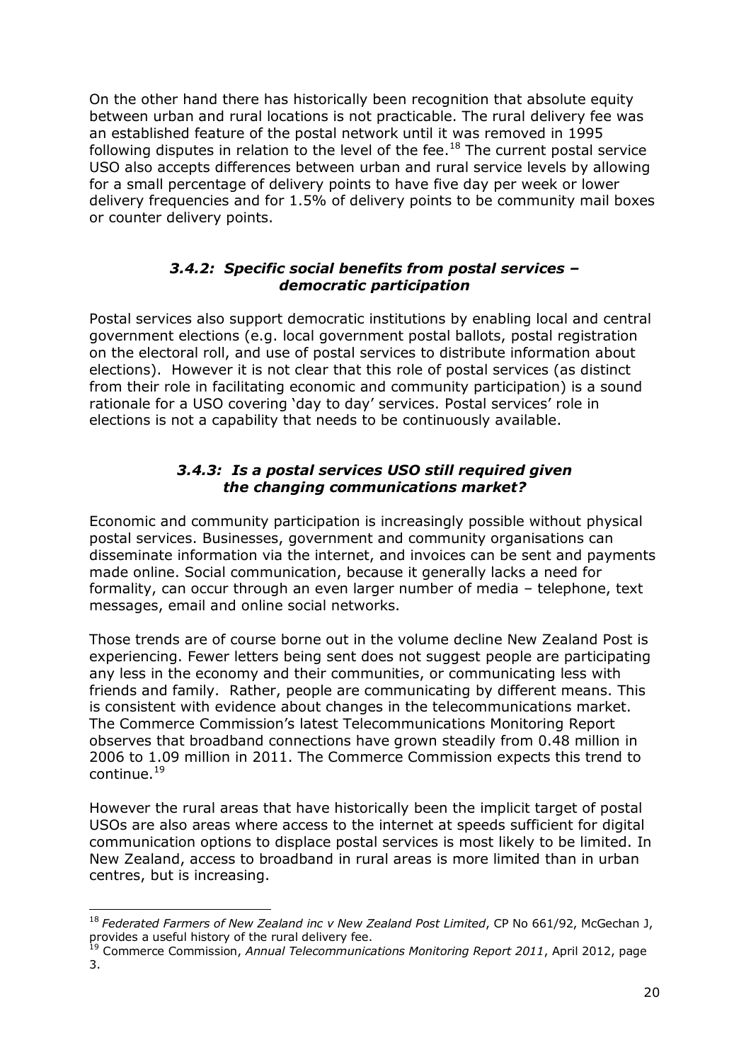On the other hand there has historically been recognition that absolute equity between urban and rural locations is not practicable. The rural delivery fee was an established feature of the postal network until it was removed in 1995 following disputes in relation to the level of the fee.[18] The current postal service USO also accepts differences between urban and rural service levels by allowing for a small percentage of delivery points to have five day per week or lower delivery frequencies and for 1.5% of delivery points to be community mail boxes or counter delivery points.

### *3.4.2: Specific social benefits from postal services – democratic participation*

Postal services also support democratic institutions by enabling local and central government elections (e.g. local government postal ballots, postal registration on the electoral roll, and use of postal services to distribute information about elections). However it is not clear that this role of postal services (as distinct from their role in facilitating economic and community participation) is a sound rationale for a USO covering 'day to day' services. Postal services' role in elections is not a capability that needs to be continuously available.

### *3.4.3: Is a postal services USO still required given the changing communications market?*

Economic and community participation is increasingly possible without physical postal services. Businesses, government and community organisations can disseminate information via the internet, and invoices can be sent and payments made online. Social communication, because it generally lacks a need for formality, can occur through an even larger number of media – telephone, text messages, email and online social networks.

Those trends are of course borne out in the volume decline New Zealand Post is experiencing. Fewer letters being sent does not suggest people are participating any less in the economy and their communities, or communicating less with friends and family. Rather, people are communicating by different means. This is consistent with evidence about changes in the telecommunications market. The Commerce Commission's latest Telecommunications Monitoring Report observes that broadband connections have grown steadily from 0.48 million in 2006 to 1.09 million in 2011. The Commerce Commission expects this trend to continue.[19]

However the rural areas that have historically been the implicit target of postal USOs are also areas where access to the internet at speeds sufficient for digital communication options to displace postal services is most likely to be limited. In New Zealand, access to broadband in rural areas is more limited than in urban centres, but is increasing.

---

[18] *Federated Farmers of New Zealand inc v New Zealand Post Limited*, CP No 661/92, McGechan J, provides a useful history of the rural delivery fee.

[19] Commerce Commission, *Annual Telecommunications Monitoring Report 2011*, April 2012, page 3.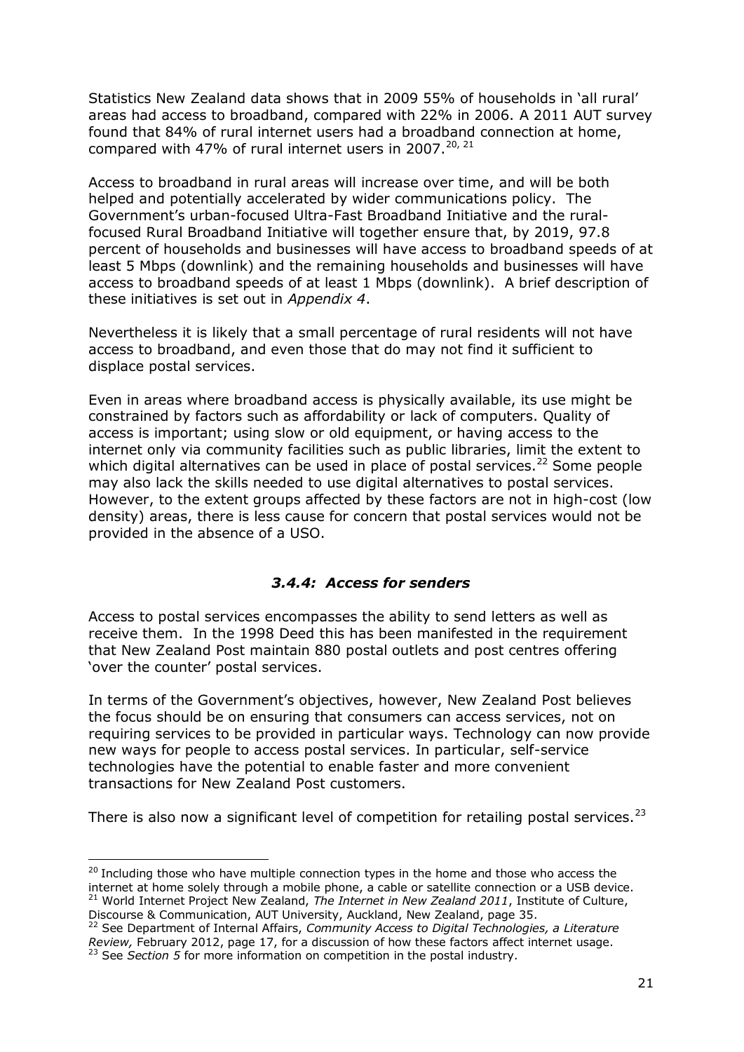Statistics New Zealand data shows that in 2009 55% of households in 'all rural' areas had access to broadband, compared with 22% in 2006. A 2011 AUT survey found that 84% of rural internet users had a broadband connection at home, compared with 47% of rural internet users in 2007.[20, 21]

Access to broadband in rural areas will increase over time, and will be both helped and potentially accelerated by wider communications policy. The Government's urban-focused Ultra-Fast Broadband Initiative and the rural-focused Rural Broadband Initiative will together ensure that, by 2019, 97.8 percent of households and businesses will have access to broadband speeds of at least 5 Mbps (downlink) and the remaining households and businesses will have access to broadband speeds of at least 1 Mbps (downlink). A brief description of these initiatives is set out in *Appendix 4*.

Nevertheless it is likely that a small percentage of rural residents will not have access to broadband, and even those that do may not find it sufficient to displace postal services.

Even in areas where broadband access is physically available, its use might be constrained by factors such as affordability or lack of computers. Quality of access is important; using slow or old equipment, or having access to the internet only via community facilities such as public libraries, limit the extent to which digital alternatives can be used in place of postal services.[22] Some people may also lack the skills needed to use digital alternatives to postal services. However, to the extent groups affected by these factors are not in high-cost (low density) areas, there is less cause for concern that postal services would not be provided in the absence of a USO.

### *3.4.4: Access for senders*

Access to postal services encompasses the ability to send letters as well as receive them. In the 1998 Deed this has been manifested in the requirement that New Zealand Post maintain 880 postal outlets and post centres offering 'over the counter' postal services.

In terms of the Government's objectives, however, New Zealand Post believes the focus should be on ensuring that consumers can access services, not on requiring services to be provided in particular ways. Technology can now provide new ways for people to access postal services. In particular, self-service technologies have the potential to enable faster and more convenient transactions for New Zealand Post customers.

There is also now a significant level of competition for retailing postal services.[23]

---

[20] Including those who have multiple connection types in the home and those who access the internet at home solely through a mobile phone, a cable or satellite connection or a USB device.

[21] World Internet Project New Zealand, *The Internet in New Zealand 2011*, Institute of Culture, Discourse & Communication, AUT University, Auckland, New Zealand, page 35.

[22] See Department of Internal Affairs, *Community Access to Digital Technologies, a Literature Review,* February 2012, page 17, for a discussion of how these factors affect internet usage.

[23] See *Section 5* for more information on competition in the postal industry.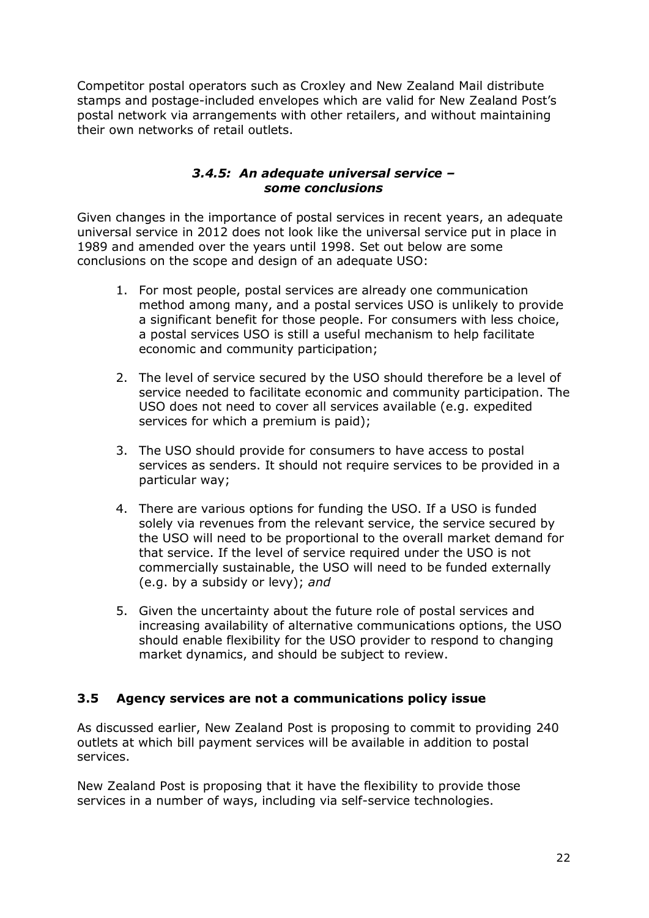Competitor postal operators such as Croxley and New Zealand Mail distribute stamps and postage-included envelopes which are valid for New Zealand Post's postal network via arrangements with other retailers, and without maintaining their own networks of retail outlets.

#### *3.4.5: An adequate universal service – some conclusions*

Given changes in the importance of postal services in recent years, an adequate universal service in 2012 does not look like the universal service put in place in 1989 and amended over the years until 1998. Set out below are some conclusions on the scope and design of an adequate USO:

1. For most people, postal services are already one communication method among many, and a postal services USO is unlikely to provide a significant benefit for those people. For consumers with less choice, a postal services USO is still a useful mechanism to help facilitate economic and community participation;

2. The level of service secured by the USO should therefore be a level of service needed to facilitate economic and community participation. The USO does not need to cover all services available (e.g. expedited services for which a premium is paid);

3. The USO should provide for consumers to have access to postal services as senders. It should not require services to be provided in a particular way;

4. There are various options for funding the USO. If a USO is funded solely via revenues from the relevant service, the service secured by the USO will need to be proportional to the overall market demand for that service. If the level of service required under the USO is not commercially sustainable, the USO will need to be funded externally (e.g. by a subsidy or levy); *and*

5. Given the uncertainty about the future role of postal services and increasing availability of alternative communications options, the USO should enable flexibility for the USO provider to respond to changing market dynamics, and should be subject to review.

### 3.5 Agency services are not a communications policy issue

As discussed earlier, New Zealand Post is proposing to commit to providing 240 outlets at which bill payment services will be available in addition to postal services.

New Zealand Post is proposing that it have the flexibility to provide those services in a number of ways, including via self-service technologies.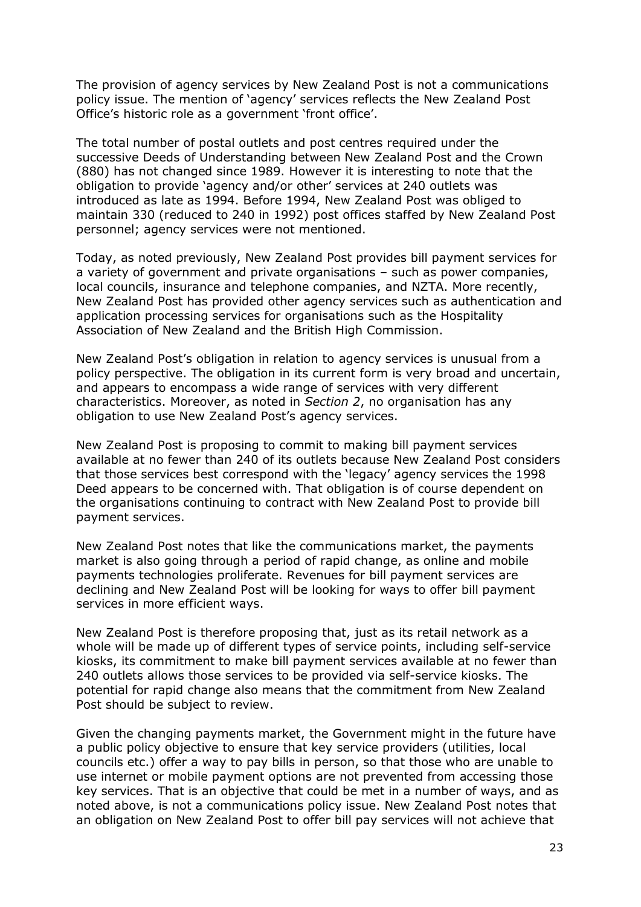The provision of agency services by New Zealand Post is not a communications policy issue. The mention of 'agency' services reflects the New Zealand Post Office's historic role as a government 'front office'.

The total number of postal outlets and post centres required under the successive Deeds of Understanding between New Zealand Post and the Crown (880) has not changed since 1989. However it is interesting to note that the obligation to provide 'agency and/or other' services at 240 outlets was introduced as late as 1994. Before 1994, New Zealand Post was obliged to maintain 330 (reduced to 240 in 1992) post offices staffed by New Zealand Post personnel; agency services were not mentioned.

Today, as noted previously, New Zealand Post provides bill payment services for a variety of government and private organisations – such as power companies, local councils, insurance and telephone companies, and NZTA. More recently, New Zealand Post has provided other agency services such as authentication and application processing services for organisations such as the Hospitality Association of New Zealand and the British High Commission.

New Zealand Post's obligation in relation to agency services is unusual from a policy perspective. The obligation in its current form is very broad and uncertain, and appears to encompass a wide range of services with very different characteristics. Moreover, as noted in *Section 2*, no organisation has any obligation to use New Zealand Post's agency services.

New Zealand Post is proposing to commit to making bill payment services available at no fewer than 240 of its outlets because New Zealand Post considers that those services best correspond with the 'legacy' agency services the 1998 Deed appears to be concerned with. That obligation is of course dependent on the organisations continuing to contract with New Zealand Post to provide bill payment services.

New Zealand Post notes that like the communications market, the payments market is also going through a period of rapid change, as online and mobile payments technologies proliferate. Revenues for bill payment services are declining and New Zealand Post will be looking for ways to offer bill payment services in more efficient ways.

New Zealand Post is therefore proposing that, just as its retail network as a whole will be made up of different types of service points, including self-service kiosks, its commitment to make bill payment services available at no fewer than 240 outlets allows those services to be provided via self-service kiosks. The potential for rapid change also means that the commitment from New Zealand Post should be subject to review.

Given the changing payments market, the Government might in the future have a public policy objective to ensure that key service providers (utilities, local councils etc.) offer a way to pay bills in person, so that those who are unable to use internet or mobile payment options are not prevented from accessing those key services. That is an objective that could be met in a number of ways, and as noted above, is not a communications policy issue. New Zealand Post notes that an obligation on New Zealand Post to offer bill pay services will not achieve that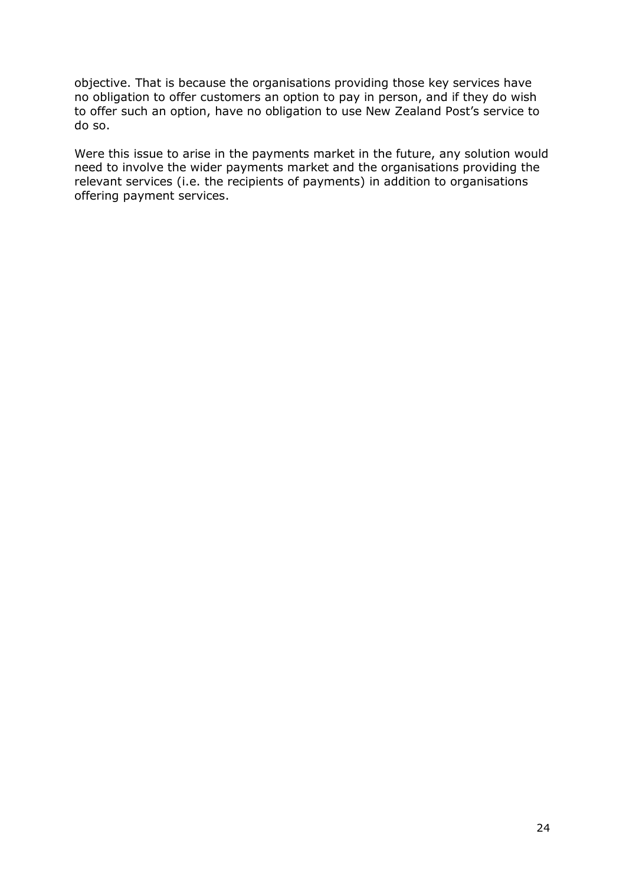objective. That is because the organisations providing those key services have no obligation to offer customers an option to pay in person, and if they do wish to offer such an option, have no obligation to use New Zealand Post's service to do so.

Were this issue to arise in the payments market in the future, any solution would need to involve the wider payments market and the organisations providing the relevant services (i.e. the recipients of payments) in addition to organisations offering payment services.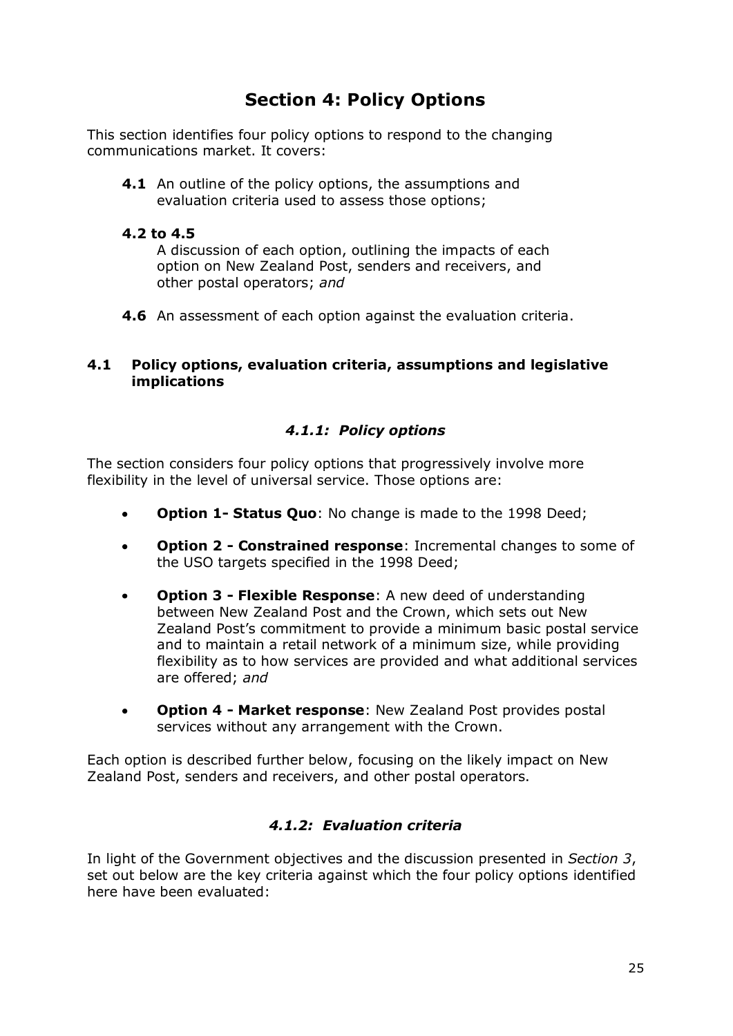# Section 4: Policy Options

This section identifies four policy options to respond to the changing communications market. It covers:

**4.1** An outline of the policy options, the assumptions and evaluation criteria used to assess those options;

**4.2 to 4.5**
A discussion of each option, outlining the impacts of each option on New Zealand Post, senders and receivers, and other postal operators; *and*

**4.6** An assessment of each option against the evaluation criteria.

## 4.1 Policy options, evaluation criteria, assumptions and legislative implications

### *4.1.1: Policy options*

The section considers four policy options that progressively involve more flexibility in the level of universal service. Those options are:

- **Option 1- Status Quo**: No change is made to the 1998 Deed;
- **Option 2 - Constrained response**: Incremental changes to some of the USO targets specified in the 1998 Deed;
- **Option 3 - Flexible Response**: A new deed of understanding between New Zealand Post and the Crown, which sets out New Zealand Post's commitment to provide a minimum basic postal service and to maintain a retail network of a minimum size, while providing flexibility as to how services are provided and what additional services are offered; *and*
- **Option 4 - Market response**: New Zealand Post provides postal services without any arrangement with the Crown.

Each option is described further below, focusing on the likely impact on New Zealand Post, senders and receivers, and other postal operators.

### *4.1.2: Evaluation criteria*

In light of the Government objectives and the discussion presented in *Section 3*, set out below are the key criteria against which the four policy options identified here have been evaluated: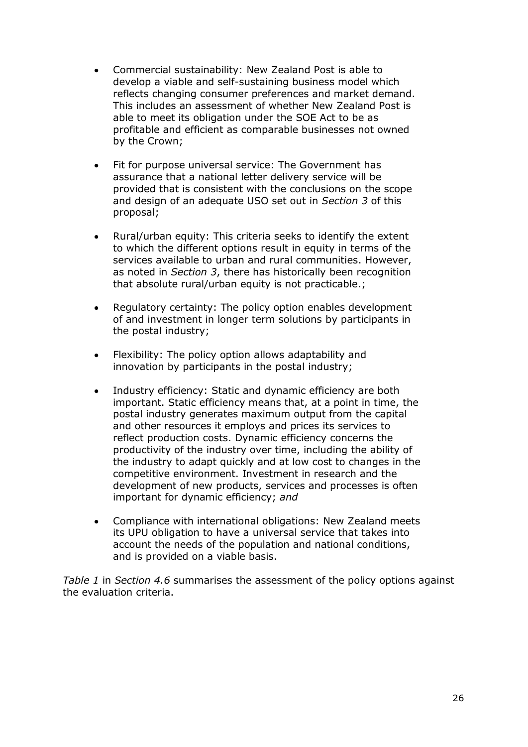- Commercial sustainability: New Zealand Post is able to develop a viable and self-sustaining business model which reflects changing consumer preferences and market demand. This includes an assessment of whether New Zealand Post is able to meet its obligation under the SOE Act to be as profitable and efficient as comparable businesses not owned by the Crown;

- Fit for purpose universal service: The Government has assurance that a national letter delivery service will be provided that is consistent with the conclusions on the scope and design of an adequate USO set out in *Section 3* of this proposal;

- Rural/urban equity: This criteria seeks to identify the extent to which the different options result in equity in terms of the services available to urban and rural communities. However, as noted in *Section 3*, there has historically been recognition that absolute rural/urban equity is not practicable.;

- Regulatory certainty: The policy option enables development of and investment in longer term solutions by participants in the postal industry;

- Flexibility: The policy option allows adaptability and innovation by participants in the postal industry;

- Industry efficiency: Static and dynamic efficiency are both important. Static efficiency means that, at a point in time, the postal industry generates maximum output from the capital and other resources it employs and prices its services to reflect production costs. Dynamic efficiency concerns the productivity of the industry over time, including the ability of the industry to adapt quickly and at low cost to changes in the competitive environment. Investment in research and the development of new products, services and processes is often important for dynamic efficiency; *and*

- Compliance with international obligations: New Zealand meets its UPU obligation to have a universal service that takes into account the needs of the population and national conditions, and is provided on a viable basis.

*Table 1* in *Section 4.6* summarises the assessment of the policy options against the evaluation criteria.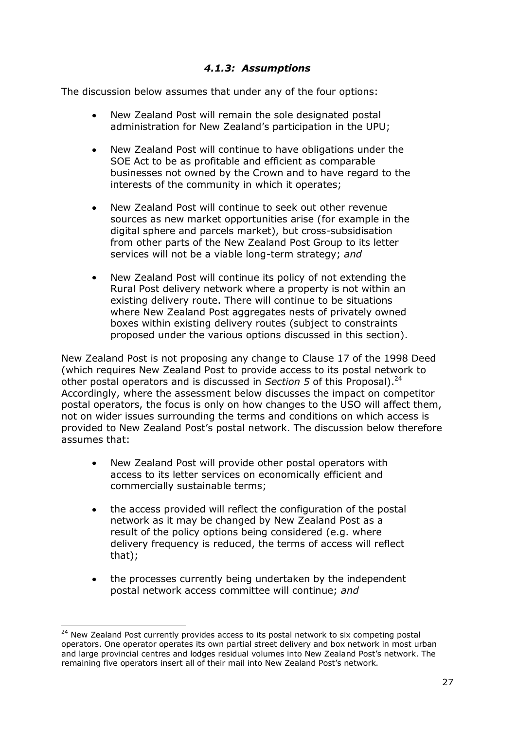### *4.1.3: Assumptions*

The discussion below assumes that under any of the four options:

- New Zealand Post will remain the sole designated postal administration for New Zealand's participation in the UPU;
- New Zealand Post will continue to have obligations under the SOE Act to be as profitable and efficient as comparable businesses not owned by the Crown and to have regard to the interests of the community in which it operates;
- New Zealand Post will continue to seek out other revenue sources as new market opportunities arise (for example in the digital sphere and parcels market), but cross-subsidisation from other parts of the New Zealand Post Group to its letter services will not be a viable long-term strategy; *and*
- New Zealand Post will continue its policy of not extending the Rural Post delivery network where a property is not within an existing delivery route. There will continue to be situations where New Zealand Post aggregates nests of privately owned boxes within existing delivery routes (subject to constraints proposed under the various options discussed in this section).

New Zealand Post is not proposing any change to Clause 17 of the 1998 Deed (which requires New Zealand Post to provide access to its postal network to other postal operators and is discussed in *Section 5* of this Proposal).[24] Accordingly, where the assessment below discusses the impact on competitor postal operators, the focus is only on how changes to the USO will affect them, not on wider issues surrounding the terms and conditions on which access is provided to New Zealand Post's postal network. The discussion below therefore assumes that:

- New Zealand Post will provide other postal operators with access to its letter services on economically efficient and commercially sustainable terms;
- the access provided will reflect the configuration of the postal network as it may be changed by New Zealand Post as a result of the policy options being considered (e.g. where delivery frequency is reduced, the terms of access will reflect that);
- the processes currently being undertaken by the independent postal network access committee will continue; *and*

[24] New Zealand Post currently provides access to its postal network to six competing postal operators. One operator operates its own partial street delivery and box network in most urban and large provincial centres and lodges residual volumes into New Zealand Post's network. The remaining five operators insert all of their mail into New Zealand Post's network.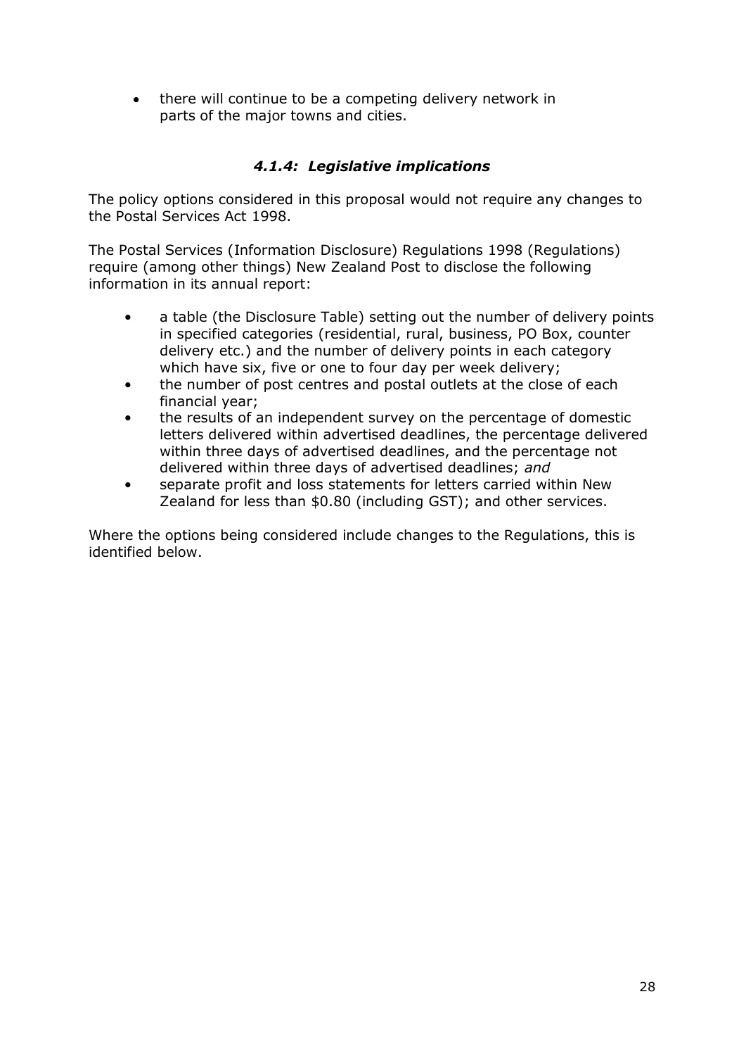- there will continue to be a competing delivery network in parts of the major towns and cities.

### *4.1.4: Legislative implications*

The policy options considered in this proposal would not require any changes to the Postal Services Act 1998.

The Postal Services (Information Disclosure) Regulations 1998 (Regulations) require (among other things) New Zealand Post to disclose the following information in its annual report:

- a table (the Disclosure Table) setting out the number of delivery points in specified categories (residential, rural, business, PO Box, counter delivery etc.) and the number of delivery points in each category which have six, five or one to four day per week delivery;
- the number of post centres and postal outlets at the close of each financial year;
- the results of an independent survey on the percentage of domestic letters delivered within advertised deadlines, the percentage delivered within three days of advertised deadlines, and the percentage not delivered within three days of advertised deadlines; *and*
- separate profit and loss statements for letters carried within New Zealand for less than $0.80 (including GST); and other services.

Where the options being considered include changes to the Regulations, this is identified below.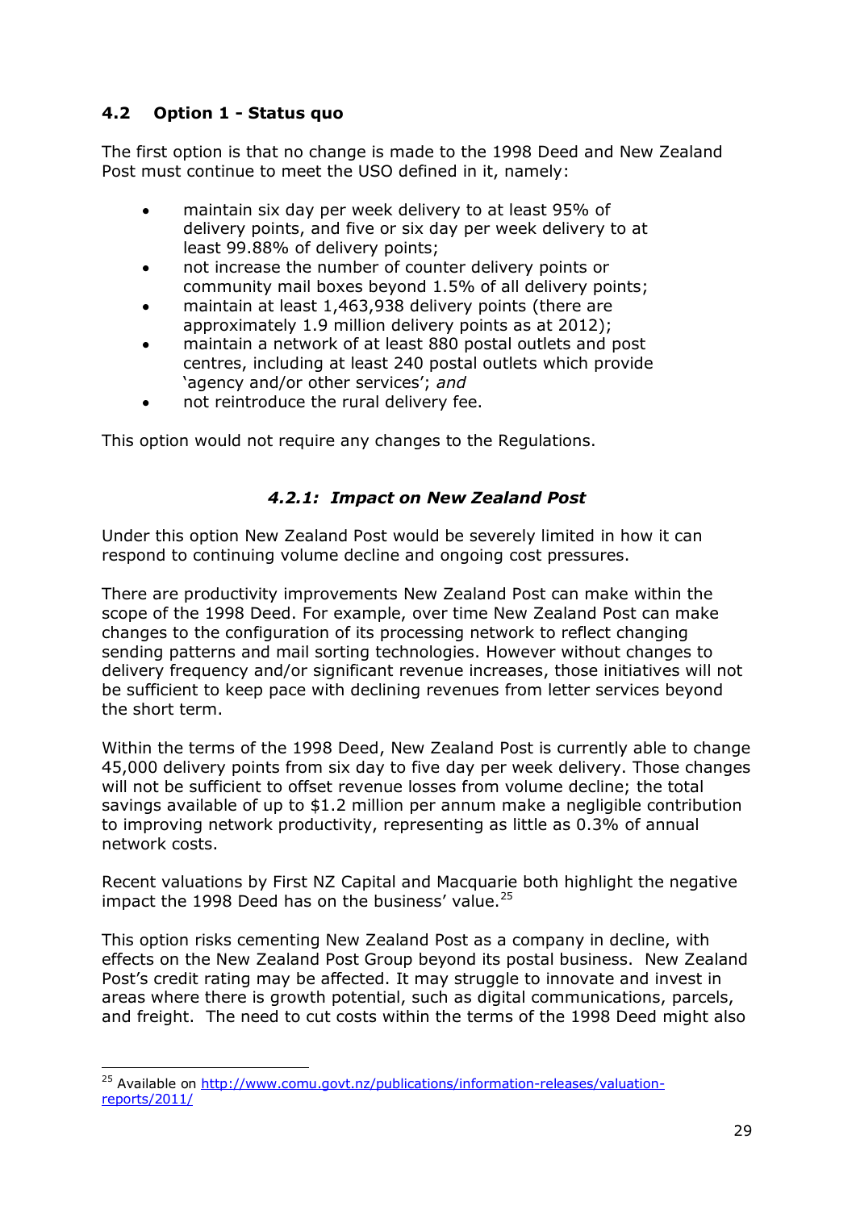## 4.2 Option 1 - Status quo

The first option is that no change is made to the 1998 Deed and New Zealand Post must continue to meet the USO defined in it, namely:

- maintain six day per week delivery to at least 95% of delivery points, and five or six day per week delivery to at least 99.88% of delivery points;
- not increase the number of counter delivery points or community mail boxes beyond 1.5% of all delivery points;
- maintain at least 1,463,938 delivery points (there are approximately 1.9 million delivery points as at 2012);
- maintain a network of at least 880 postal outlets and post centres, including at least 240 postal outlets which provide 'agency and/or other services'; *and*
- not reintroduce the rural delivery fee.

This option would not require any changes to the Regulations.

### *4.2.1: Impact on New Zealand Post*

Under this option New Zealand Post would be severely limited in how it can respond to continuing volume decline and ongoing cost pressures.

There are productivity improvements New Zealand Post can make within the scope of the 1998 Deed. For example, over time New Zealand Post can make changes to the configuration of its processing network to reflect changing sending patterns and mail sorting technologies. However without changes to delivery frequency and/or significant revenue increases, those initiatives will not be sufficient to keep pace with declining revenues from letter services beyond the short term.

Within the terms of the 1998 Deed, New Zealand Post is currently able to change 45,000 delivery points from six day to five day per week delivery. Those changes will not be sufficient to offset revenue losses from volume decline; the total savings available of up to $1.2 million per annum make a negligible contribution to improving network productivity, representing as little as 0.3% of annual network costs.

Recent valuations by First NZ Capital and Macquarie both highlight the negative impact the 1998 Deed has on the business' value.[25]

This option risks cementing New Zealand Post as a company in decline, with effects on the New Zealand Post Group beyond its postal business. New Zealand Post's credit rating may be affected. It may struggle to innovate and invest in areas where there is growth potential, such as digital communications, parcels, and freight. The need to cut costs within the terms of the 1998 Deed might also

[25] Available on http://www.comu.govt.nz/publications/information-releases/valuation-reports/2011/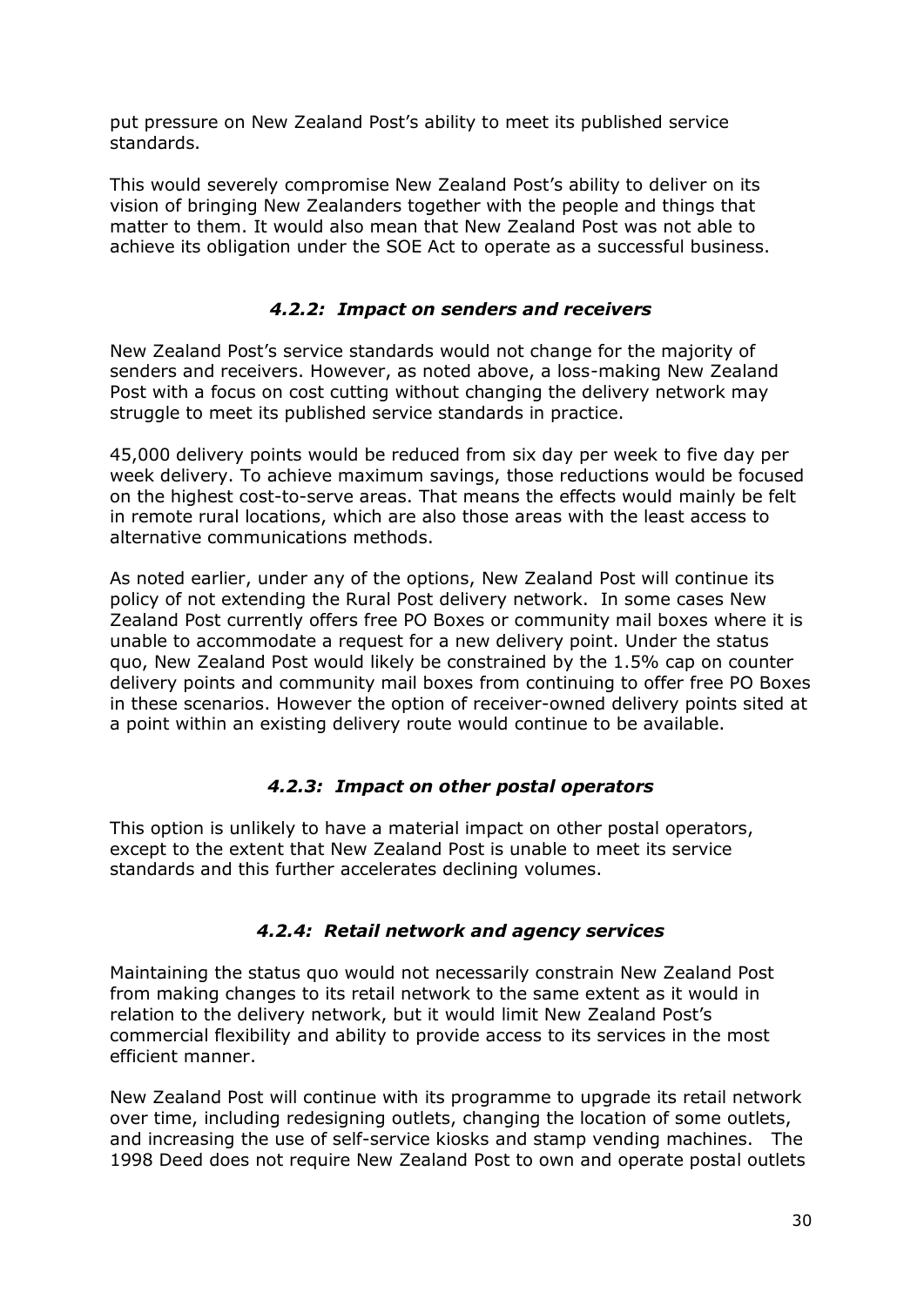put pressure on New Zealand Post's ability to meet its published service standards.

This would severely compromise New Zealand Post's ability to deliver on its vision of bringing New Zealanders together with the people and things that matter to them. It would also mean that New Zealand Post was not able to achieve its obligation under the SOE Act to operate as a successful business.

#### *4.2.2: Impact on senders and receivers*

New Zealand Post's service standards would not change for the majority of senders and receivers. However, as noted above, a loss-making New Zealand Post with a focus on cost cutting without changing the delivery network may struggle to meet its published service standards in practice.

45,000 delivery points would be reduced from six day per week to five day per week delivery. To achieve maximum savings, those reductions would be focused on the highest cost-to-serve areas. That means the effects would mainly be felt in remote rural locations, which are also those areas with the least access to alternative communications methods.

As noted earlier, under any of the options, New Zealand Post will continue its policy of not extending the Rural Post delivery network. In some cases New Zealand Post currently offers free PO Boxes or community mail boxes where it is unable to accommodate a request for a new delivery point. Under the status quo, New Zealand Post would likely be constrained by the 1.5% cap on counter delivery points and community mail boxes from continuing to offer free PO Boxes in these scenarios. However the option of receiver-owned delivery points sited at a point within an existing delivery route would continue to be available.

#### *4.2.3: Impact on other postal operators*

This option is unlikely to have a material impact on other postal operators, except to the extent that New Zealand Post is unable to meet its service standards and this further accelerates declining volumes.

#### *4.2.4: Retail network and agency services*

Maintaining the status quo would not necessarily constrain New Zealand Post from making changes to its retail network to the same extent as it would in relation to the delivery network, but it would limit New Zealand Post's commercial flexibility and ability to provide access to its services in the most efficient manner.

New Zealand Post will continue with its programme to upgrade its retail network over time, including redesigning outlets, changing the location of some outlets, and increasing the use of self-service kiosks and stamp vending machines. The 1998 Deed does not require New Zealand Post to own and operate postal outlets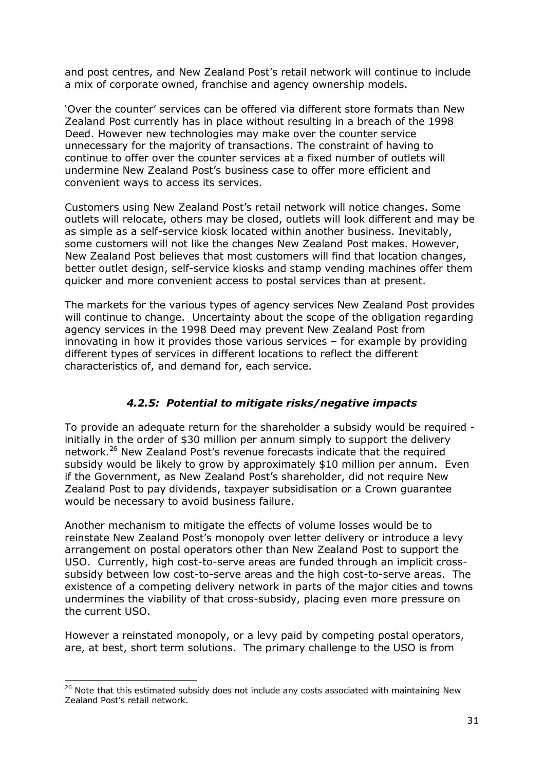and post centres, and New Zealand Post's retail network will continue to include a mix of corporate owned, franchise and agency ownership models.

'Over the counter' services can be offered via different store formats than New Zealand Post currently has in place without resulting in a breach of the 1998 Deed. However new technologies may make over the counter service unnecessary for the majority of transactions. The constraint of having to continue to offer over the counter services at a fixed number of outlets will undermine New Zealand Post's business case to offer more efficient and convenient ways to access its services.

Customers using New Zealand Post's retail network will notice changes. Some outlets will relocate, others may be closed, outlets will look different and may be as simple as a self-service kiosk located within another business. Inevitably, some customers will not like the changes New Zealand Post makes. However, New Zealand Post believes that most customers will find that location changes, better outlet design, self-service kiosks and stamp vending machines offer them quicker and more convenient access to postal services than at present.

The markets for the various types of agency services New Zealand Post provides will continue to change. Uncertainty about the scope of the obligation regarding agency services in the 1998 Deed may prevent New Zealand Post from innovating in how it provides those various services – for example by providing different types of services in different locations to reflect the different characteristics of, and demand for, each service.

### *4.2.5: Potential to mitigate risks/negative impacts*

To provide an adequate return for the shareholder a subsidy would be required - initially in the order of $30 million per annum simply to support the delivery network.[26] New Zealand Post's revenue forecasts indicate that the required subsidy would be likely to grow by approximately $10 million per annum. Even if the Government, as New Zealand Post's shareholder, did not require New Zealand Post to pay dividends, taxpayer subsidisation or a Crown guarantee would be necessary to avoid business failure.

Another mechanism to mitigate the effects of volume losses would be to reinstate New Zealand Post's monopoly over letter delivery or introduce a levy arrangement on postal operators other than New Zealand Post to support the USO. Currently, high cost-to-serve areas are funded through an implicit cross-subsidy between low cost-to-serve areas and the high cost-to-serve areas. The existence of a competing delivery network in parts of the major cities and towns undermines the viability of that cross-subsidy, placing even more pressure on the current USO.

However a reinstated monopoly, or a levy paid by competing postal operators, are, at best, short term solutions. The primary challenge to the USO is from

[26] Note that this estimated subsidy does not include any costs associated with maintaining New Zealand Post's retail network.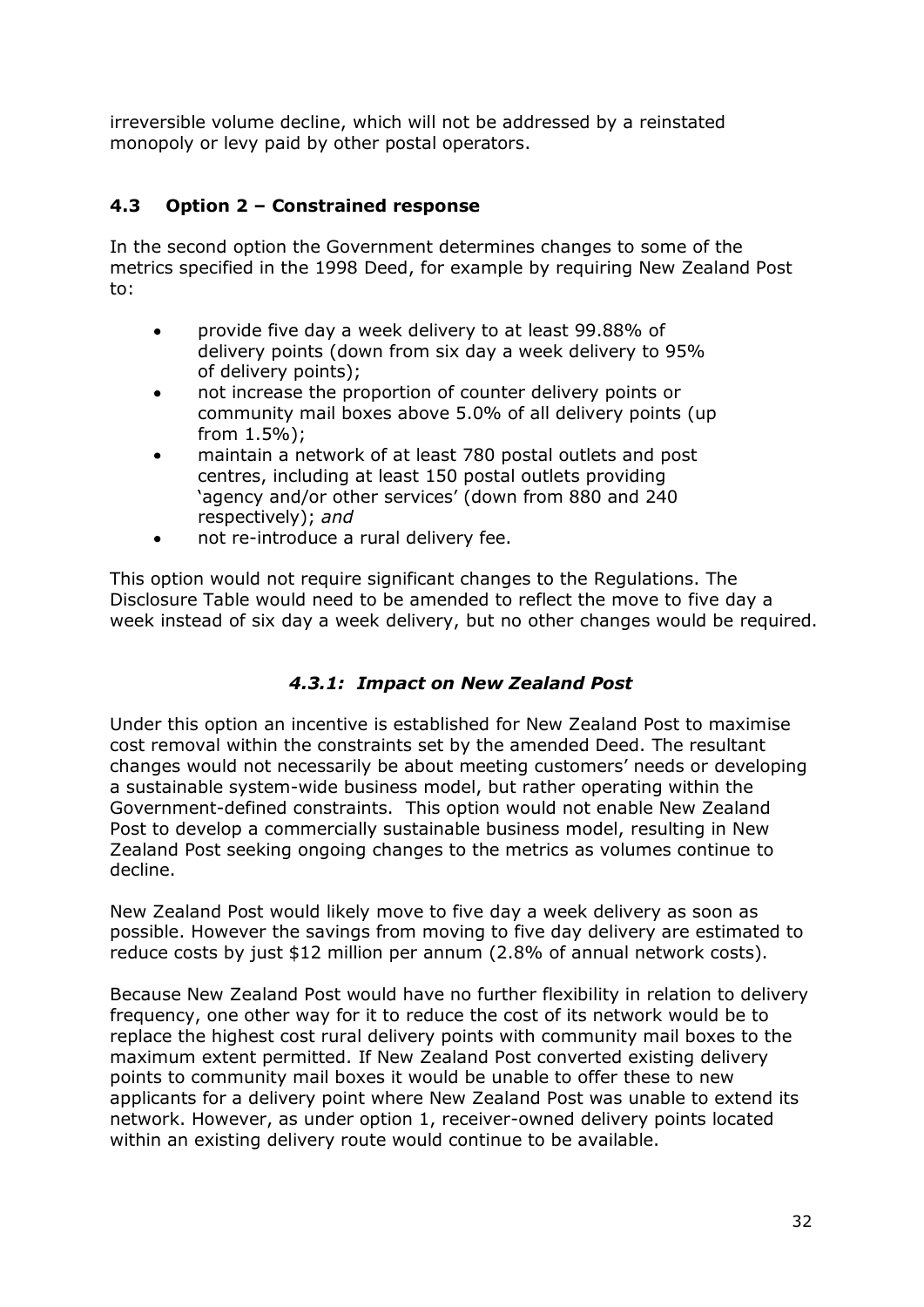irreversible volume decline, which will not be addressed by a reinstated monopoly or levy paid by other postal operators.

## 4.3 Option 2 – Constrained response

In the second option the Government determines changes to some of the metrics specified in the 1998 Deed, for example by requiring New Zealand Post to:

- provide five day a week delivery to at least 99.88% of delivery points (down from six day a week delivery to 95% of delivery points);
- not increase the proportion of counter delivery points or community mail boxes above 5.0% of all delivery points (up from 1.5%);
- maintain a network of at least 780 postal outlets and post centres, including at least 150 postal outlets providing 'agency and/or other services' (down from 880 and 240 respectively); *and*
- not re-introduce a rural delivery fee.

This option would not require significant changes to the Regulations. The Disclosure Table would need to be amended to reflect the move to five day a week instead of six day a week delivery, but no other changes would be required.

### *4.3.1: Impact on New Zealand Post*

Under this option an incentive is established for New Zealand Post to maximise cost removal within the constraints set by the amended Deed. The resultant changes would not necessarily be about meeting customers' needs or developing a sustainable system-wide business model, but rather operating within the Government-defined constraints. This option would not enable New Zealand Post to develop a commercially sustainable business model, resulting in New Zealand Post seeking ongoing changes to the metrics as volumes continue to decline.

New Zealand Post would likely move to five day a week delivery as soon as possible. However the savings from moving to five day delivery are estimated to reduce costs by just $12 million per annum (2.8% of annual network costs).

Because New Zealand Post would have no further flexibility in relation to delivery frequency, one other way for it to reduce the cost of its network would be to replace the highest cost rural delivery points with community mail boxes to the maximum extent permitted. If New Zealand Post converted existing delivery points to community mail boxes it would be unable to offer these to new applicants for a delivery point where New Zealand Post was unable to extend its network. However, as under option 1, receiver-owned delivery points located within an existing delivery route would continue to be available.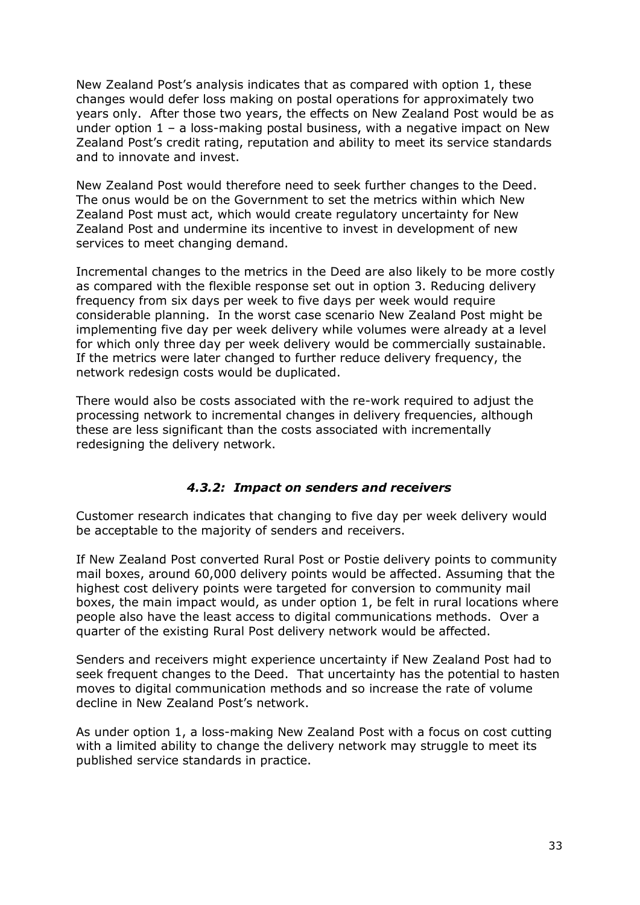New Zealand Post's analysis indicates that as compared with option 1, these changes would defer loss making on postal operations for approximately two years only. After those two years, the effects on New Zealand Post would be as under option 1 – a loss-making postal business, with a negative impact on New Zealand Post's credit rating, reputation and ability to meet its service standards and to innovate and invest.

New Zealand Post would therefore need to seek further changes to the Deed. The onus would be on the Government to set the metrics within which New Zealand Post must act, which would create regulatory uncertainty for New Zealand Post and undermine its incentive to invest in development of new services to meet changing demand.

Incremental changes to the metrics in the Deed are also likely to be more costly as compared with the flexible response set out in option 3. Reducing delivery frequency from six days per week to five days per week would require considerable planning. In the worst case scenario New Zealand Post might be implementing five day per week delivery while volumes were already at a level for which only three day per week delivery would be commercially sustainable. If the metrics were later changed to further reduce delivery frequency, the network redesign costs would be duplicated.

There would also be costs associated with the re-work required to adjust the processing network to incremental changes in delivery frequencies, although these are less significant than the costs associated with incrementally redesigning the delivery network.

### *4.3.2: Impact on senders and receivers*

Customer research indicates that changing to five day per week delivery would be acceptable to the majority of senders and receivers.

If New Zealand Post converted Rural Post or Postie delivery points to community mail boxes, around 60,000 delivery points would be affected. Assuming that the highest cost delivery points were targeted for conversion to community mail boxes, the main impact would, as under option 1, be felt in rural locations where people also have the least access to digital communications methods. Over a quarter of the existing Rural Post delivery network would be affected.

Senders and receivers might experience uncertainty if New Zealand Post had to seek frequent changes to the Deed. That uncertainty has the potential to hasten moves to digital communication methods and so increase the rate of volume decline in New Zealand Post's network.

As under option 1, a loss-making New Zealand Post with a focus on cost cutting with a limited ability to change the delivery network may struggle to meet its published service standards in practice.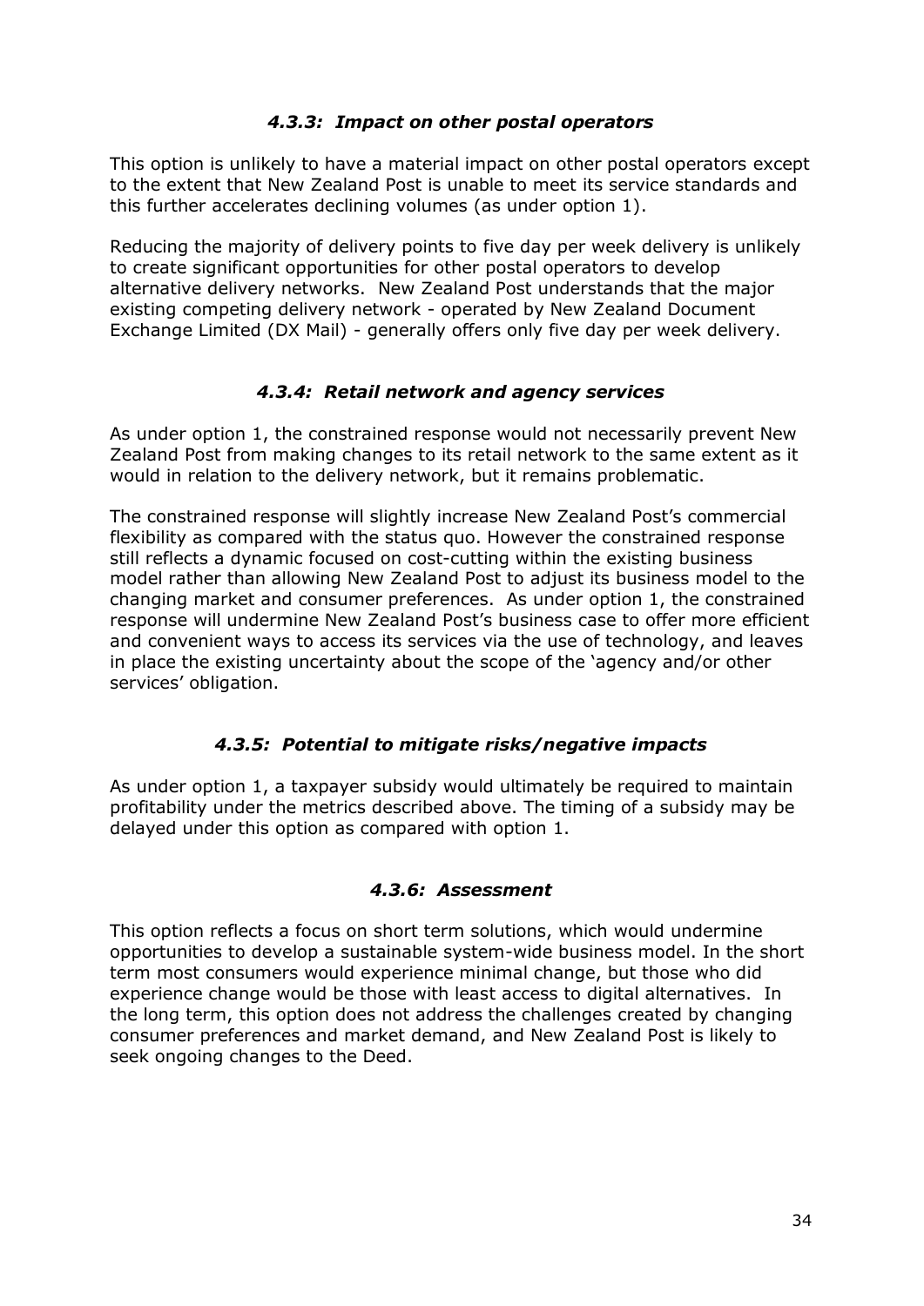#### *4.3.3: Impact on other postal operators*

This option is unlikely to have a material impact on other postal operators except to the extent that New Zealand Post is unable to meet its service standards and this further accelerates declining volumes (as under option 1).

Reducing the majority of delivery points to five day per week delivery is unlikely to create significant opportunities for other postal operators to develop alternative delivery networks. New Zealand Post understands that the major existing competing delivery network - operated by New Zealand Document Exchange Limited (DX Mail) - generally offers only five day per week delivery.

#### *4.3.4: Retail network and agency services*

As under option 1, the constrained response would not necessarily prevent New Zealand Post from making changes to its retail network to the same extent as it would in relation to the delivery network, but it remains problematic.

The constrained response will slightly increase New Zealand Post's commercial flexibility as compared with the status quo. However the constrained response still reflects a dynamic focused on cost-cutting within the existing business model rather than allowing New Zealand Post to adjust its business model to the changing market and consumer preferences. As under option 1, the constrained response will undermine New Zealand Post's business case to offer more efficient and convenient ways to access its services via the use of technology, and leaves in place the existing uncertainty about the scope of the 'agency and/or other services' obligation.

#### *4.3.5: Potential to mitigate risks/negative impacts*

As under option 1, a taxpayer subsidy would ultimately be required to maintain profitability under the metrics described above. The timing of a subsidy may be delayed under this option as compared with option 1.

#### *4.3.6: Assessment*

This option reflects a focus on short term solutions, which would undermine opportunities to develop a sustainable system-wide business model. In the short term most consumers would experience minimal change, but those who did experience change would be those with least access to digital alternatives. In the long term, this option does not address the challenges created by changing consumer preferences and market demand, and New Zealand Post is likely to seek ongoing changes to the Deed.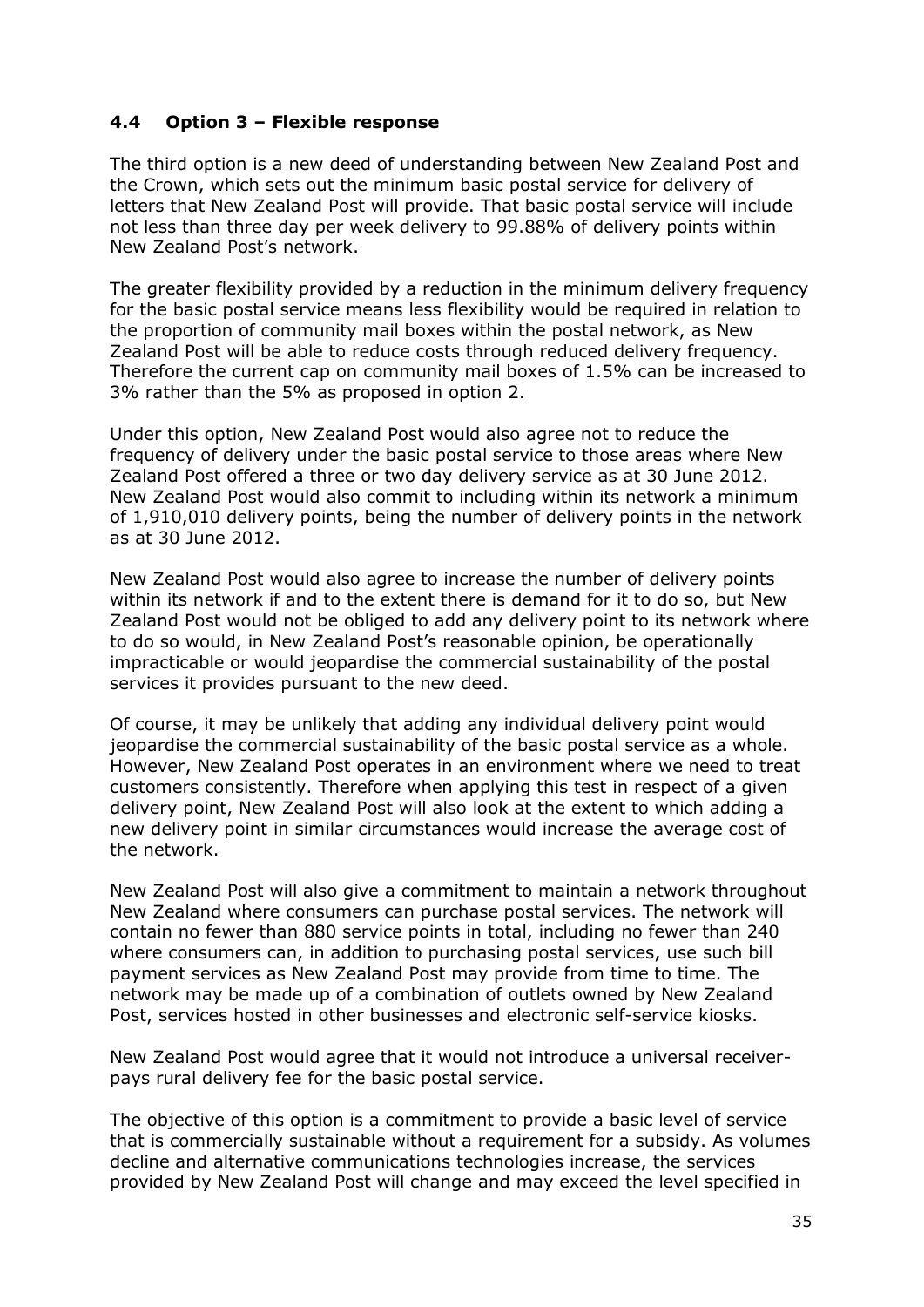### 4.4 Option 3 – Flexible response

The third option is a new deed of understanding between New Zealand Post and the Crown, which sets out the minimum basic postal service for delivery of letters that New Zealand Post will provide. That basic postal service will include not less than three day per week delivery to 99.88% of delivery points within New Zealand Post's network.

The greater flexibility provided by a reduction in the minimum delivery frequency for the basic postal service means less flexibility would be required in relation to the proportion of community mail boxes within the postal network, as New Zealand Post will be able to reduce costs through reduced delivery frequency. Therefore the current cap on community mail boxes of 1.5% can be increased to 3% rather than the 5% as proposed in option 2.

Under this option, New Zealand Post would also agree not to reduce the frequency of delivery under the basic postal service to those areas where New Zealand Post offered a three or two day delivery service as at 30 June 2012. New Zealand Post would also commit to including within its network a minimum of 1,910,010 delivery points, being the number of delivery points in the network as at 30 June 2012.

New Zealand Post would also agree to increase the number of delivery points within its network if and to the extent there is demand for it to do so, but New Zealand Post would not be obliged to add any delivery point to its network where to do so would, in New Zealand Post's reasonable opinion, be operationally impracticable or would jeopardise the commercial sustainability of the postal services it provides pursuant to the new deed.

Of course, it may be unlikely that adding any individual delivery point would jeopardise the commercial sustainability of the basic postal service as a whole. However, New Zealand Post operates in an environment where we need to treat customers consistently. Therefore when applying this test in respect of a given delivery point, New Zealand Post will also look at the extent to which adding a new delivery point in similar circumstances would increase the average cost of the network.

New Zealand Post will also give a commitment to maintain a network throughout New Zealand where consumers can purchase postal services. The network will contain no fewer than 880 service points in total, including no fewer than 240 where consumers can, in addition to purchasing postal services, use such bill payment services as New Zealand Post may provide from time to time. The network may be made up of a combination of outlets owned by New Zealand Post, services hosted in other businesses and electronic self-service kiosks.

New Zealand Post would agree that it would not introduce a universal receiver-pays rural delivery fee for the basic postal service.

The objective of this option is a commitment to provide a basic level of service that is commercially sustainable without a requirement for a subsidy. As volumes decline and alternative communications technologies increase, the services provided by New Zealand Post will change and may exceed the level specified in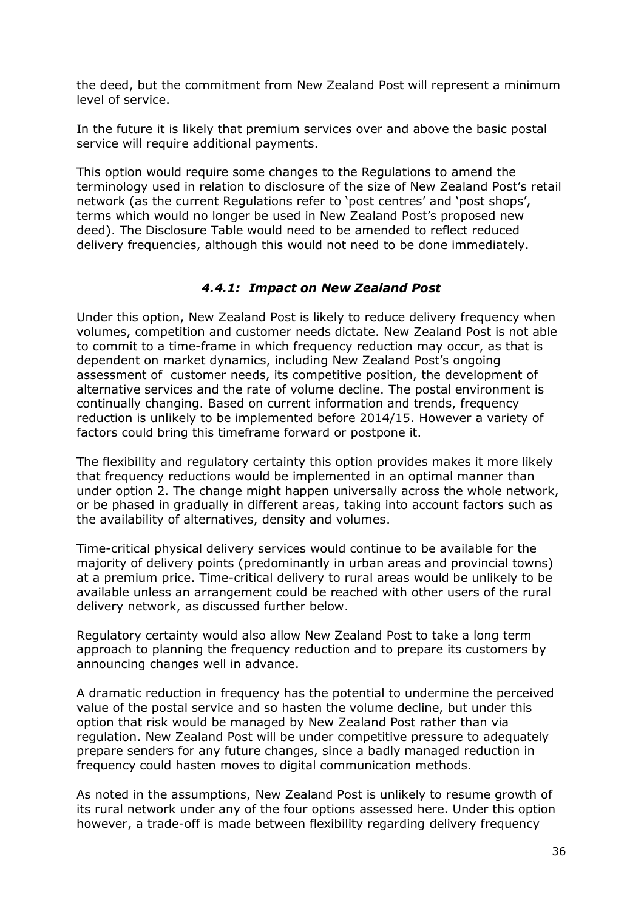the deed, but the commitment from New Zealand Post will represent a minimum level of service.

In the future it is likely that premium services over and above the basic postal service will require additional payments.

This option would require some changes to the Regulations to amend the terminology used in relation to disclosure of the size of New Zealand Post's retail network (as the current Regulations refer to 'post centres' and 'post shops', terms which would no longer be used in New Zealand Post's proposed new deed). The Disclosure Table would need to be amended to reflect reduced delivery frequencies, although this would not need to be done immediately.

### *4.4.1: Impact on New Zealand Post*

Under this option, New Zealand Post is likely to reduce delivery frequency when volumes, competition and customer needs dictate. New Zealand Post is not able to commit to a time-frame in which frequency reduction may occur, as that is dependent on market dynamics, including New Zealand Post's ongoing assessment of customer needs, its competitive position, the development of alternative services and the rate of volume decline. The postal environment is continually changing. Based on current information and trends, frequency reduction is unlikely to be implemented before 2014/15. However a variety of factors could bring this timeframe forward or postpone it.

The flexibility and regulatory certainty this option provides makes it more likely that frequency reductions would be implemented in an optimal manner than under option 2. The change might happen universally across the whole network, or be phased in gradually in different areas, taking into account factors such as the availability of alternatives, density and volumes.

Time-critical physical delivery services would continue to be available for the majority of delivery points (predominantly in urban areas and provincial towns) at a premium price. Time-critical delivery to rural areas would be unlikely to be available unless an arrangement could be reached with other users of the rural delivery network, as discussed further below.

Regulatory certainty would also allow New Zealand Post to take a long term approach to planning the frequency reduction and to prepare its customers by announcing changes well in advance.

A dramatic reduction in frequency has the potential to undermine the perceived value of the postal service and so hasten the volume decline, but under this option that risk would be managed by New Zealand Post rather than via regulation. New Zealand Post will be under competitive pressure to adequately prepare senders for any future changes, since a badly managed reduction in frequency could hasten moves to digital communication methods.

As noted in the assumptions, New Zealand Post is unlikely to resume growth of its rural network under any of the four options assessed here. Under this option however, a trade-off is made between flexibility regarding delivery frequency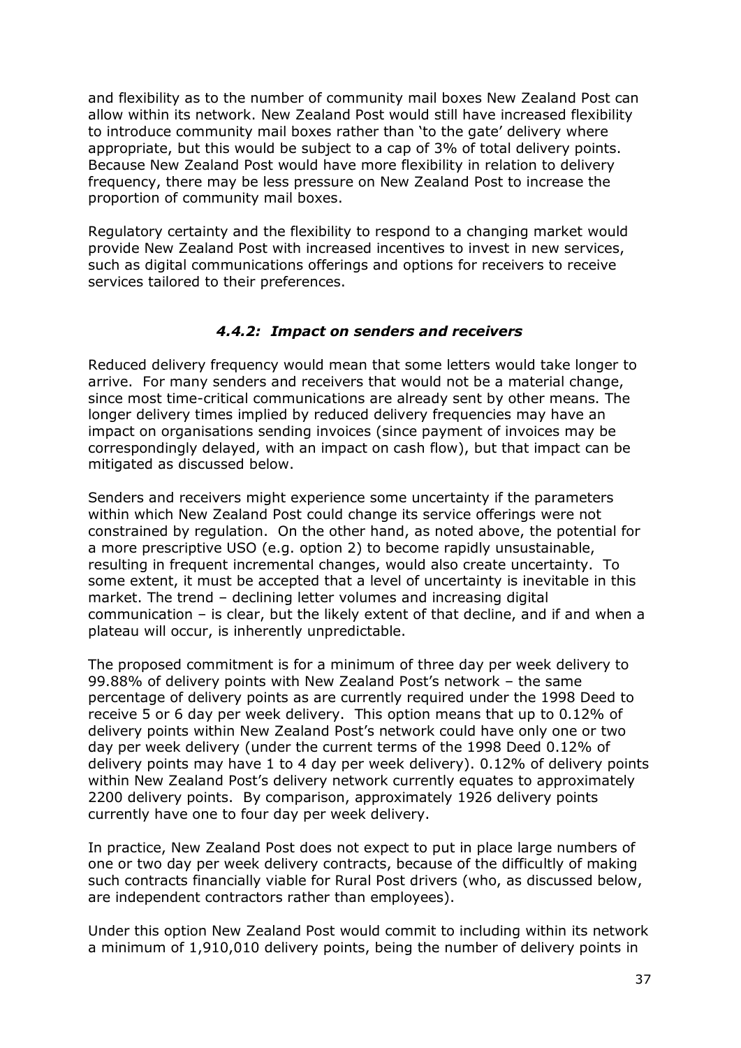and flexibility as to the number of community mail boxes New Zealand Post can allow within its network. New Zealand Post would still have increased flexibility to introduce community mail boxes rather than 'to the gate' delivery where appropriate, but this would be subject to a cap of 3% of total delivery points. Because New Zealand Post would have more flexibility in relation to delivery frequency, there may be less pressure on New Zealand Post to increase the proportion of community mail boxes.

Regulatory certainty and the flexibility to respond to a changing market would provide New Zealand Post with increased incentives to invest in new services, such as digital communications offerings and options for receivers to receive services tailored to their preferences.

### *4.4.2: Impact on senders and receivers*

Reduced delivery frequency would mean that some letters would take longer to arrive. For many senders and receivers that would not be a material change, since most time-critical communications are already sent by other means. The longer delivery times implied by reduced delivery frequencies may have an impact on organisations sending invoices (since payment of invoices may be correspondingly delayed, with an impact on cash flow), but that impact can be mitigated as discussed below.

Senders and receivers might experience some uncertainty if the parameters within which New Zealand Post could change its service offerings were not constrained by regulation. On the other hand, as noted above, the potential for a more prescriptive USO (e.g. option 2) to become rapidly unsustainable, resulting in frequent incremental changes, would also create uncertainty. To some extent, it must be accepted that a level of uncertainty is inevitable in this market. The trend – declining letter volumes and increasing digital communication – is clear, but the likely extent of that decline, and if and when a plateau will occur, is inherently unpredictable.

The proposed commitment is for a minimum of three day per week delivery to 99.88% of delivery points with New Zealand Post's network – the same percentage of delivery points as are currently required under the 1998 Deed to receive 5 or 6 day per week delivery. This option means that up to 0.12% of delivery points within New Zealand Post's network could have only one or two day per week delivery (under the current terms of the 1998 Deed 0.12% of delivery points may have 1 to 4 day per week delivery). 0.12% of delivery points within New Zealand Post's delivery network currently equates to approximately 2200 delivery points. By comparison, approximately 1926 delivery points currently have one to four day per week delivery.

In practice, New Zealand Post does not expect to put in place large numbers of one or two day per week delivery contracts, because of the difficultly of making such contracts financially viable for Rural Post drivers (who, as discussed below, are independent contractors rather than employees).

Under this option New Zealand Post would commit to including within its network a minimum of 1,910,010 delivery points, being the number of delivery points in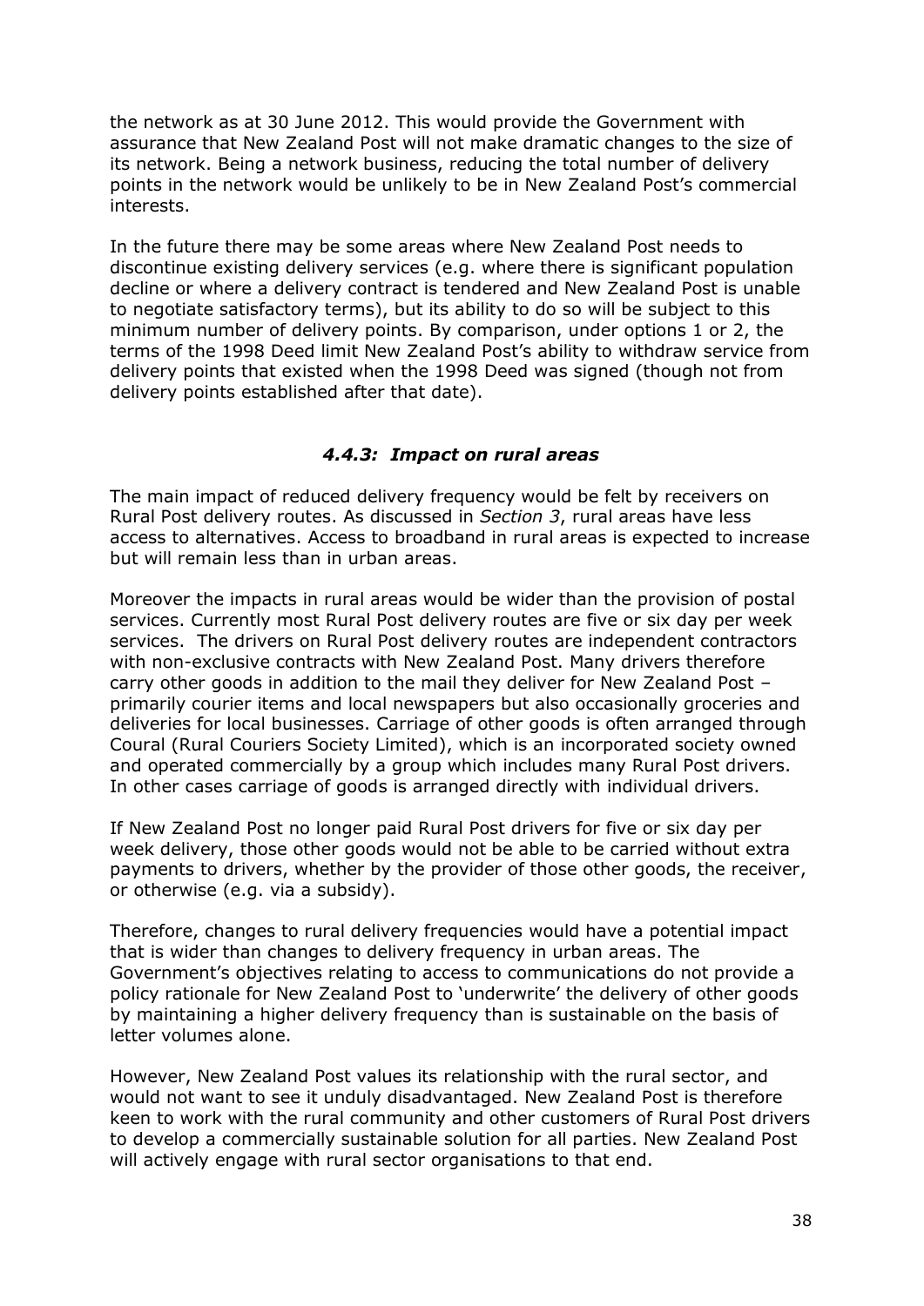the network as at 30 June 2012. This would provide the Government with assurance that New Zealand Post will not make dramatic changes to the size of its network. Being a network business, reducing the total number of delivery points in the network would be unlikely to be in New Zealand Post's commercial interests.

In the future there may be some areas where New Zealand Post needs to discontinue existing delivery services (e.g. where there is significant population decline or where a delivery contract is tendered and New Zealand Post is unable to negotiate satisfactory terms), but its ability to do so will be subject to this minimum number of delivery points. By comparison, under options 1 or 2, the terms of the 1998 Deed limit New Zealand Post's ability to withdraw service from delivery points that existed when the 1998 Deed was signed (though not from delivery points established after that date).

### *4.4.3: Impact on rural areas*

The main impact of reduced delivery frequency would be felt by receivers on Rural Post delivery routes. As discussed in *Section 3*, rural areas have less access to alternatives. Access to broadband in rural areas is expected to increase but will remain less than in urban areas.

Moreover the impacts in rural areas would be wider than the provision of postal services. Currently most Rural Post delivery routes are five or six day per week services. The drivers on Rural Post delivery routes are independent contractors with non-exclusive contracts with New Zealand Post. Many drivers therefore carry other goods in addition to the mail they deliver for New Zealand Post – primarily courier items and local newspapers but also occasionally groceries and deliveries for local businesses. Carriage of other goods is often arranged through Coural (Rural Couriers Society Limited), which is an incorporated society owned and operated commercially by a group which includes many Rural Post drivers. In other cases carriage of goods is arranged directly with individual drivers.

If New Zealand Post no longer paid Rural Post drivers for five or six day per week delivery, those other goods would not be able to be carried without extra payments to drivers, whether by the provider of those other goods, the receiver, or otherwise (e.g. via a subsidy).

Therefore, changes to rural delivery frequencies would have a potential impact that is wider than changes to delivery frequency in urban areas. The Government's objectives relating to access to communications do not provide a policy rationale for New Zealand Post to 'underwrite' the delivery of other goods by maintaining a higher delivery frequency than is sustainable on the basis of letter volumes alone.

However, New Zealand Post values its relationship with the rural sector, and would not want to see it unduly disadvantaged. New Zealand Post is therefore keen to work with the rural community and other customers of Rural Post drivers to develop a commercially sustainable solution for all parties. New Zealand Post will actively engage with rural sector organisations to that end.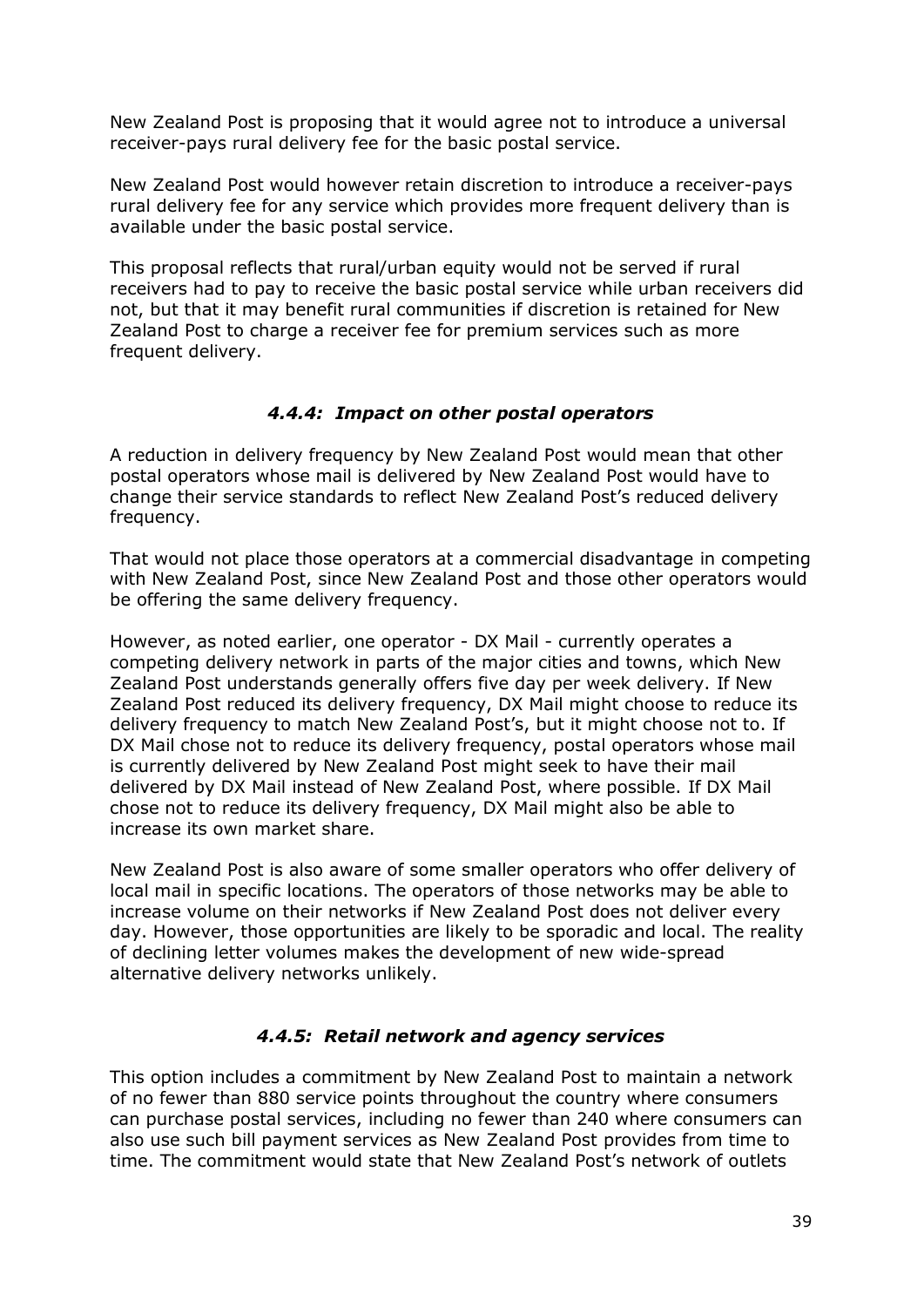New Zealand Post is proposing that it would agree not to introduce a universal receiver-pays rural delivery fee for the basic postal service.

New Zealand Post would however retain discretion to introduce a receiver-pays rural delivery fee for any service which provides more frequent delivery than is available under the basic postal service.

This proposal reflects that rural/urban equity would not be served if rural receivers had to pay to receive the basic postal service while urban receivers did not, but that it may benefit rural communities if discretion is retained for New Zealand Post to charge a receiver fee for premium services such as more frequent delivery.

### *4.4.4: Impact on other postal operators*

A reduction in delivery frequency by New Zealand Post would mean that other postal operators whose mail is delivered by New Zealand Post would have to change their service standards to reflect New Zealand Post's reduced delivery frequency.

That would not place those operators at a commercial disadvantage in competing with New Zealand Post, since New Zealand Post and those other operators would be offering the same delivery frequency.

However, as noted earlier, one operator - DX Mail - currently operates a competing delivery network in parts of the major cities and towns, which New Zealand Post understands generally offers five day per week delivery. If New Zealand Post reduced its delivery frequency, DX Mail might choose to reduce its delivery frequency to match New Zealand Post's, but it might choose not to. If DX Mail chose not to reduce its delivery frequency, postal operators whose mail is currently delivered by New Zealand Post might seek to have their mail delivered by DX Mail instead of New Zealand Post, where possible. If DX Mail chose not to reduce its delivery frequency, DX Mail might also be able to increase its own market share.

New Zealand Post is also aware of some smaller operators who offer delivery of local mail in specific locations. The operators of those networks may be able to increase volume on their networks if New Zealand Post does not deliver every day. However, those opportunities are likely to be sporadic and local. The reality of declining letter volumes makes the development of new wide-spread alternative delivery networks unlikely.

### *4.4.5: Retail network and agency services*

This option includes a commitment by New Zealand Post to maintain a network of no fewer than 880 service points throughout the country where consumers can purchase postal services, including no fewer than 240 where consumers can also use such bill payment services as New Zealand Post provides from time to time. The commitment would state that New Zealand Post's network of outlets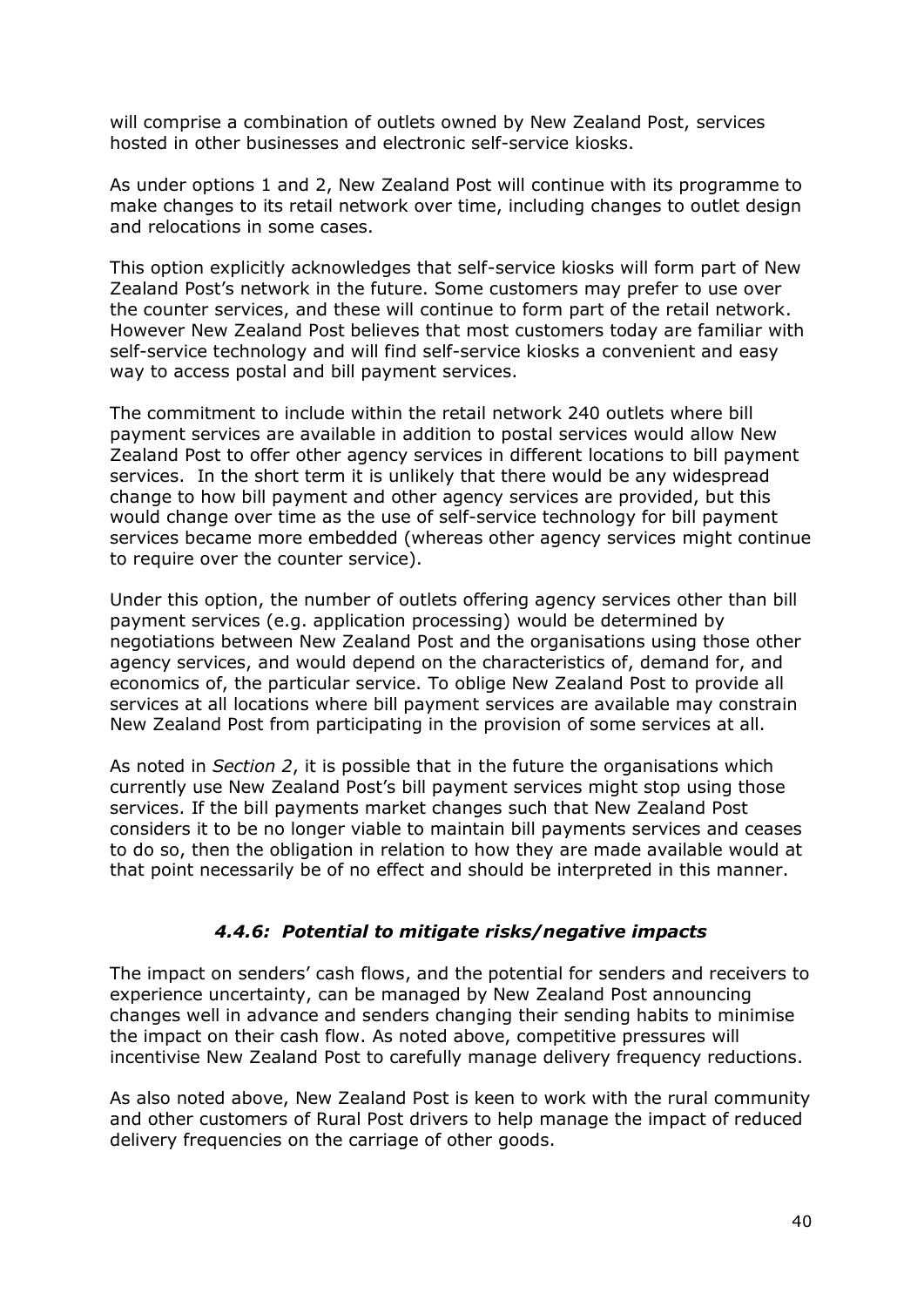will comprise a combination of outlets owned by New Zealand Post, services hosted in other businesses and electronic self-service kiosks.

As under options 1 and 2, New Zealand Post will continue with its programme to make changes to its retail network over time, including changes to outlet design and relocations in some cases.

This option explicitly acknowledges that self-service kiosks will form part of New Zealand Post's network in the future. Some customers may prefer to use over the counter services, and these will continue to form part of the retail network. However New Zealand Post believes that most customers today are familiar with self-service technology and will find self-service kiosks a convenient and easy way to access postal and bill payment services.

The commitment to include within the retail network 240 outlets where bill payment services are available in addition to postal services would allow New Zealand Post to offer other agency services in different locations to bill payment services. In the short term it is unlikely that there would be any widespread change to how bill payment and other agency services are provided, but this would change over time as the use of self-service technology for bill payment services became more embedded (whereas other agency services might continue to require over the counter service).

Under this option, the number of outlets offering agency services other than bill payment services (e.g. application processing) would be determined by negotiations between New Zealand Post and the organisations using those other agency services, and would depend on the characteristics of, demand for, and economics of, the particular service. To oblige New Zealand Post to provide all services at all locations where bill payment services are available may constrain New Zealand Post from participating in the provision of some services at all.

As noted in *Section 2*, it is possible that in the future the organisations which currently use New Zealand Post's bill payment services might stop using those services. If the bill payments market changes such that New Zealand Post considers it to be no longer viable to maintain bill payments services and ceases to do so, then the obligation in relation to how they are made available would at that point necessarily be of no effect and should be interpreted in this manner.

### *4.4.6: Potential to mitigate risks/negative impacts*

The impact on senders' cash flows, and the potential for senders and receivers to experience uncertainty, can be managed by New Zealand Post announcing changes well in advance and senders changing their sending habits to minimise the impact on their cash flow. As noted above, competitive pressures will incentivise New Zealand Post to carefully manage delivery frequency reductions.

As also noted above, New Zealand Post is keen to work with the rural community and other customers of Rural Post drivers to help manage the impact of reduced delivery frequencies on the carriage of other goods.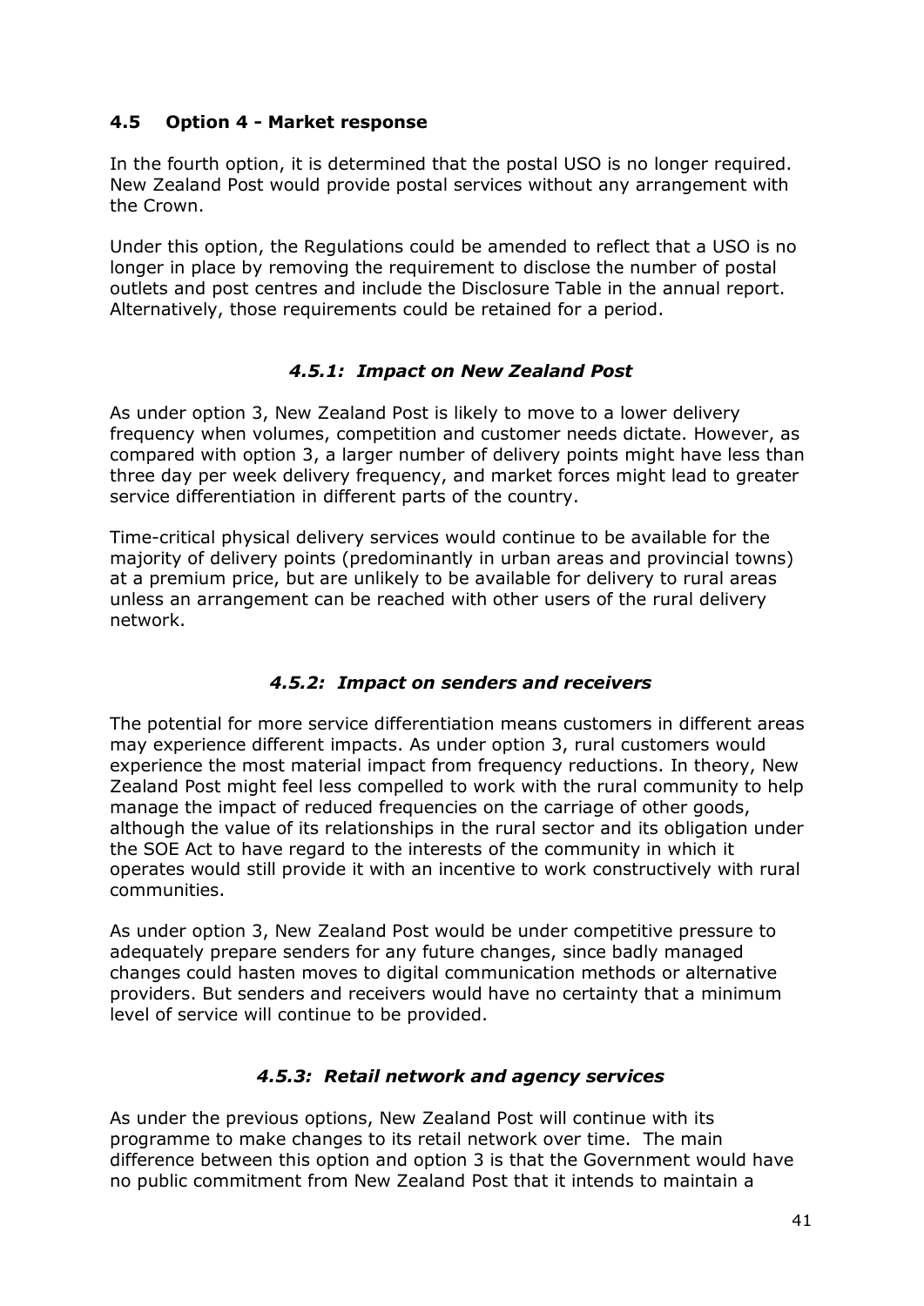### 4.5 Option 4 - Market response

In the fourth option, it is determined that the postal USO is no longer required. New Zealand Post would provide postal services without any arrangement with the Crown.

Under this option, the Regulations could be amended to reflect that a USO is no longer in place by removing the requirement to disclose the number of postal outlets and post centres and include the Disclosure Table in the annual report. Alternatively, those requirements could be retained for a period.

#### *4.5.1: Impact on New Zealand Post*

As under option 3, New Zealand Post is likely to move to a lower delivery frequency when volumes, competition and customer needs dictate. However, as compared with option 3, a larger number of delivery points might have less than three day per week delivery frequency, and market forces might lead to greater service differentiation in different parts of the country.

Time-critical physical delivery services would continue to be available for the majority of delivery points (predominantly in urban areas and provincial towns) at a premium price, but are unlikely to be available for delivery to rural areas unless an arrangement can be reached with other users of the rural delivery network.

#### *4.5.2: Impact on senders and receivers*

The potential for more service differentiation means customers in different areas may experience different impacts. As under option 3, rural customers would experience the most material impact from frequency reductions. In theory, New Zealand Post might feel less compelled to work with the rural community to help manage the impact of reduced frequencies on the carriage of other goods, although the value of its relationships in the rural sector and its obligation under the SOE Act to have regard to the interests of the community in which it operates would still provide it with an incentive to work constructively with rural communities.

As under option 3, New Zealand Post would be under competitive pressure to adequately prepare senders for any future changes, since badly managed changes could hasten moves to digital communication methods or alternative providers. But senders and receivers would have no certainty that a minimum level of service will continue to be provided.

#### *4.5.3: Retail network and agency services*

As under the previous options, New Zealand Post will continue with its programme to make changes to its retail network over time. The main difference between this option and option 3 is that the Government would have no public commitment from New Zealand Post that it intends to maintain a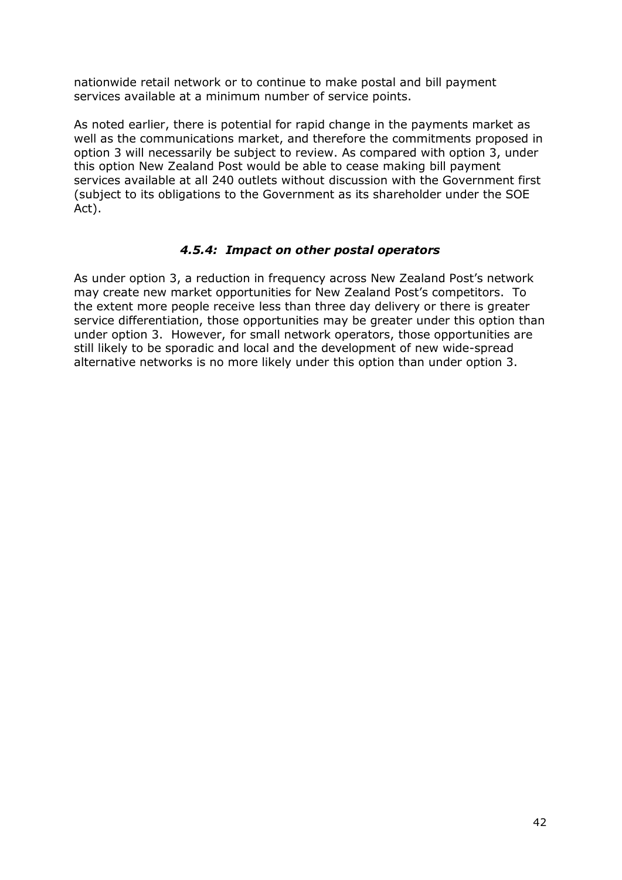nationwide retail network or to continue to make postal and bill payment services available at a minimum number of service points.

As noted earlier, there is potential for rapid change in the payments market as well as the communications market, and therefore the commitments proposed in option 3 will necessarily be subject to review. As compared with option 3, under this option New Zealand Post would be able to cease making bill payment services available at all 240 outlets without discussion with the Government first (subject to its obligations to the Government as its shareholder under the SOE Act).

### *4.5.4: Impact on other postal operators*

As under option 3, a reduction in frequency across New Zealand Post's network may create new market opportunities for New Zealand Post's competitors. To the extent more people receive less than three day delivery or there is greater service differentiation, those opportunities may be greater under this option than under option 3. However, for small network operators, those opportunities are still likely to be sporadic and local and the development of new wide-spread alternative networks is no more likely under this option than under option 3.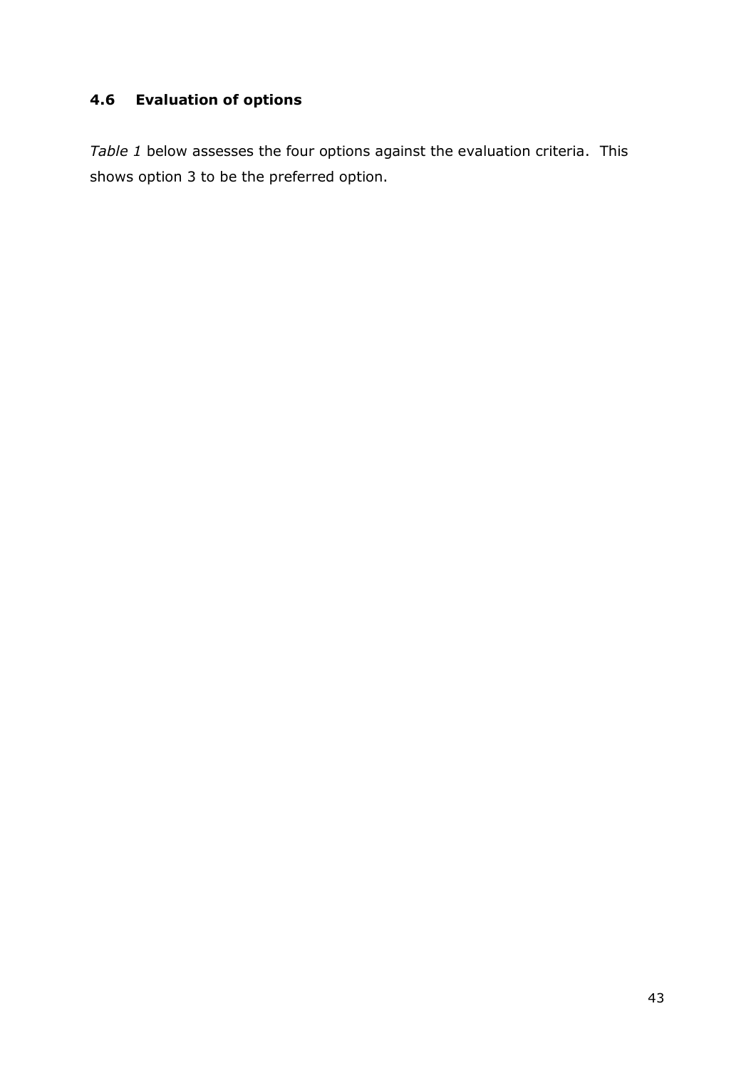## 4.6 Evaluation of options

*Table 1* below assesses the four options against the evaluation criteria. This shows option 3 to be the preferred option.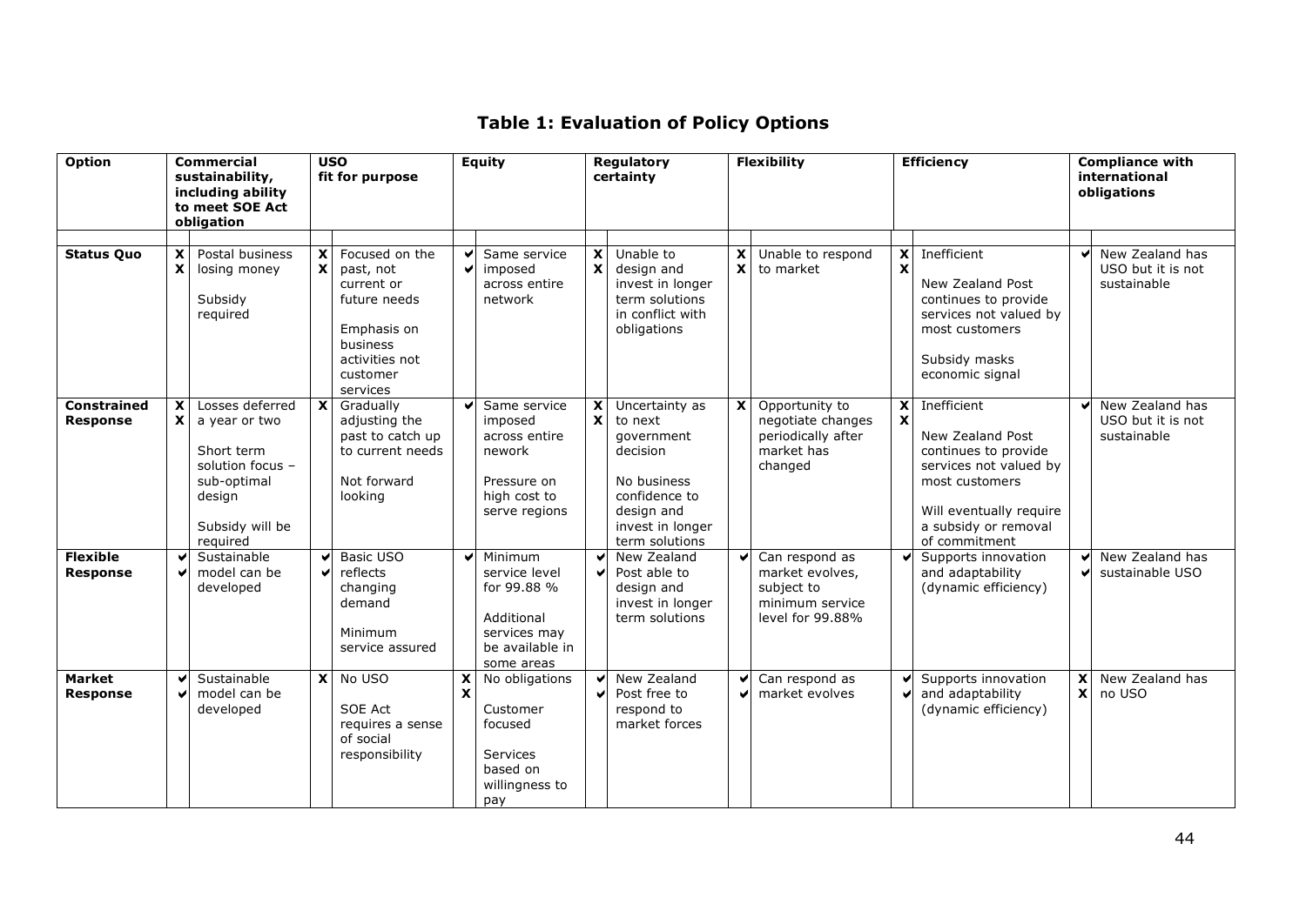## Table 1: Evaluation of Policy Options

| Option | Commercial sustainability, including ability to meet SOE Act obligation | | USO fit for purpose | | Equity | | Regulatory certainty | | Flexibility | | Efficiency | | Compliance with international obligations | |
|---|---|---|---|---|---|---|---|---|---|---|---|---|---|---|
| **Status Quo** | X X | Postal business losing money<br><br>Subsidy required | X X | Focused on the past, not current or future needs<br><br>Emphasis on business activities not customer services | ✔ ✔ | Same service imposed across entire network | X X | Unable to design and invest in longer term solutions in conflict with obligations | X X | Unable to respond to market | X X | Inefficient<br><br>New Zealand Post continues to provide services not valued by most customers<br><br>Subsidy masks economic signal | ✔ | New Zealand has USO but it is not sustainable |
| **Constrained Response** | X X | Losses deferred a year or two<br><br>Short term solution focus – sub-optimal design<br><br>Subsidy will be required | X | Gradually adjusting the past to catch up to current needs<br><br>Not forward looking | ✔ | Same service imposed across entire nework<br><br>Pressure on high cost to serve regions | X X | Uncertainty as to next government decision<br><br>No business confidence to design and invest in longer term solutions | X | Opportunity to negotiate changes periodically after market has changed | X X | Inefficient<br><br>New Zealand Post continues to provide services not valued by most customers<br><br>Will eventually require a subsidy or removal of commitment | ✔ | New Zealand has USO but it is not sustainable |
| **Flexible Response** | ✔ ✔ | Sustainable model can be developed | ✔ ✔ | Basic USO reflects changing demand<br><br>Minimum service assured | ✔ | Minimum service level for 99.88 %<br><br>Additional services may be available in some areas | ✔ ✔ | New Zealand Post able to design and invest in longer term solutions | ✔ | Can respond as market evolves, subject to minimum service level for 99.88% | ✔ | Supports innovation and adaptability (dynamic efficiency) | ✔ ✔ | New Zealand has sustainable USO |
| **Market Response** | ✔ ✔ | Sustainable model can be developed | X | No USO<br><br>SOE Act requires a sense of social responsibility | X X | No obligations<br><br>Customer focused<br><br>Services based on willingness to pay | ✔ ✔ | New Zealand Post free to respond to market forces | ✔ ✔ | Can respond as market evolves | ✔ ✔ | Supports innovation and adaptability (dynamic efficiency) | X X | New Zealand has no USO |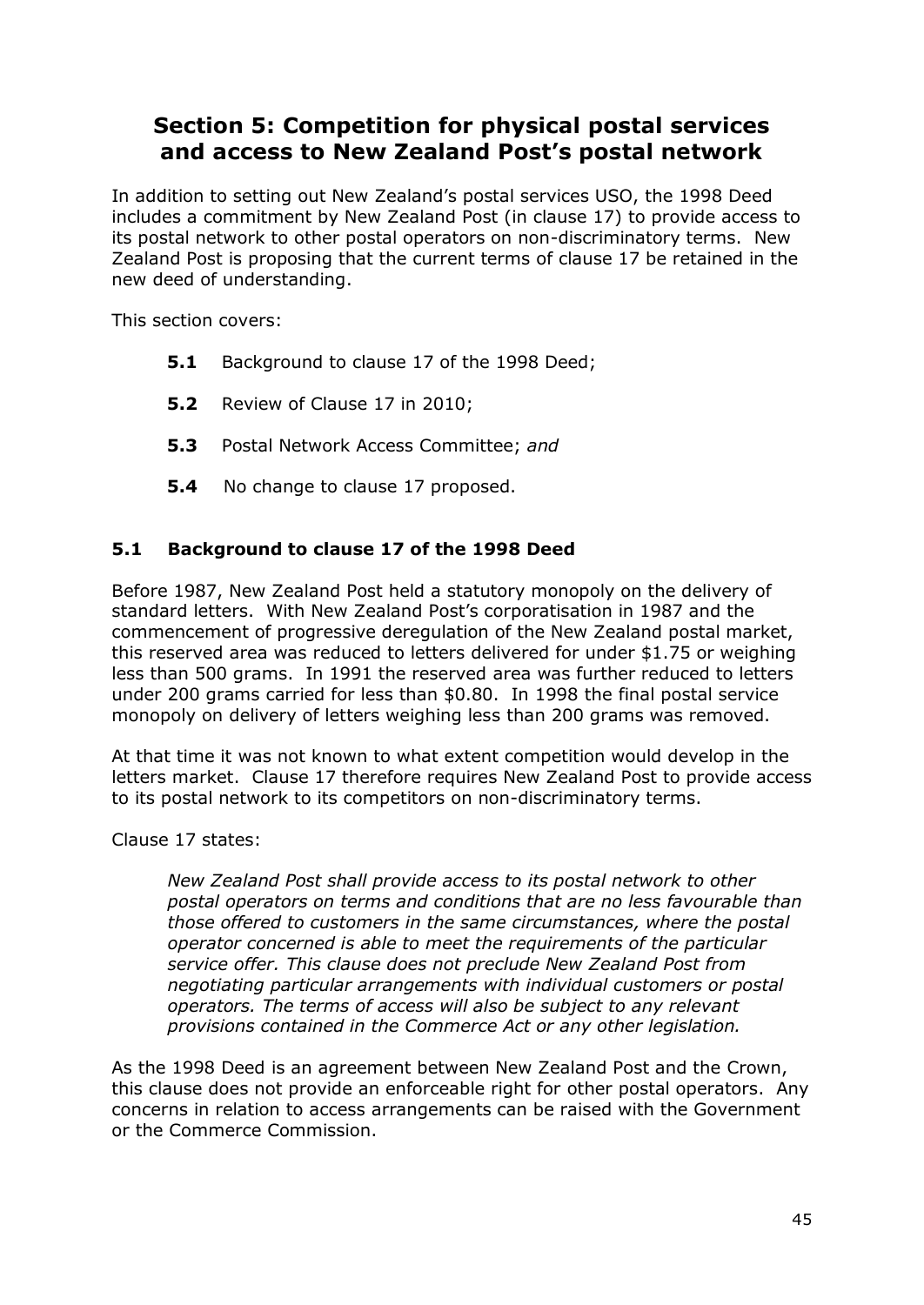# Section 5: Competition for physical postal services and access to New Zealand Post's postal network

In addition to setting out New Zealand's postal services USO, the 1998 Deed includes a commitment by New Zealand Post (in clause 17) to provide access to its postal network to other postal operators on non-discriminatory terms. New Zealand Post is proposing that the current terms of clause 17 be retained in the new deed of understanding.

This section covers:

- **5.1** Background to clause 17 of the 1998 Deed;
- **5.2** Review of Clause 17 in 2010;
- **5.3** Postal Network Access Committee; *and*
- **5.4** No change to clause 17 proposed.

## 5.1 Background to clause 17 of the 1998 Deed

Before 1987, New Zealand Post held a statutory monopoly on the delivery of standard letters. With New Zealand Post's corporatisation in 1987 and the commencement of progressive deregulation of the New Zealand postal market, this reserved area was reduced to letters delivered for under $1.75 or weighing less than 500 grams. In 1991 the reserved area was further reduced to letters under 200 grams carried for less than $0.80. In 1998 the final postal service monopoly on delivery of letters weighing less than 200 grams was removed.

At that time it was not known to what extent competition would develop in the letters market. Clause 17 therefore requires New Zealand Post to provide access to its postal network to its competitors on non-discriminatory terms.

Clause 17 states:

> *New Zealand Post shall provide access to its postal network to other postal operators on terms and conditions that are no less favourable than those offered to customers in the same circumstances, where the postal operator concerned is able to meet the requirements of the particular service offer. This clause does not preclude New Zealand Post from negotiating particular arrangements with individual customers or postal operators. The terms of access will also be subject to any relevant provisions contained in the Commerce Act or any other legislation.*

As the 1998 Deed is an agreement between New Zealand Post and the Crown, this clause does not provide an enforceable right for other postal operators. Any concerns in relation to access arrangements can be raised with the Government or the Commerce Commission.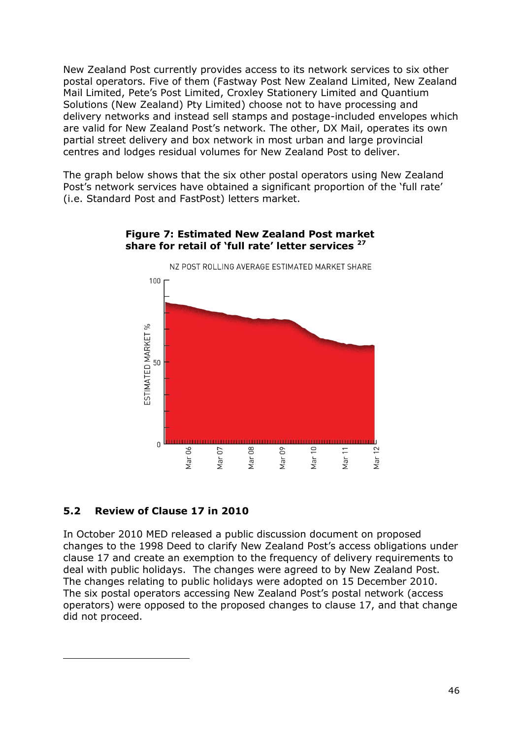New Zealand Post currently provides access to its network services to six other postal operators. Five of them (Fastway Post New Zealand Limited, New Zealand Mail Limited, Pete's Post Limited, Croxley Stationery Limited and Quantium Solutions (New Zealand) Pty Limited) choose not to have processing and delivery networks and instead sell stamps and postage-included envelopes which are valid for New Zealand Post's network. The other, DX Mail, operates its own partial street delivery and box network in most urban and large provincial centres and lodges residual volumes for New Zealand Post to deliver.

The graph below shows that the six other postal operators using New Zealand Post's network services have obtained a significant proportion of the 'full rate' (i.e. Standard Post and FastPost) letters market.

**Figure 7: Estimated New Zealand Post market share for retail of 'full rate' letter services [27]**

## 5.2 Review of Clause 17 in 2010

In October 2010 MED released a public discussion document on proposed changes to the 1998 Deed to clarify New Zealand Post's access obligations under clause 17 and create an exemption to the frequency of delivery requirements to deal with public holidays. The changes were agreed to by New Zealand Post. The changes relating to public holidays were adopted on 15 December 2010. The six postal operators accessing New Zealand Post's postal network (access operators) were opposed to the proposed changes to clause 17, and that change did not proceed.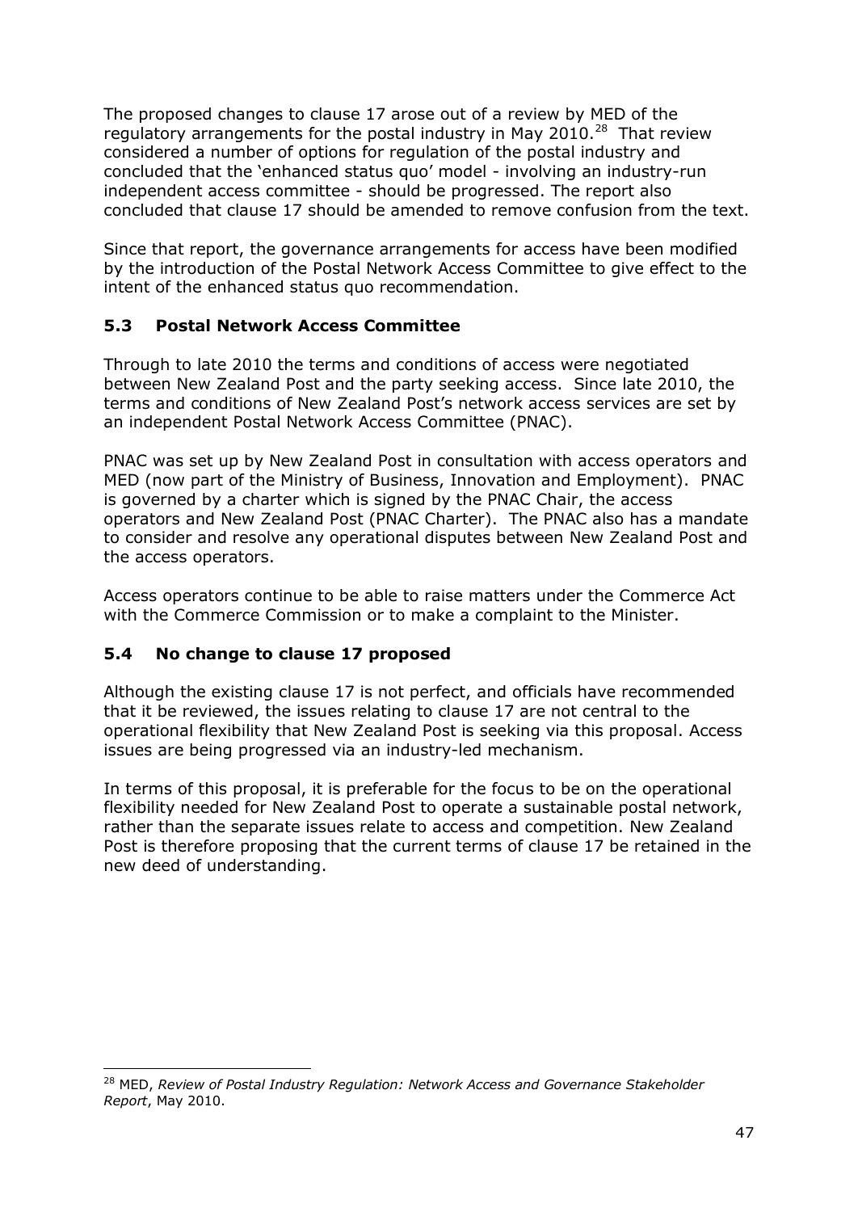The proposed changes to clause 17 arose out of a review by MED of the regulatory arrangements for the postal industry in May 2010.[28] That review considered a number of options for regulation of the postal industry and concluded that the 'enhanced status quo' model - involving an industry-run independent access committee - should be progressed. The report also concluded that clause 17 should be amended to remove confusion from the text.

Since that report, the governance arrangements for access have been modified by the introduction of the Postal Network Access Committee to give effect to the intent of the enhanced status quo recommendation.

### 5.3 Postal Network Access Committee

Through to late 2010 the terms and conditions of access were negotiated between New Zealand Post and the party seeking access. Since late 2010, the terms and conditions of New Zealand Post's network access services are set by an independent Postal Network Access Committee (PNAC).

PNAC was set up by New Zealand Post in consultation with access operators and MED (now part of the Ministry of Business, Innovation and Employment). PNAC is governed by a charter which is signed by the PNAC Chair, the access operators and New Zealand Post (PNAC Charter). The PNAC also has a mandate to consider and resolve any operational disputes between New Zealand Post and the access operators.

Access operators continue to be able to raise matters under the Commerce Act with the Commerce Commission or to make a complaint to the Minister.

### 5.4 No change to clause 17 proposed

Although the existing clause 17 is not perfect, and officials have recommended that it be reviewed, the issues relating to clause 17 are not central to the operational flexibility that New Zealand Post is seeking via this proposal. Access issues are being progressed via an industry-led mechanism.

In terms of this proposal, it is preferable for the focus to be on the operational flexibility needed for New Zealand Post to operate a sustainable postal network, rather than the separate issues relate to access and competition. New Zealand Post is therefore proposing that the current terms of clause 17 be retained in the new deed of understanding.

---

[28] MED, *Review of Postal Industry Regulation: Network Access and Governance Stakeholder Report*, May 2010.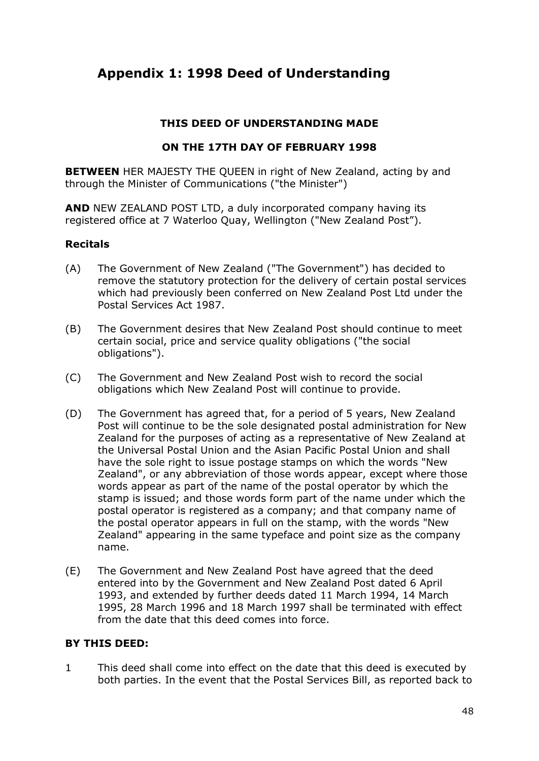# Appendix 1: 1998 Deed of Understanding

**THIS DEED OF UNDERSTANDING MADE**

**ON THE 17TH DAY OF FEBRUARY 1998**

**BETWEEN** HER MAJESTY THE QUEEN in right of New Zealand, acting by and through the Minister of Communications ("the Minister")

**AND** NEW ZEALAND POST LTD, a duly incorporated company having its registered office at 7 Waterloo Quay, Wellington ("New Zealand Post").

**Recitals**

(A) The Government of New Zealand ("The Government") has decided to remove the statutory protection for the delivery of certain postal services which had previously been conferred on New Zealand Post Ltd under the Postal Services Act 1987.

(B) The Government desires that New Zealand Post should continue to meet certain social, price and service quality obligations ("the social obligations").

(C) The Government and New Zealand Post wish to record the social obligations which New Zealand Post will continue to provide.

(D) The Government has agreed that, for a period of 5 years, New Zealand Post will continue to be the sole designated postal administration for New Zealand for the purposes of acting as a representative of New Zealand at the Universal Postal Union and the Asian Pacific Postal Union and shall have the sole right to issue postage stamps on which the words "New Zealand", or any abbreviation of those words appear, except where those words appear as part of the name of the postal operator by which the stamp is issued; and those words form part of the name under which the postal operator is registered as a company; and that company name of the postal operator appears in full on the stamp, with the words "New Zealand" appearing in the same typeface and point size as the company name.

(E) The Government and New Zealand Post have agreed that the deed entered into by the Government and New Zealand Post dated 6 April 1993, and extended by further deeds dated 11 March 1994, 14 March 1995, 28 March 1996 and 18 March 1997 shall be terminated with effect from the date that this deed comes into force.

**BY THIS DEED:**

1 This deed shall come into effect on the date that this deed is executed by both parties. In the event that the Postal Services Bill, as reported back to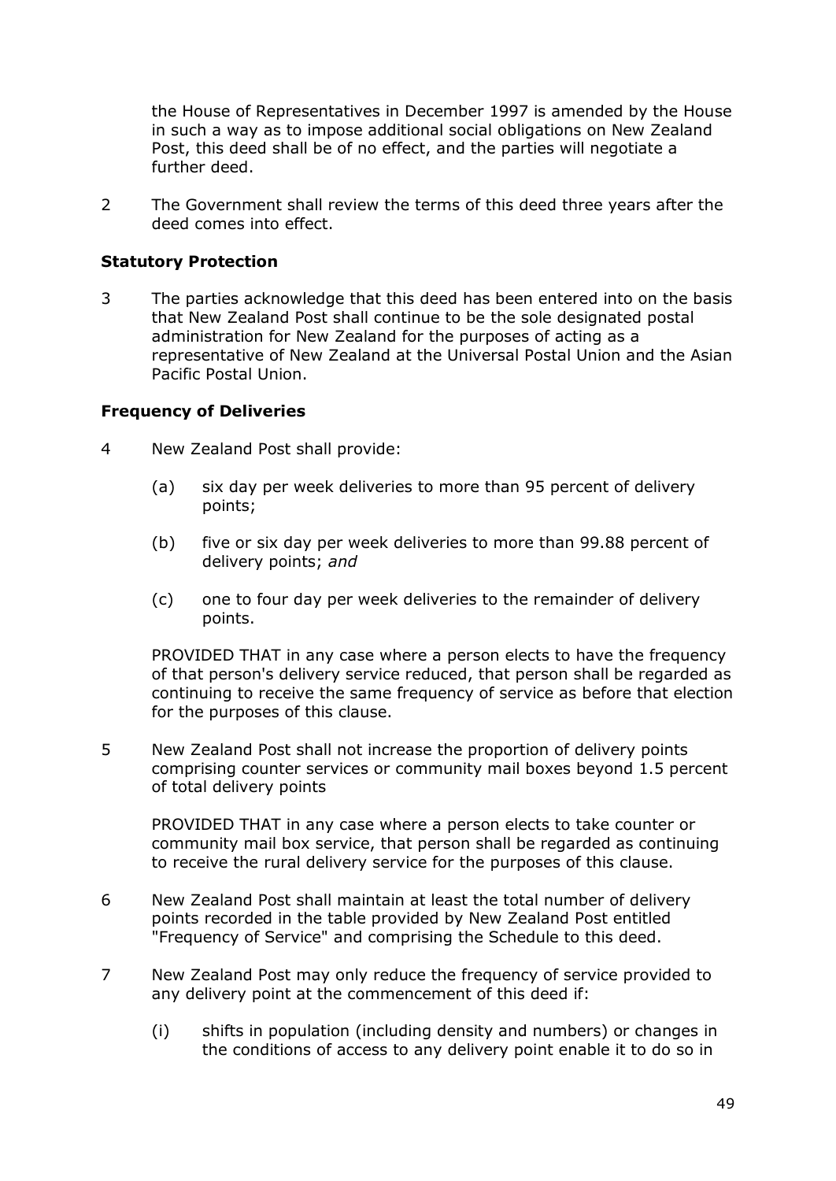the House of Representatives in December 1997 is amended by the House in such a way as to impose additional social obligations on New Zealand Post, this deed shall be of no effect, and the parties will negotiate a further deed.

2 The Government shall review the terms of this deed three years after the deed comes into effect.

**Statutory Protection**

3 The parties acknowledge that this deed has been entered into on the basis that New Zealand Post shall continue to be the sole designated postal administration for New Zealand for the purposes of acting as a representative of New Zealand at the Universal Postal Union and the Asian Pacific Postal Union.

**Frequency of Deliveries**

4 New Zealand Post shall provide:

(a) six day per week deliveries to more than 95 percent of delivery points;

(b) five or six day per week deliveries to more than 99.88 percent of delivery points; *and*

(c) one to four day per week deliveries to the remainder of delivery points.

PROVIDED THAT in any case where a person elects to have the frequency of that person's delivery service reduced, that person shall be regarded as continuing to receive the same frequency of service as before that election for the purposes of this clause.

5 New Zealand Post shall not increase the proportion of delivery points comprising counter services or community mail boxes beyond 1.5 percent of total delivery points

PROVIDED THAT in any case where a person elects to take counter or community mail box service, that person shall be regarded as continuing to receive the rural delivery service for the purposes of this clause.

6 New Zealand Post shall maintain at least the total number of delivery points recorded in the table provided by New Zealand Post entitled "Frequency of Service" and comprising the Schedule to this deed.

7 New Zealand Post may only reduce the frequency of service provided to any delivery point at the commencement of this deed if:

(i) shifts in population (including density and numbers) or changes in the conditions of access to any delivery point enable it to do so in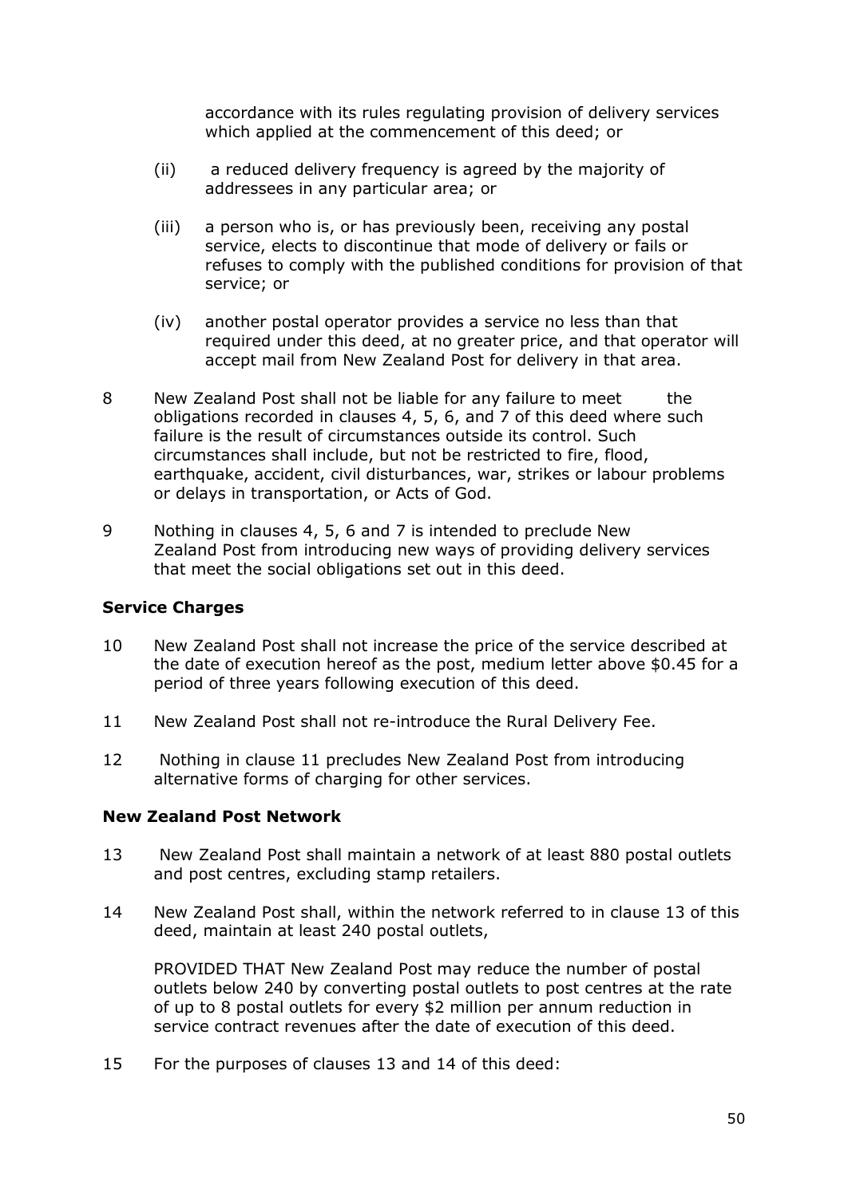accordance with its rules regulating provision of delivery services which applied at the commencement of this deed; or

(ii) a reduced delivery frequency is agreed by the majority of addressees in any particular area; or

(iii) a person who is, or has previously been, receiving any postal service, elects to discontinue that mode of delivery or fails or refuses to comply with the published conditions for provision of that service; or

(iv) another postal operator provides a service no less than that required under this deed, at no greater price, and that operator will accept mail from New Zealand Post for delivery in that area.

8 New Zealand Post shall not be liable for any failure to meet the obligations recorded in clauses 4, 5, 6, and 7 of this deed where such failure is the result of circumstances outside its control. Such circumstances shall include, but not be restricted to fire, flood, earthquake, accident, civil disturbances, war, strikes or labour problems or delays in transportation, or Acts of God.

9 Nothing in clauses 4, 5, 6 and 7 is intended to preclude New Zealand Post from introducing new ways of providing delivery services that meet the social obligations set out in this deed.

**Service Charges**

10 New Zealand Post shall not increase the price of the service described at the date of execution hereof as the post, medium letter above $0.45 for a period of three years following execution of this deed.

11 New Zealand Post shall not re-introduce the Rural Delivery Fee.

12 Nothing in clause 11 precludes New Zealand Post from introducing alternative forms of charging for other services.

**New Zealand Post Network**

13 New Zealand Post shall maintain a network of at least 880 postal outlets and post centres, excluding stamp retailers.

14 New Zealand Post shall, within the network referred to in clause 13 of this deed, maintain at least 240 postal outlets,

PROVIDED THAT New Zealand Post may reduce the number of postal outlets below 240 by converting postal outlets to post centres at the rate of up to 8 postal outlets for every $2 million per annum reduction in service contract revenues after the date of execution of this deed.

15 For the purposes of clauses 13 and 14 of this deed: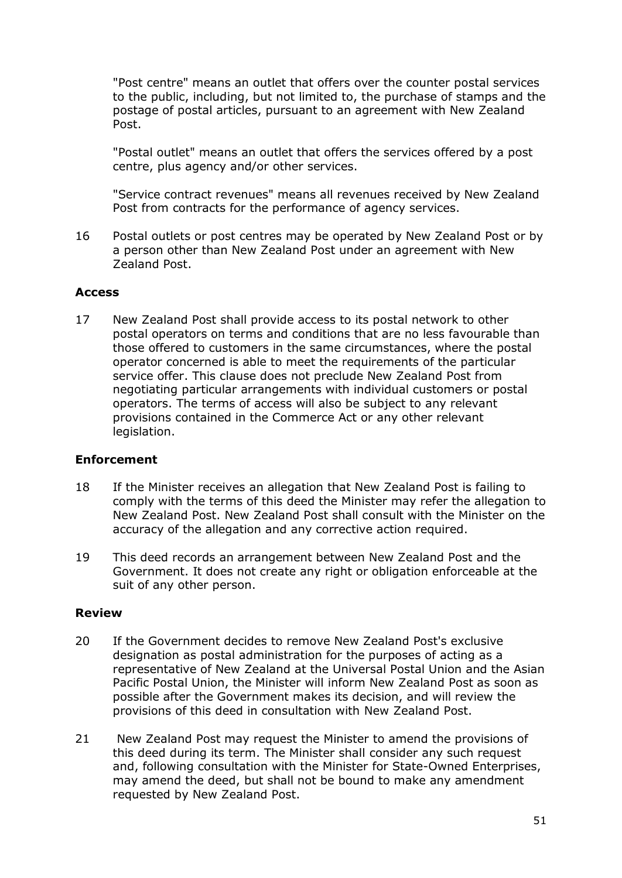"Post centre" means an outlet that offers over the counter postal services to the public, including, but not limited to, the purchase of stamps and the postage of postal articles, pursuant to an agreement with New Zealand Post.

"Postal outlet" means an outlet that offers the services offered by a post centre, plus agency and/or other services.

"Service contract revenues" means all revenues received by New Zealand Post from contracts for the performance of agency services.

16 Postal outlets or post centres may be operated by New Zealand Post or by a person other than New Zealand Post under an agreement with New Zealand Post.

**Access**

17 New Zealand Post shall provide access to its postal network to other postal operators on terms and conditions that are no less favourable than those offered to customers in the same circumstances, where the postal operator concerned is able to meet the requirements of the particular service offer. This clause does not preclude New Zealand Post from negotiating particular arrangements with individual customers or postal operators. The terms of access will also be subject to any relevant provisions contained in the Commerce Act or any other relevant legislation.

**Enforcement**

18 If the Minister receives an allegation that New Zealand Post is failing to comply with the terms of this deed the Minister may refer the allegation to New Zealand Post. New Zealand Post shall consult with the Minister on the accuracy of the allegation and any corrective action required.

19 This deed records an arrangement between New Zealand Post and the Government. It does not create any right or obligation enforceable at the suit of any other person.

**Review**

20 If the Government decides to remove New Zealand Post's exclusive designation as postal administration for the purposes of acting as a representative of New Zealand at the Universal Postal Union and the Asian Pacific Postal Union, the Minister will inform New Zealand Post as soon as possible after the Government makes its decision, and will review the provisions of this deed in consultation with New Zealand Post.

21 New Zealand Post may request the Minister to amend the provisions of this deed during its term. The Minister shall consider any such request and, following consultation with the Minister for State-Owned Enterprises, may amend the deed, but shall not be bound to make any amendment requested by New Zealand Post.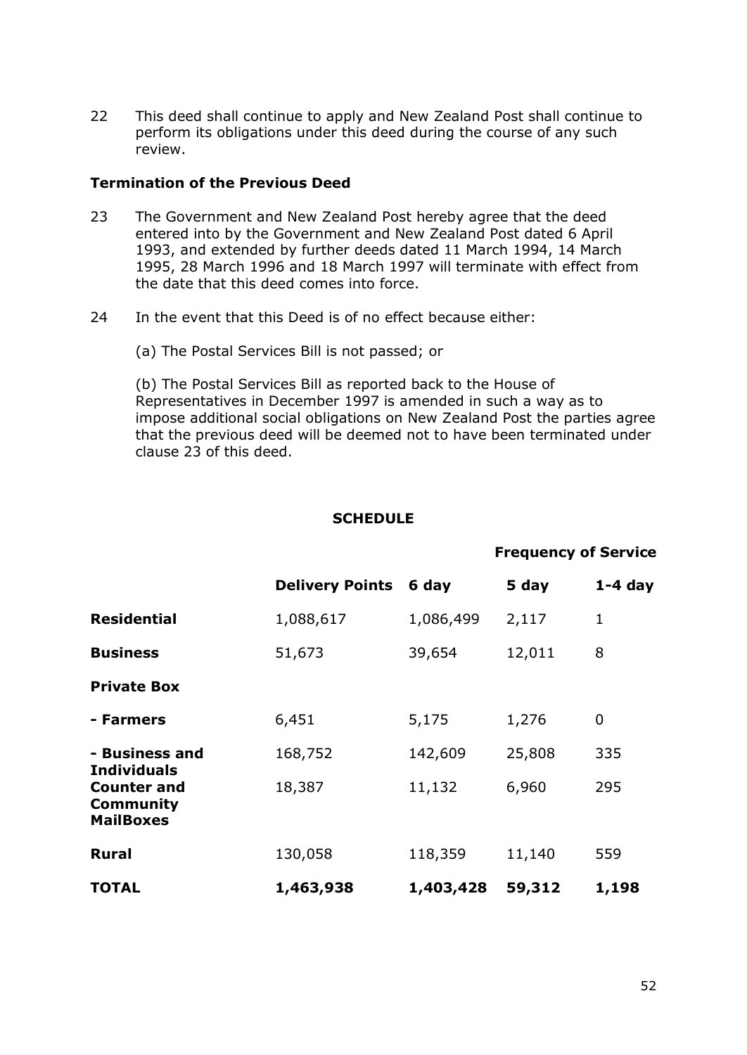22 This deed shall continue to apply and New Zealand Post shall continue to perform its obligations under this deed during the course of any such review.

**Termination of the Previous Deed**

23 The Government and New Zealand Post hereby agree that the deed entered into by the Government and New Zealand Post dated 6 April 1993, and extended by further deeds dated 11 March 1994, 14 March 1995, 28 March 1996 and 18 March 1997 will terminate with effect from the date that this deed comes into force.

24 In the event that this Deed is of no effect because either:

(a) The Postal Services Bill is not passed; or

(b) The Postal Services Bill as reported back to the House of Representatives in December 1997 is amended in such a way as to impose additional social obligations on New Zealand Post the parties agree that the previous deed will be deemed not to have been terminated under clause 23 of this deed.

**SCHEDULE**

| | | **Frequency of Service** | | |
|---|---|---|---|---|
| | **Delivery Points** | **6 day** | **5 day** | **1-4 day** |
| **Residential** | 1,088,617 | 1,086,499 | 2,117 | 1 |
| **Business** | 51,673 | 39,654 | 12,011 | 8 |
| **Private Box** | | | | |
| **- Farmers** | 6,451 | 5,175 | 1,276 | 0 |
| **- Business and Individuals** | 168,752 | 142,609 | 25,808 | 335 |
| **Counter and Community MailBoxes** | 18,387 | 11,132 | 6,960 | 295 |
| **Rural** | 130,058 | 118,359 | 11,140 | 559 |
| **TOTAL** | **1,463,938** | **1,403,428** | **59,312** | **1,198** |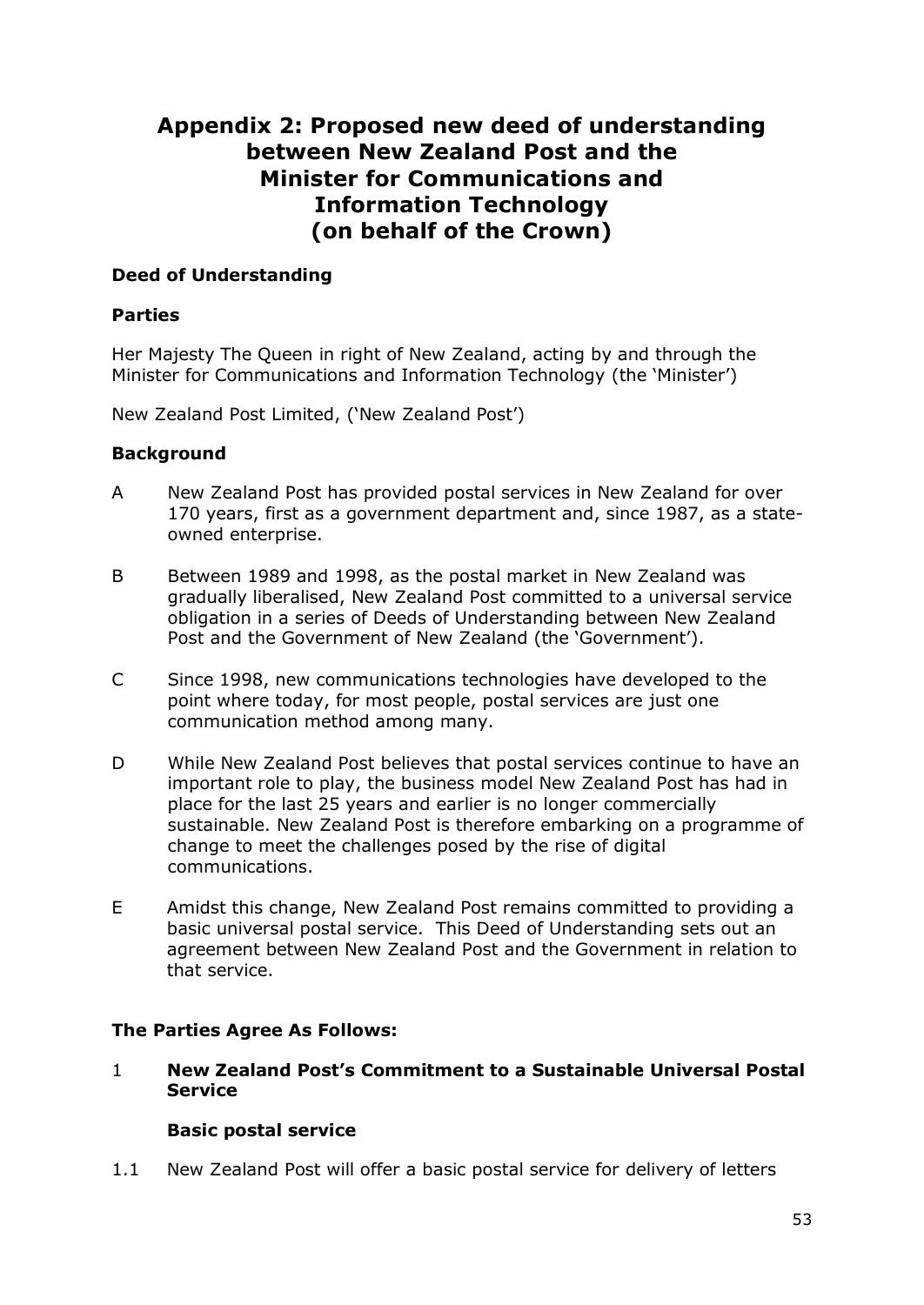# Appendix 2: Proposed new deed of understanding between New Zealand Post and the Minister for Communications and Information Technology (on behalf of the Crown)

**Deed of Understanding**

**Parties**

Her Majesty The Queen in right of New Zealand, acting by and through the Minister for Communications and Information Technology (the 'Minister')

New Zealand Post Limited, ('New Zealand Post')

**Background**

A New Zealand Post has provided postal services in New Zealand for over 170 years, first as a government department and, since 1987, as a state-owned enterprise.

B Between 1989 and 1998, as the postal market in New Zealand was gradually liberalised, New Zealand Post committed to a universal service obligation in a series of Deeds of Understanding between New Zealand Post and the Government of New Zealand (the 'Government').

C Since 1998, new communications technologies have developed to the point where today, for most people, postal services are just one communication method among many.

D While New Zealand Post believes that postal services continue to have an important role to play, the business model New Zealand Post has had in place for the last 25 years and earlier is no longer commercially sustainable. New Zealand Post is therefore embarking on a programme of change to meet the challenges posed by the rise of digital communications.

E Amidst this change, New Zealand Post remains committed to providing a basic universal postal service. This Deed of Understanding sets out an agreement between New Zealand Post and the Government in relation to that service.

**The Parties Agree As Follows:**

1 **New Zealand Post's Commitment to a Sustainable Universal Postal Service**

**Basic postal service**

1.1 New Zealand Post will offer a basic postal service for delivery of letters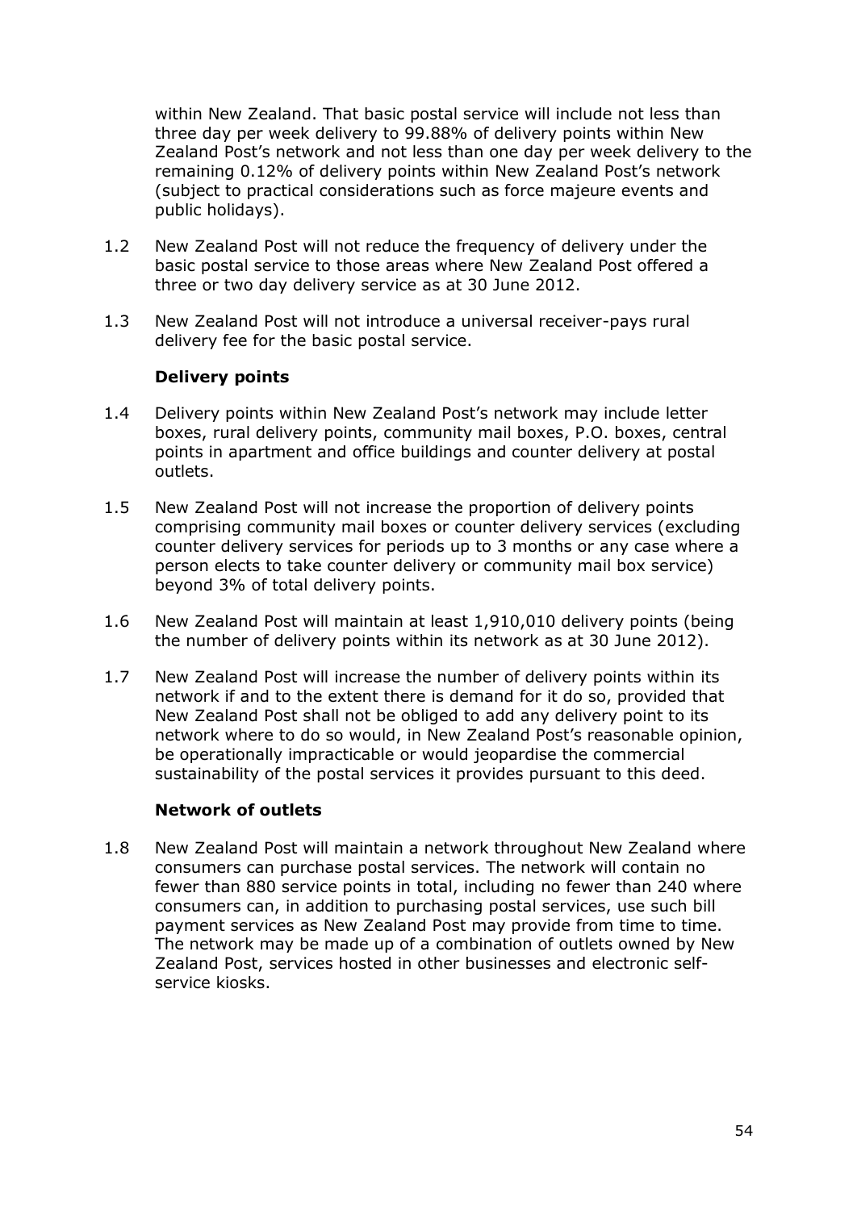within New Zealand. That basic postal service will include not less than three day per week delivery to 99.88% of delivery points within New Zealand Post's network and not less than one day per week delivery to the remaining 0.12% of delivery points within New Zealand Post's network (subject to practical considerations such as force majeure events and public holidays).

1.2 New Zealand Post will not reduce the frequency of delivery under the basic postal service to those areas where New Zealand Post offered a three or two day delivery service as at 30 June 2012.

1.3 New Zealand Post will not introduce a universal receiver-pays rural delivery fee for the basic postal service.

**Delivery points**

1.4 Delivery points within New Zealand Post's network may include letter boxes, rural delivery points, community mail boxes, P.O. boxes, central points in apartment and office buildings and counter delivery at postal outlets.

1.5 New Zealand Post will not increase the proportion of delivery points comprising community mail boxes or counter delivery services (excluding counter delivery services for periods up to 3 months or any case where a person elects to take counter delivery or community mail box service) beyond 3% of total delivery points.

1.6 New Zealand Post will maintain at least 1,910,010 delivery points (being the number of delivery points within its network as at 30 June 2012).

1.7 New Zealand Post will increase the number of delivery points within its network if and to the extent there is demand for it do so, provided that New Zealand Post shall not be obliged to add any delivery point to its network where to do so would, in New Zealand Post's reasonable opinion, be operationally impracticable or would jeopardise the commercial sustainability of the postal services it provides pursuant to this deed.

**Network of outlets**

1.8 New Zealand Post will maintain a network throughout New Zealand where consumers can purchase postal services. The network will contain no fewer than 880 service points in total, including no fewer than 240 where consumers can, in addition to purchasing postal services, use such bill payment services as New Zealand Post may provide from time to time. The network may be made up of a combination of outlets owned by New Zealand Post, services hosted in other businesses and electronic self-service kiosks.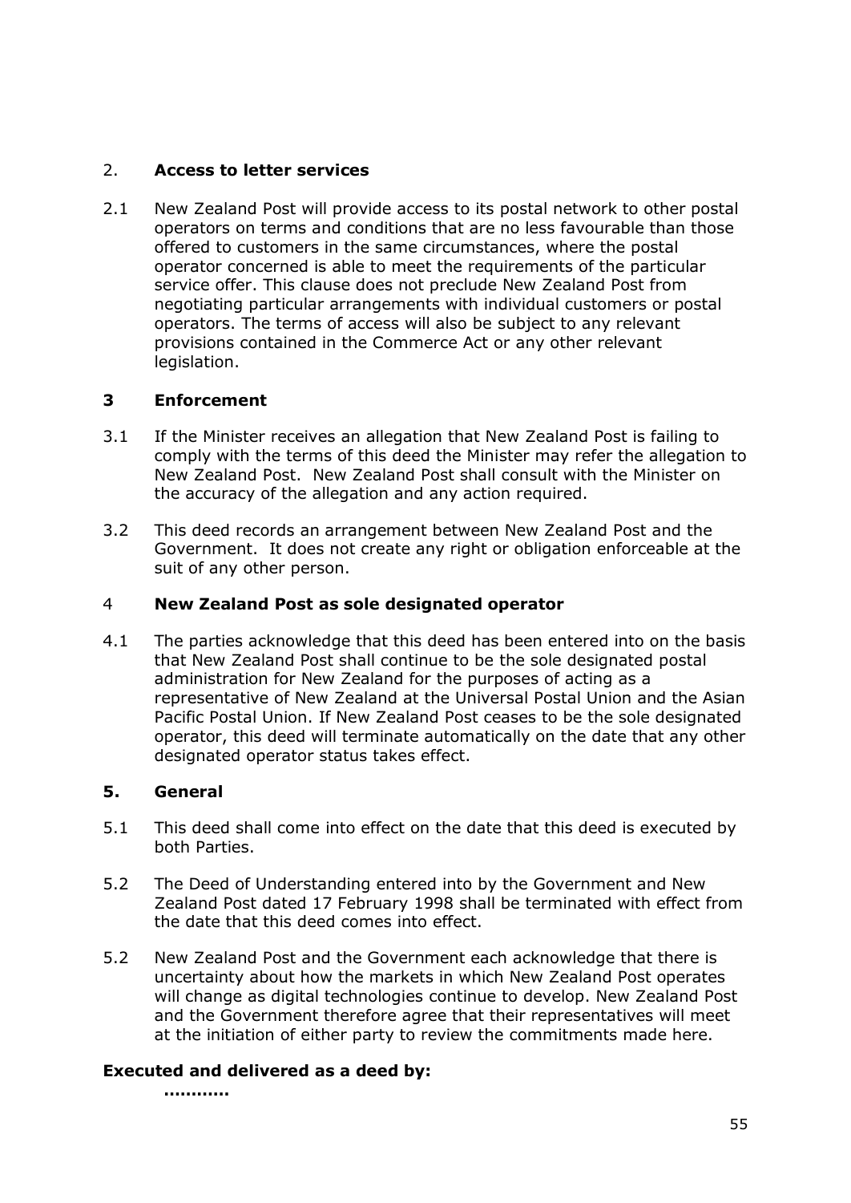## 2. **Access to letter services**

2.1 New Zealand Post will provide access to its postal network to other postal operators on terms and conditions that are no less favourable than those offered to customers in the same circumstances, where the postal operator concerned is able to meet the requirements of the particular service offer. This clause does not preclude New Zealand Post from negotiating particular arrangements with individual customers or postal operators. The terms of access will also be subject to any relevant provisions contained in the Commerce Act or any other relevant legislation.

## **3 Enforcement**

3.1 If the Minister receives an allegation that New Zealand Post is failing to comply with the terms of this deed the Minister may refer the allegation to New Zealand Post. New Zealand Post shall consult with the Minister on the accuracy of the allegation and any action required.

3.2 This deed records an arrangement between New Zealand Post and the Government. It does not create any right or obligation enforceable at the suit of any other person.

## 4 **New Zealand Post as sole designated operator**

4.1 The parties acknowledge that this deed has been entered into on the basis that New Zealand Post shall continue to be the sole designated postal administration for New Zealand for the purposes of acting as a representative of New Zealand at the Universal Postal Union and the Asian Pacific Postal Union. If New Zealand Post ceases to be the sole designated operator, this deed will terminate automatically on the date that any other designated operator status takes effect.

## **5. General**

5.1 This deed shall come into effect on the date that this deed is executed by both Parties.

5.2 The Deed of Understanding entered into by the Government and New Zealand Post dated 17 February 1998 shall be terminated with effect from the date that this deed comes into effect.

5.2 New Zealand Post and the Government each acknowledge that there is uncertainty about how the markets in which New Zealand Post operates will change as digital technologies continue to develop. New Zealand Post and the Government therefore agree that their representatives will meet at the initiation of either party to review the commitments made here.

**Executed and delivered as a deed by:**

**…………**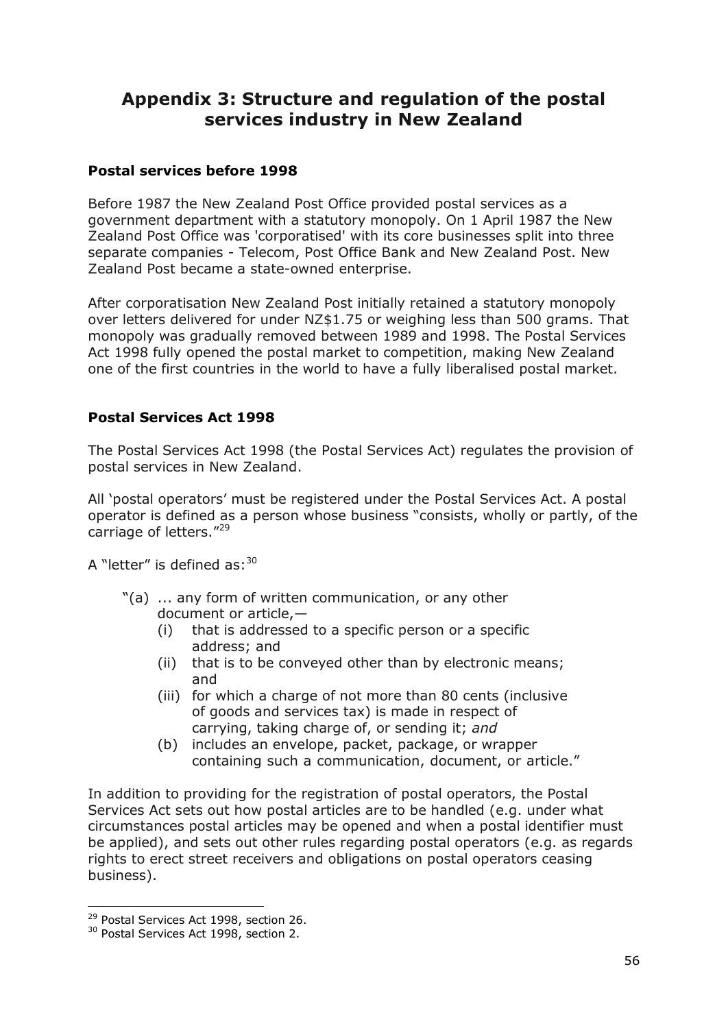# Appendix 3: Structure and regulation of the postal services industry in New Zealand

### Postal services before 1998

Before 1987 the New Zealand Post Office provided postal services as a government department with a statutory monopoly. On 1 April 1987 the New Zealand Post Office was 'corporatised' with its core businesses split into three separate companies - Telecom, Post Office Bank and New Zealand Post. New Zealand Post became a state-owned enterprise.

After corporatisation New Zealand Post initially retained a statutory monopoly over letters delivered for under NZ$1.75 or weighing less than 500 grams. That monopoly was gradually removed between 1989 and 1998. The Postal Services Act 1998 fully opened the postal market to competition, making New Zealand one of the first countries in the world to have a fully liberalised postal market.

### Postal Services Act 1998

The Postal Services Act 1998 (the Postal Services Act) regulates the provision of postal services in New Zealand.

All 'postal operators' must be registered under the Postal Services Act. A postal operator is defined as a person whose business "consists, wholly or partly, of the carriage of letters."[29]

A "letter" is defined as:[30]

> "(a) ... any form of written communication, or any other document or article,—
> (i) that is addressed to a specific person or a specific address; and
> (ii) that is to be conveyed other than by electronic means; and
> (iii) for which a charge of not more than 80 cents (inclusive of goods and services tax) is made in respect of carrying, taking charge of, or sending it; *and*
> (b) includes an envelope, packet, package, or wrapper containing such a communication, document, or article."

In addition to providing for the registration of postal operators, the Postal Services Act sets out how postal articles are to be handled (e.g. under what circumstances postal articles may be opened and when a postal identifier must be applied), and sets out other rules regarding postal operators (e.g. as regards rights to erect street receivers and obligations on postal operators ceasing business).

---

[29] Postal Services Act 1998, section 26.

[30] Postal Services Act 1998, section 2.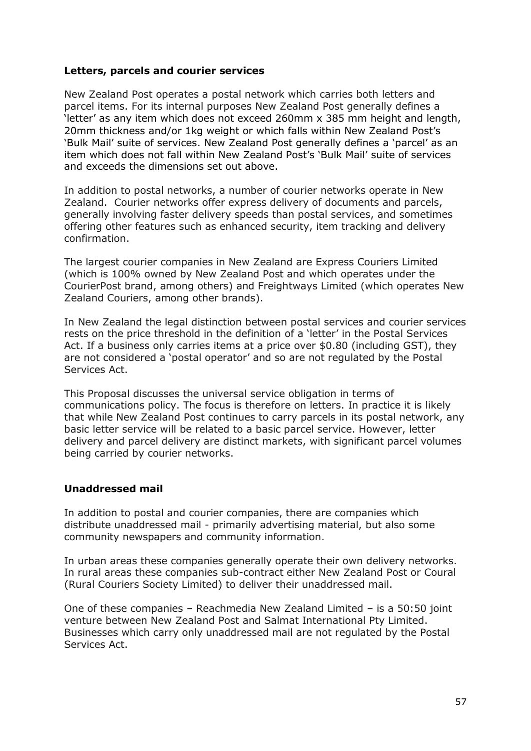**Letters, parcels and courier services**

New Zealand Post operates a postal network which carries both letters and parcel items. For its internal purposes New Zealand Post generally defines a 'letter' as any item which does not exceed 260mm x 385 mm height and length, 20mm thickness and/or 1kg weight or which falls within New Zealand Post's 'Bulk Mail' suite of services. New Zealand Post generally defines a 'parcel' as an item which does not fall within New Zealand Post's 'Bulk Mail' suite of services and exceeds the dimensions set out above.

In addition to postal networks, a number of courier networks operate in New Zealand. Courier networks offer express delivery of documents and parcels, generally involving faster delivery speeds than postal services, and sometimes offering other features such as enhanced security, item tracking and delivery confirmation.

The largest courier companies in New Zealand are Express Couriers Limited (which is 100% owned by New Zealand Post and which operates under the CourierPost brand, among others) and Freightways Limited (which operates New Zealand Couriers, among other brands).

In New Zealand the legal distinction between postal services and courier services rests on the price threshold in the definition of a 'letter' in the Postal Services Act. If a business only carries items at a price over $0.80 (including GST), they are not considered a 'postal operator' and so are not regulated by the Postal Services Act.

This Proposal discusses the universal service obligation in terms of communications policy. The focus is therefore on letters. In practice it is likely that while New Zealand Post continues to carry parcels in its postal network, any basic letter service will be related to a basic parcel service. However, letter delivery and parcel delivery are distinct markets, with significant parcel volumes being carried by courier networks.

**Unaddressed mail**

In addition to postal and courier companies, there are companies which distribute unaddressed mail - primarily advertising material, but also some community newspapers and community information.

In urban areas these companies generally operate their own delivery networks. In rural areas these companies sub-contract either New Zealand Post or Coural (Rural Couriers Society Limited) to deliver their unaddressed mail.

One of these companies – Reachmedia New Zealand Limited – is a 50:50 joint venture between New Zealand Post and Salmat International Pty Limited. Businesses which carry only unaddressed mail are not regulated by the Postal Services Act.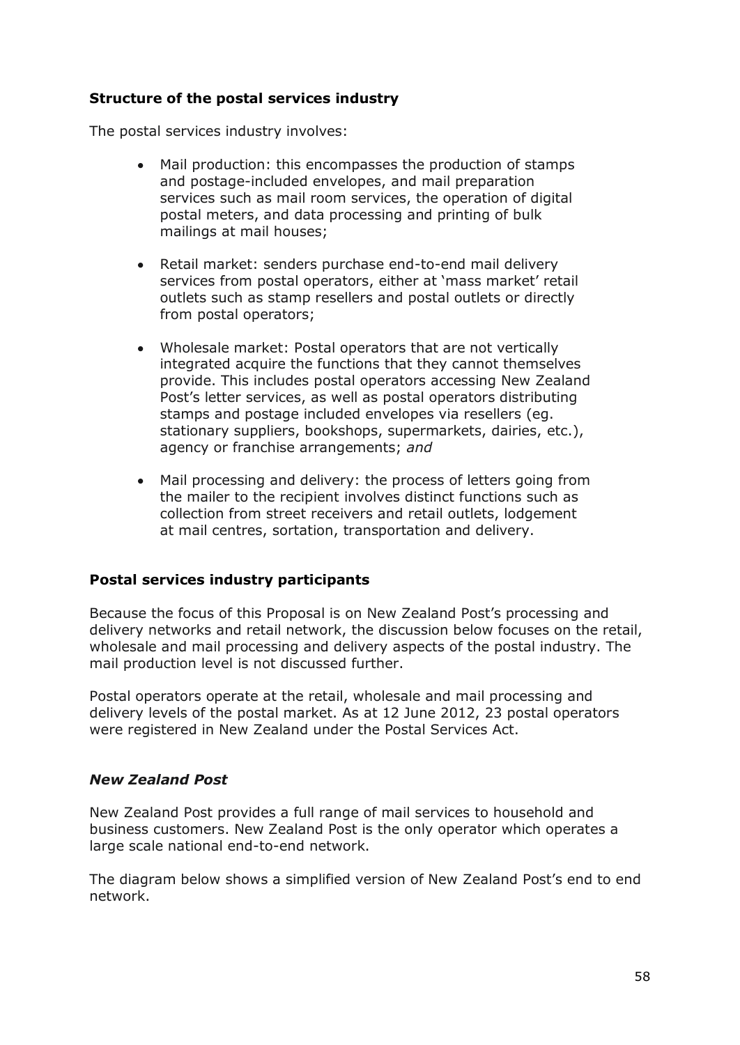**Structure of the postal services industry**

The postal services industry involves:

- Mail production: this encompasses the production of stamps and postage-included envelopes, and mail preparation services such as mail room services, the operation of digital postal meters, and data processing and printing of bulk mailings at mail houses;

- Retail market: senders purchase end-to-end mail delivery services from postal operators, either at 'mass market' retail outlets such as stamp resellers and postal outlets or directly from postal operators;

- Wholesale market: Postal operators that are not vertically integrated acquire the functions that they cannot themselves provide. This includes postal operators accessing New Zealand Post's letter services, as well as postal operators distributing stamps and postage included envelopes via resellers (eg. stationary suppliers, bookshops, supermarkets, dairies, etc.), agency or franchise arrangements; *and*

- Mail processing and delivery: the process of letters going from the mailer to the recipient involves distinct functions such as collection from street receivers and retail outlets, lodgement at mail centres, sortation, transportation and delivery.

**Postal services industry participants**

Because the focus of this Proposal is on New Zealand Post's processing and delivery networks and retail network, the discussion below focuses on the retail, wholesale and mail processing and delivery aspects of the postal industry. The mail production level is not discussed further.

Postal operators operate at the retail, wholesale and mail processing and delivery levels of the postal market. As at 12 June 2012, 23 postal operators were registered in New Zealand under the Postal Services Act.

***New Zealand Post***

New Zealand Post provides a full range of mail services to household and business customers. New Zealand Post is the only operator which operates a large scale national end-to-end network.

The diagram below shows a simplified version of New Zealand Post's end to end network.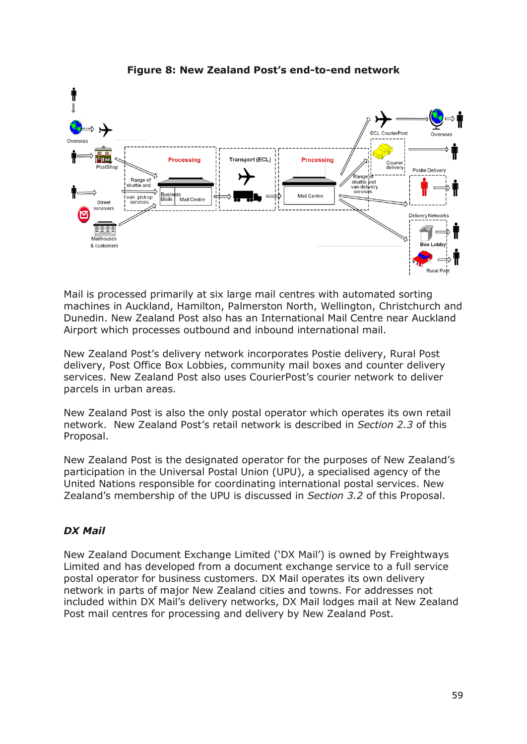**Figure 8: New Zealand Post's end-to-end network**

Mail is processed primarily at six large mail centres with automated sorting machines in Auckland, Hamilton, Palmerston North, Wellington, Christchurch and Dunedin. New Zealand Post also has an International Mail Centre near Auckland Airport which processes outbound and inbound international mail.

New Zealand Post's delivery network incorporates Postie delivery, Rural Post delivery, Post Office Box Lobbies, community mail boxes and counter delivery services. New Zealand Post also uses CourierPost's courier network to deliver parcels in urban areas.

New Zealand Post is also the only postal operator which operates its own retail network. New Zealand Post's retail network is described in *Section 2.3* of this Proposal.

New Zealand Post is the designated operator for the purposes of New Zealand's participation in the Universal Postal Union (UPU), a specialised agency of the United Nations responsible for coordinating international postal services. New Zealand's membership of the UPU is discussed in *Section 3.2* of this Proposal.

### *DX Mail*

New Zealand Document Exchange Limited ('DX Mail') is owned by Freightways Limited and has developed from a document exchange service to a full service postal operator for business customers. DX Mail operates its own delivery network in parts of major New Zealand cities and towns. For addresses not included within DX Mail's delivery networks, DX Mail lodges mail at New Zealand Post mail centres for processing and delivery by New Zealand Post.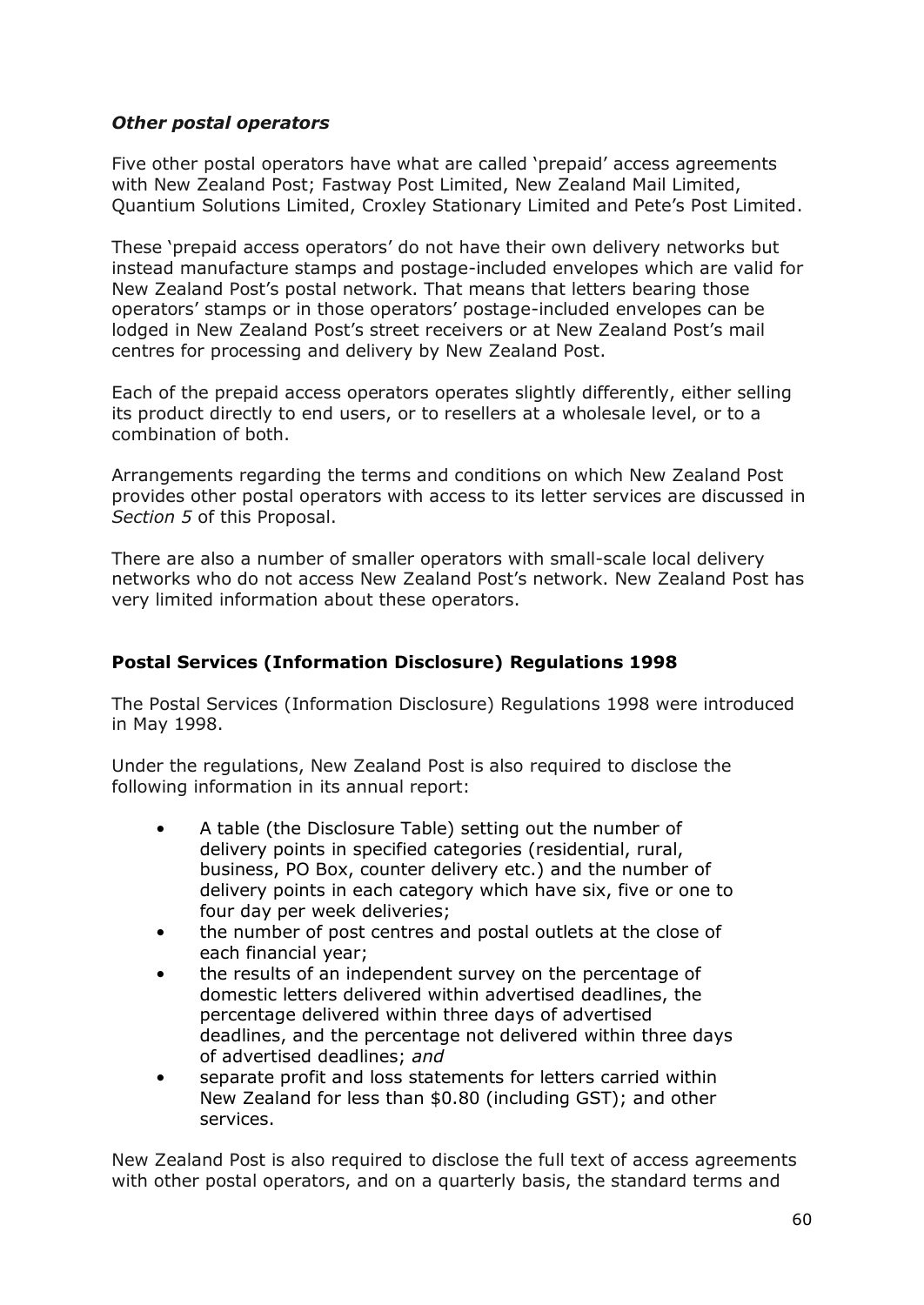### *Other postal operators*

Five other postal operators have what are called 'prepaid' access agreements with New Zealand Post; Fastway Post Limited, New Zealand Mail Limited, Quantium Solutions Limited, Croxley Stationary Limited and Pete's Post Limited.

These 'prepaid access operators' do not have their own delivery networks but instead manufacture stamps and postage-included envelopes which are valid for New Zealand Post's postal network. That means that letters bearing those operators' stamps or in those operators' postage-included envelopes can be lodged in New Zealand Post's street receivers or at New Zealand Post's mail centres for processing and delivery by New Zealand Post.

Each of the prepaid access operators operates slightly differently, either selling its product directly to end users, or to resellers at a wholesale level, or to a combination of both.

Arrangements regarding the terms and conditions on which New Zealand Post provides other postal operators with access to its letter services are discussed in *Section 5* of this Proposal.

There are also a number of smaller operators with small-scale local delivery networks who do not access New Zealand Post's network. New Zealand Post has very limited information about these operators.

## **Postal Services (Information Disclosure) Regulations 1998**

The Postal Services (Information Disclosure) Regulations 1998 were introduced in May 1998.

Under the regulations, New Zealand Post is also required to disclose the following information in its annual report:

- A table (the Disclosure Table) setting out the number of delivery points in specified categories (residential, rural, business, PO Box, counter delivery etc.) and the number of delivery points in each category which have six, five or one to four day per week deliveries;
- the number of post centres and postal outlets at the close of each financial year;
- the results of an independent survey on the percentage of domestic letters delivered within advertised deadlines, the percentage delivered within three days of advertised deadlines, and the percentage not delivered within three days of advertised deadlines; *and*
- separate profit and loss statements for letters carried within New Zealand for less than $0.80 (including GST); and other services.

New Zealand Post is also required to disclose the full text of access agreements with other postal operators, and on a quarterly basis, the standard terms and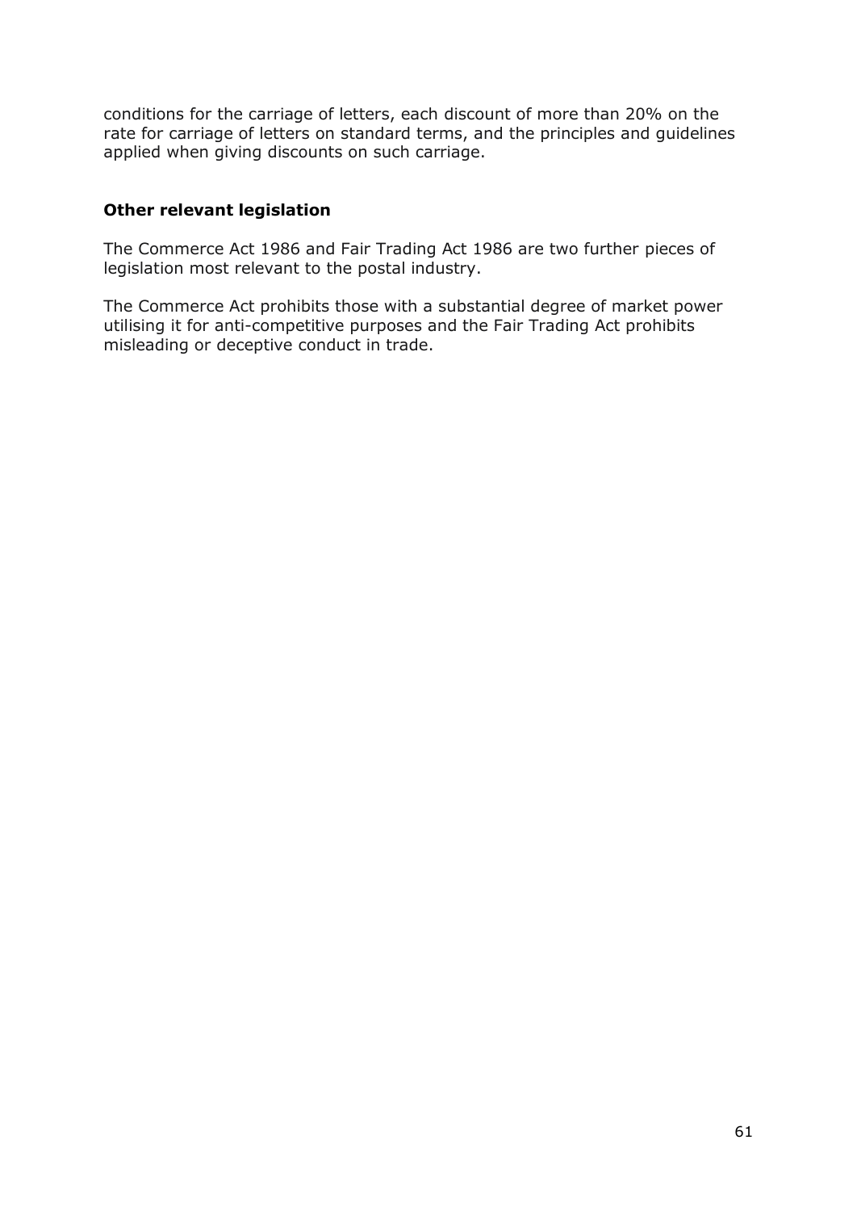conditions for the carriage of letters, each discount of more than 20% on the rate for carriage of letters on standard terms, and the principles and guidelines applied when giving discounts on such carriage.

### Other relevant legislation

The Commerce Act 1986 and Fair Trading Act 1986 are two further pieces of legislation most relevant to the postal industry.

The Commerce Act prohibits those with a substantial degree of market power utilising it for anti-competitive purposes and the Fair Trading Act prohibits misleading or deceptive conduct in trade.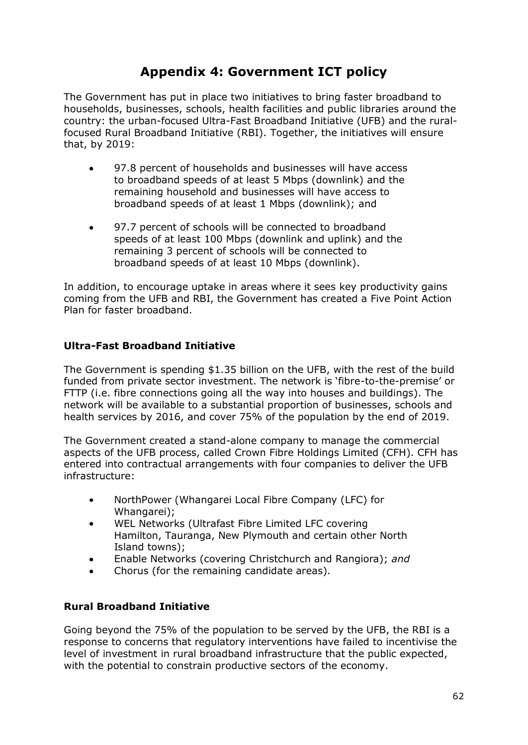# Appendix 4: Government ICT policy

The Government has put in place two initiatives to bring faster broadband to households, businesses, schools, health facilities and public libraries around the country: the urban-focused Ultra-Fast Broadband Initiative (UFB) and the rural-focused Rural Broadband Initiative (RBI). Together, the initiatives will ensure that, by 2019:

- 97.8 percent of households and businesses will have access to broadband speeds of at least 5 Mbps (downlink) and the remaining household and businesses will have access to broadband speeds of at least 1 Mbps (downlink); and
- 97.7 percent of schools will be connected to broadband speeds of at least 100 Mbps (downlink and uplink) and the remaining 3 percent of schools will be connected to broadband speeds of at least 10 Mbps (downlink).

In addition, to encourage uptake in areas where it sees key productivity gains coming from the UFB and RBI, the Government has created a Five Point Action Plan for faster broadband.

### Ultra-Fast Broadband Initiative

The Government is spending $1.35 billion on the UFB, with the rest of the build funded from private sector investment. The network is 'fibre-to-the-premise' or FTTP (i.e. fibre connections going all the way into houses and buildings). The network will be available to a substantial proportion of businesses, schools and health services by 2016, and cover 75% of the population by the end of 2019.

The Government created a stand-alone company to manage the commercial aspects of the UFB process, called Crown Fibre Holdings Limited (CFH). CFH has entered into contractual arrangements with four companies to deliver the UFB infrastructure:

- NorthPower (Whangarei Local Fibre Company (LFC) for Whangarei);
- WEL Networks (Ultrafast Fibre Limited LFC covering Hamilton, Tauranga, New Plymouth and certain other North Island towns);
- Enable Networks (covering Christchurch and Rangiora); *and*
- Chorus (for the remaining candidate areas).

### Rural Broadband Initiative

Going beyond the 75% of the population to be served by the UFB, the RBI is a response to concerns that regulatory interventions have failed to incentivise the level of investment in rural broadband infrastructure that the public expected, with the potential to constrain productive sectors of the economy.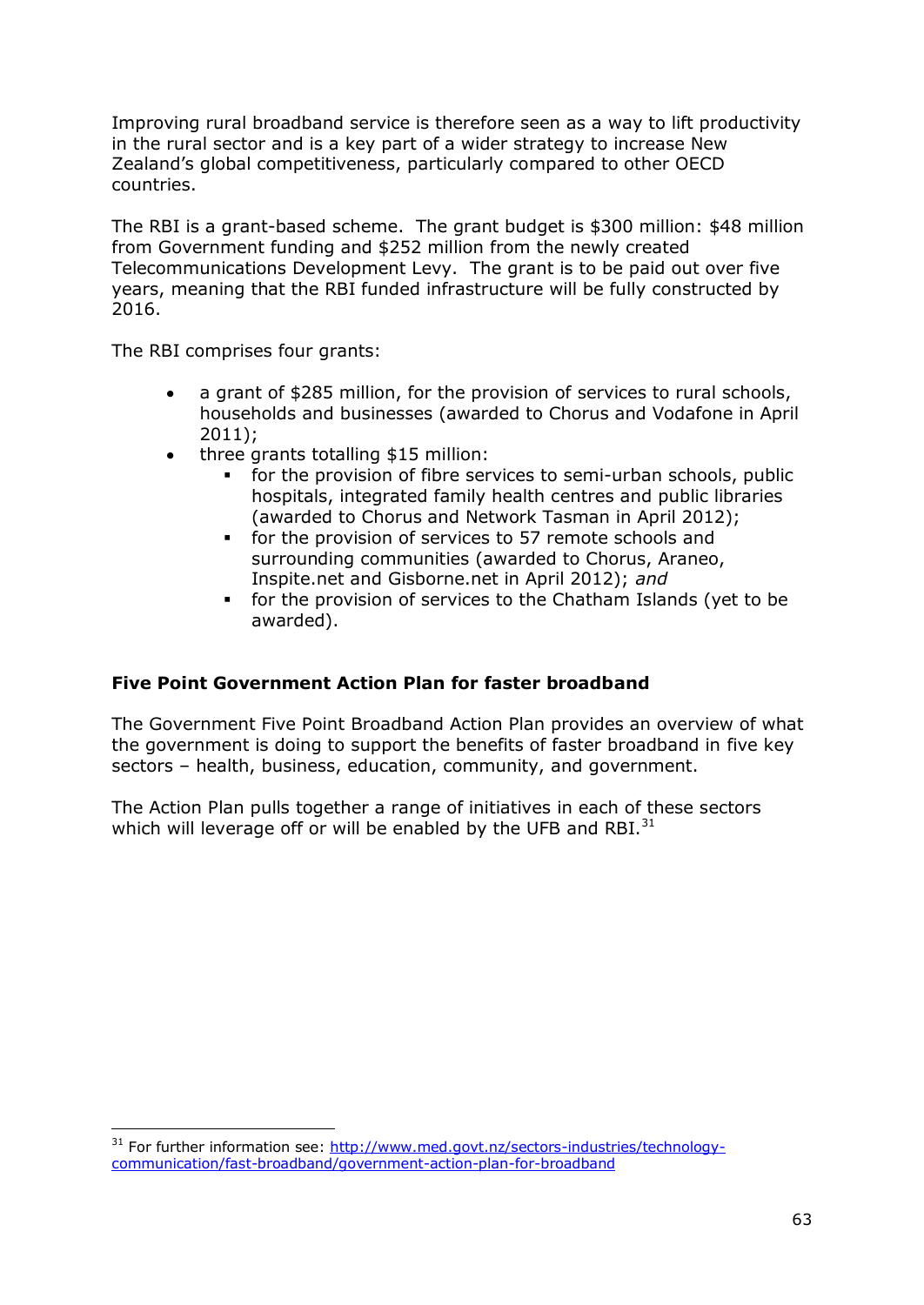Improving rural broadband service is therefore seen as a way to lift productivity in the rural sector and is a key part of a wider strategy to increase New Zealand's global competitiveness, particularly compared to other OECD countries.

The RBI is a grant-based scheme. The grant budget is $300 million: $48 million from Government funding and $252 million from the newly created Telecommunications Development Levy. The grant is to be paid out over five years, meaning that the RBI funded infrastructure will be fully constructed by 2016.

The RBI comprises four grants:

- a grant of $285 million, for the provision of services to rural schools, households and businesses (awarded to Chorus and Vodafone in April 2011);
- three grants totalling $15 million:
  - for the provision of fibre services to semi-urban schools, public hospitals, integrated family health centres and public libraries (awarded to Chorus and Network Tasman in April 2012);
  - for the provision of services to 57 remote schools and surrounding communities (awarded to Chorus, Araneo, Inspite.net and Gisborne.net in April 2012); *and*
  - for the provision of services to the Chatham Islands (yet to be awarded).

**Five Point Government Action Plan for faster broadband**

The Government Five Point Broadband Action Plan provides an overview of what the government is doing to support the benefits of faster broadband in five key sectors – health, business, education, community, and government.

The Action Plan pulls together a range of initiatives in each of these sectors which will leverage off or will be enabled by the UFB and RBI.[31]

---

[31] For further information see: http://www.med.govt.nz/sectors-industries/technology-communication/fast-broadband/government-action-plan-for-broadband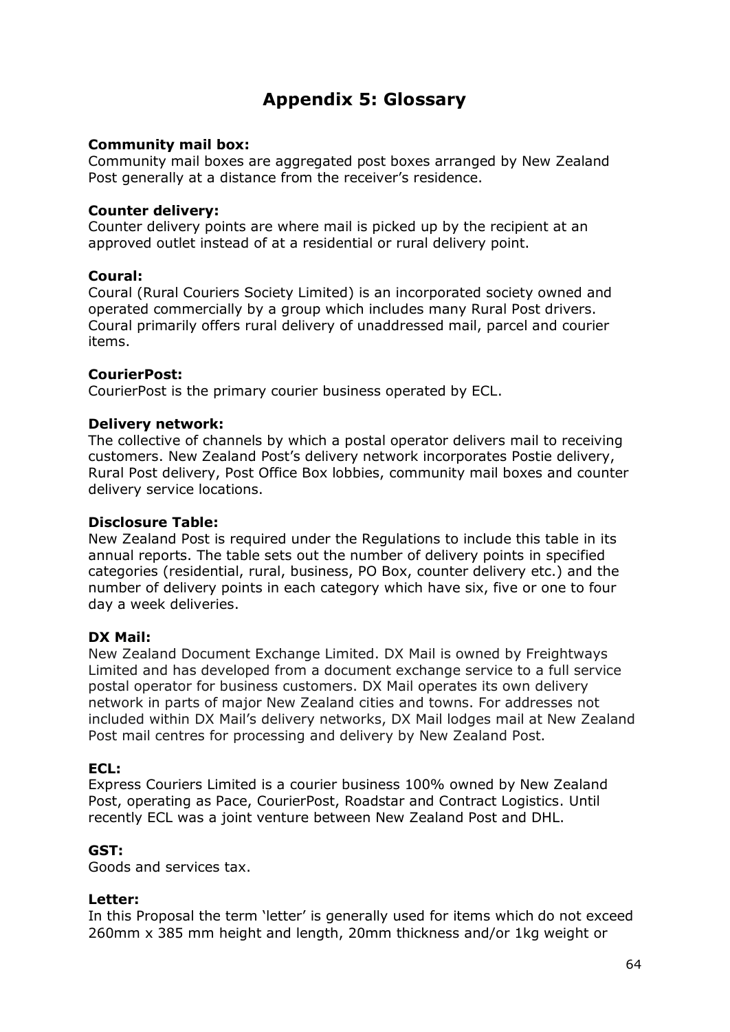# Appendix 5: Glossary

**Community mail box:**
Community mail boxes are aggregated post boxes arranged by New Zealand Post generally at a distance from the receiver's residence.

**Counter delivery:**
Counter delivery points are where mail is picked up by the recipient at an approved outlet instead of at a residential or rural delivery point.

**Coural:**
Coural (Rural Couriers Society Limited) is an incorporated society owned and operated commercially by a group which includes many Rural Post drivers. Coural primarily offers rural delivery of unaddressed mail, parcel and courier items.

**CourierPost:**
CourierPost is the primary courier business operated by ECL.

**Delivery network:**
The collective of channels by which a postal operator delivers mail to receiving customers. New Zealand Post's delivery network incorporates Postie delivery, Rural Post delivery, Post Office Box lobbies, community mail boxes and counter delivery service locations.

**Disclosure Table:**
New Zealand Post is required under the Regulations to include this table in its annual reports. The table sets out the number of delivery points in specified categories (residential, rural, business, PO Box, counter delivery etc.) and the number of delivery points in each category which have six, five or one to four day a week deliveries.

**DX Mail:**
New Zealand Document Exchange Limited. DX Mail is owned by Freightways Limited and has developed from a document exchange service to a full service postal operator for business customers. DX Mail operates its own delivery network in parts of major New Zealand cities and towns. For addresses not included within DX Mail's delivery networks, DX Mail lodges mail at New Zealand Post mail centres for processing and delivery by New Zealand Post.

**ECL:**
Express Couriers Limited is a courier business 100% owned by New Zealand Post, operating as Pace, CourierPost, Roadstar and Contract Logistics. Until recently ECL was a joint venture between New Zealand Post and DHL.

**GST:**
Goods and services tax.

**Letter:**
In this Proposal the term 'letter' is generally used for items which do not exceed 260mm x 385 mm height and length, 20mm thickness and/or 1kg weight or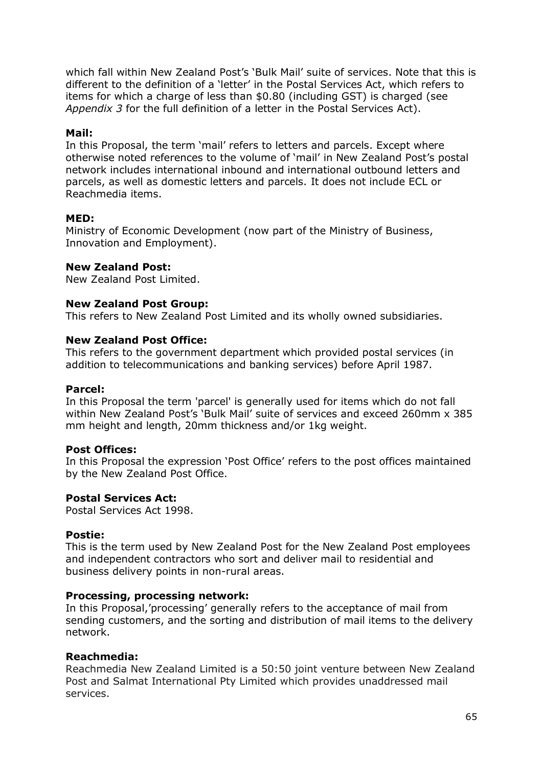which fall within New Zealand Post's 'Bulk Mail' suite of services. Note that this is different to the definition of a 'letter' in the Postal Services Act, which refers to items for which a charge of less than $0.80 (including GST) is charged (see *Appendix 3* for the full definition of a letter in the Postal Services Act).

**Mail:**
In this Proposal, the term 'mail' refers to letters and parcels. Except where otherwise noted references to the volume of 'mail' in New Zealand Post's postal network includes international inbound and international outbound letters and parcels, as well as domestic letters and parcels. It does not include ECL or Reachmedia items.

**MED:**
Ministry of Economic Development (now part of the Ministry of Business, Innovation and Employment).

**New Zealand Post:**
New Zealand Post Limited.

**New Zealand Post Group:**
This refers to New Zealand Post Limited and its wholly owned subsidiaries.

**New Zealand Post Office:**
This refers to the government department which provided postal services (in addition to telecommunications and banking services) before April 1987.

**Parcel:**
In this Proposal the term 'parcel' is generally used for items which do not fall within New Zealand Post's 'Bulk Mail' suite of services and exceed 260mm x 385 mm height and length, 20mm thickness and/or 1kg weight.

**Post Offices:**
In this Proposal the expression 'Post Office' refers to the post offices maintained by the New Zealand Post Office.

**Postal Services Act:**
Postal Services Act 1998.

**Postie:**
This is the term used by New Zealand Post for the New Zealand Post employees and independent contractors who sort and deliver mail to residential and business delivery points in non-rural areas.

**Processing, processing network:**
In this Proposal,'processing' generally refers to the acceptance of mail from sending customers, and the sorting and distribution of mail items to the delivery network.

**Reachmedia:**
Reachmedia New Zealand Limited is a 50:50 joint venture between New Zealand Post and Salmat International Pty Limited which provides unaddressed mail services.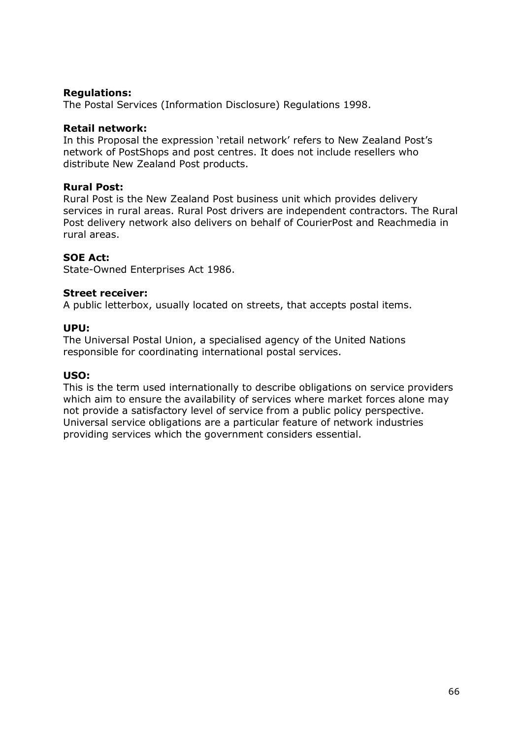**Regulations:**
The Postal Services (Information Disclosure) Regulations 1998.

**Retail network:**
In this Proposal the expression 'retail network' refers to New Zealand Post's network of PostShops and post centres. It does not include resellers who distribute New Zealand Post products.

**Rural Post:**
Rural Post is the New Zealand Post business unit which provides delivery services in rural areas. Rural Post drivers are independent contractors. The Rural Post delivery network also delivers on behalf of CourierPost and Reachmedia in rural areas.

**SOE Act:**
State-Owned Enterprises Act 1986.

**Street receiver:**
A public letterbox, usually located on streets, that accepts postal items.

**UPU:**
The Universal Postal Union, a specialised agency of the United Nations responsible for coordinating international postal services.

**USO:**
This is the term used internationally to describe obligations on service providers which aim to ensure the availability of services where market forces alone may not provide a satisfactory level of service from a public policy perspective. Universal service obligations are a particular feature of network industries providing services which the government considers essential.